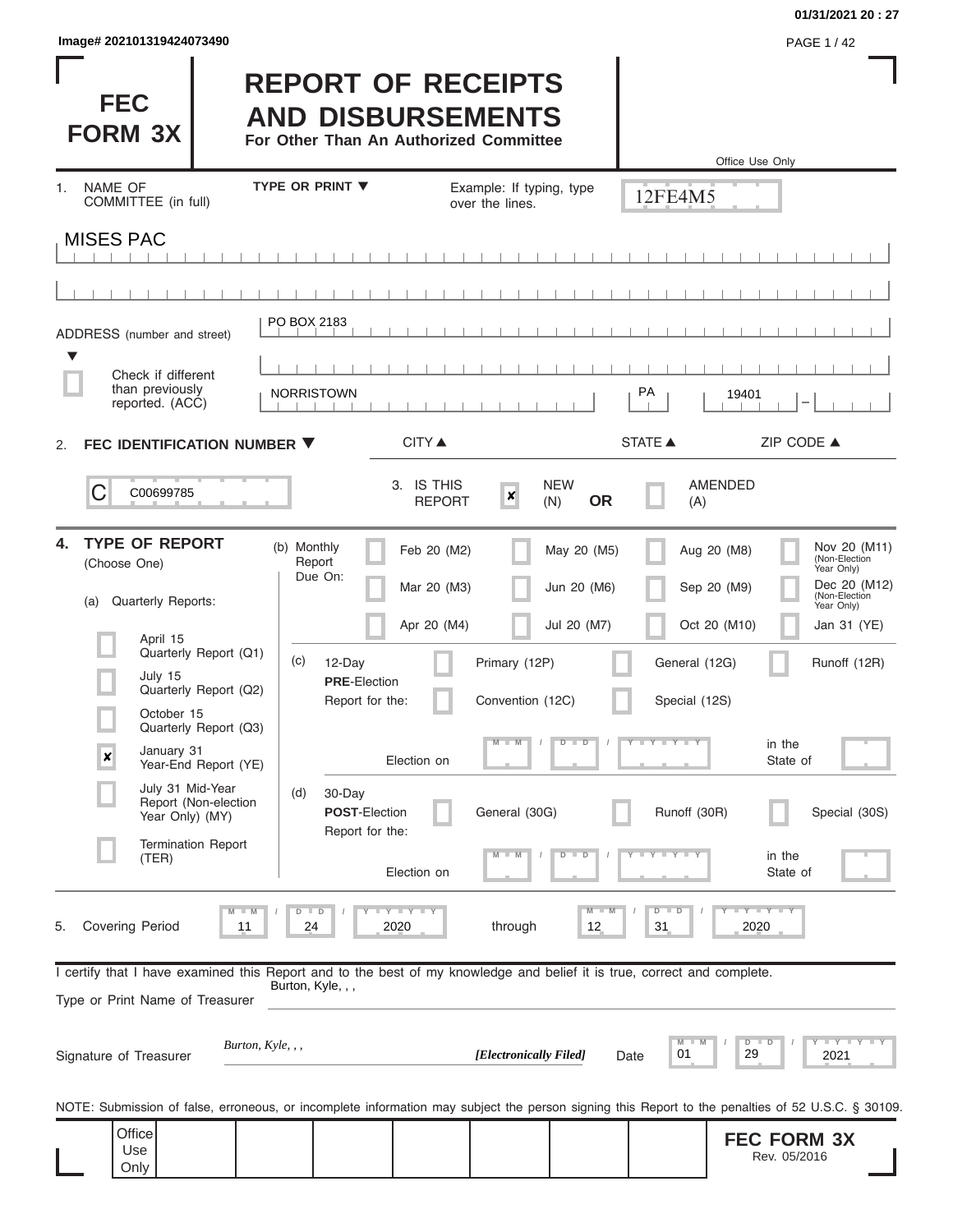Image# 202101319424073490

01/31/2021 20 : 27

# FEC FORM 3X

# REPORT OF RECEIPTS AND DISBURSEMENTS

**For Other Than An Authorized Committee**

Office Use Only

12FE4M5

1. NAME OF COMMITTEE (in full) — TYPE OR PRINT ▼ — Example: If typing, type over the lines.

MISES PAC

ADDRESS (number and street): PO BOX 2183

☐ Check if different than previously reported. (ACC)

| CITY ▲ | STATE ▲ | ZIP CODE ▲ |
|---|---|---|
| NORRISTOWN | PA | 19401 |

2. **FEC IDENTIFICATION NUMBER ▼**

C00699785

3. IS THIS REPORT ☒ NEW (N) **OR** ☐ AMENDED (A)

4. **TYPE OF REPORT** (Choose One)

(a) Quarterly Reports:

- ☐ April 15 Quarterly Report (Q1)
- ☐ July 15 Quarterly Report (Q2)
- ☐ October 15 Quarterly Report (Q3)
- ☒ January 31 Year-End Report (YE)
- ☐ July 31 Mid-Year Report (Non-election Year Only) (MY)
- ☐ Termination Report (TER)

(b) Monthly Report Due On:

| | | | |
|---|---|---|---|
| ☐ Feb 20 (M2) | ☐ May 20 (M5) | ☐ Aug 20 (M8) | ☐ Nov 20 (M11) (Non-Election Year Only) |
| ☐ Mar 20 (M3) | ☐ Jun 20 (M6) | ☐ Sep 20 (M9) | ☐ Dec 20 (M12) (Non-Election Year Only) |
| ☐ Apr 20 (M4) | ☐ Jul 20 (M7) | ☐ Oct 20 (M10) | ☐ Jan 31 (YE) |

(c) 12-Day **PRE**-Election Report for the:

☐ Primary (12P) ☐ General (12G) ☐ Runoff (12R)

☐ Convention (12C) ☐ Special (12S)

Election on MM / DD / YYYY in the State of

(d) 30-Day **POST**-Election Report for the:

☐ General (30G) ☐ Runoff (30R) ☐ Special (30S)

Election on MM / DD / YYYY in the State of

5. Covering Period 11 / 24 / 2020 through 12 / 31 / 2020

I certify that I have examined this Report and to the best of my knowledge and belief it is true, correct and complete.

Type or Print Name of Treasurer: Burton, Kyle, , ,

Signature of Treasurer: *Burton, Kyle, , ,* *[Electronically Filed]* Date 01 / 29 / 2021

NOTE: Submission of false, erroneous, or incomplete information may subject the person signing this Report to the penalties of 52 U.S.C. § 30109.

Office Use Only

**FEC FORM 3X**
Rev. 05/2016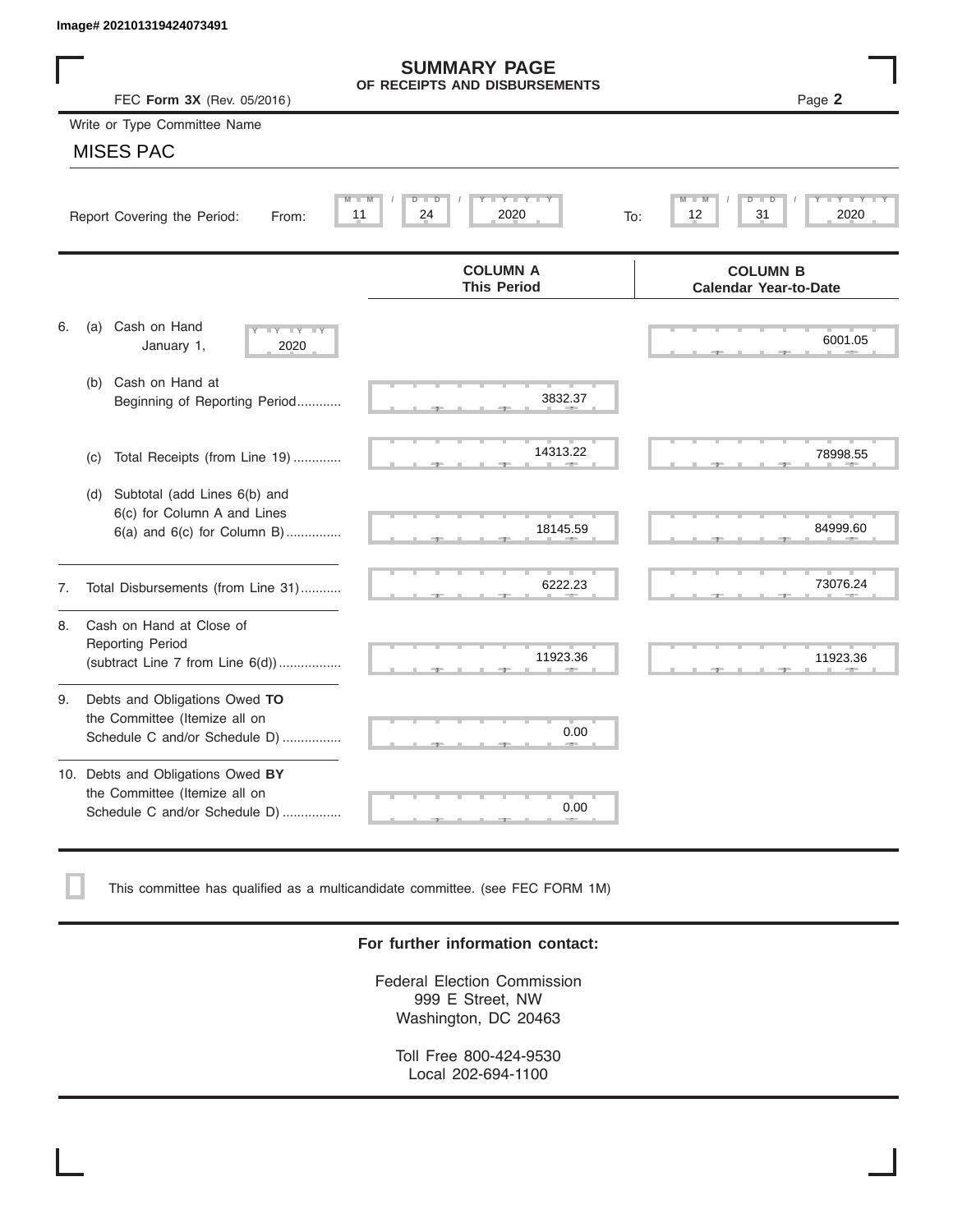Image# 202101319424073491

# SUMMARY PAGE
## OF RECEIPTS AND DISBURSEMENTS

FEC **Form 3X** (Rev. 05/2016)

Write or Type Committee Name

MISES PAC

Report Covering the Period: From: 11 / 24 / 2020 To: 12 / 31 / 2020

| | COLUMN A This Period | COLUMN B Calendar Year-to-Date |
|---|---|---|
| 6. (a) Cash on Hand January 1, 2020 | | 6001.05 |
| (b) Cash on Hand at Beginning of Reporting Period | 3832.37 | |
| (c) Total Receipts (from Line 19) | 14313.22 | 78998.55 |
| (d) Subtotal (add Lines 6(b) and 6(c) for Column A and Lines 6(a) and 6(c) for Column B) | 18145.59 | 84999.60 |
| 7. Total Disbursements (from Line 31) | 6222.23 | 73076.24 |
| 8. Cash on Hand at Close of Reporting Period (subtract Line 7 from Line 6(d)) | 11923.36 | 11923.36 |
| 9. Debts and Obligations Owed **TO** the Committee (Itemize all on Schedule C and/or Schedule D) | 0.00 | |
| 10. Debts and Obligations Owed **BY** the Committee (Itemize all on Schedule C and/or Schedule D) | 0.00 | |

☐ This committee has qualified as a multicandidate committee. (see FEC FORM 1M)

**For further information contact:**

Federal Election Commission
999 E Street, NW
Washington, DC 20463

Toll Free 800-424-9530
Local 202-694-1100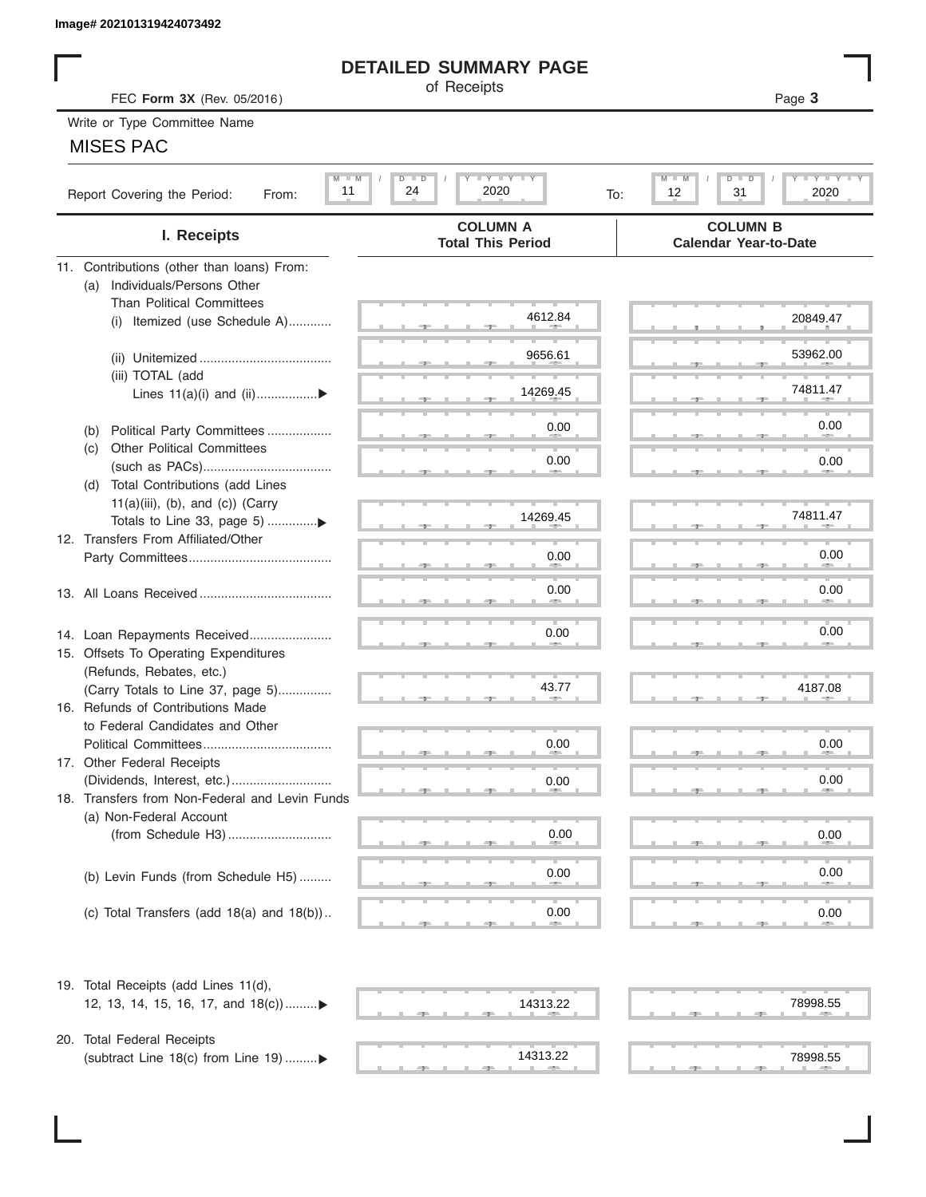Image# 202101319424073492

# DETAILED SUMMARY PAGE

of Receipts

FEC **Form 3X** (Rev. 05/2016)

Page **3**

Write or Type Committee Name

MISES PAC

Report Covering the Period: From: 11 / 24 / 2020 To: 12 / 31 / 2020

| I. Receipts | COLUMN A Total This Period | COLUMN B Calendar Year-to-Date |
|---|---|---|
| 11. Contributions (other than loans) From: | | |
| (a) Individuals/Persons Other Than Political Committees | | |
| (i) Itemized (use Schedule A) | 4612.84 | 20849.47 |
| (ii) Unitemized | 9656.61 | 53962.00 |
| (iii) TOTAL (add Lines 11(a)(i) and (ii) ▶ | 14269.45 | 74811.47 |
| (b) Political Party Committees | 0.00 | 0.00 |
| (c) Other Political Committees (such as PACs) | 0.00 | 0.00 |
| (d) Total Contributions (add Lines 11(a)(iii), (b), and (c)) (Carry Totals to Line 33, page 5) ▶ | 14269.45 | 74811.47 |
| 12. Transfers From Affiliated/Other Party Committees | 0.00 | 0.00 |
| 13. All Loans Received | 0.00 | 0.00 |
| 14. Loan Repayments Received | 0.00 | 0.00 |
| 15. Offsets To Operating Expenditures (Refunds, Rebates, etc.) (Carry Totals to Line 37, page 5) | 43.77 | 4187.08 |
| 16. Refunds of Contributions Made to Federal Candidates and Other Political Committees | 0.00 | 0.00 |
| 17. Other Federal Receipts (Dividends, Interest, etc.) | 0.00 | 0.00 |
| 18. Transfers from Non-Federal and Levin Funds | | |
| (a) Non-Federal Account (from Schedule H3) | 0.00 | 0.00 |
| (b) Levin Funds (from Schedule H5) | 0.00 | 0.00 |
| (c) Total Transfers (add 18(a) and 18(b)) | 0.00 | 0.00 |
| 19. Total Receipts (add Lines 11(d), 12, 13, 14, 15, 16, 17, and 18(c)) ▶ | 14313.22 | 78998.55 |
| 20. Total Federal Receipts (subtract Line 18(c) from Line 19) ▶ | 14313.22 | 78998.55 |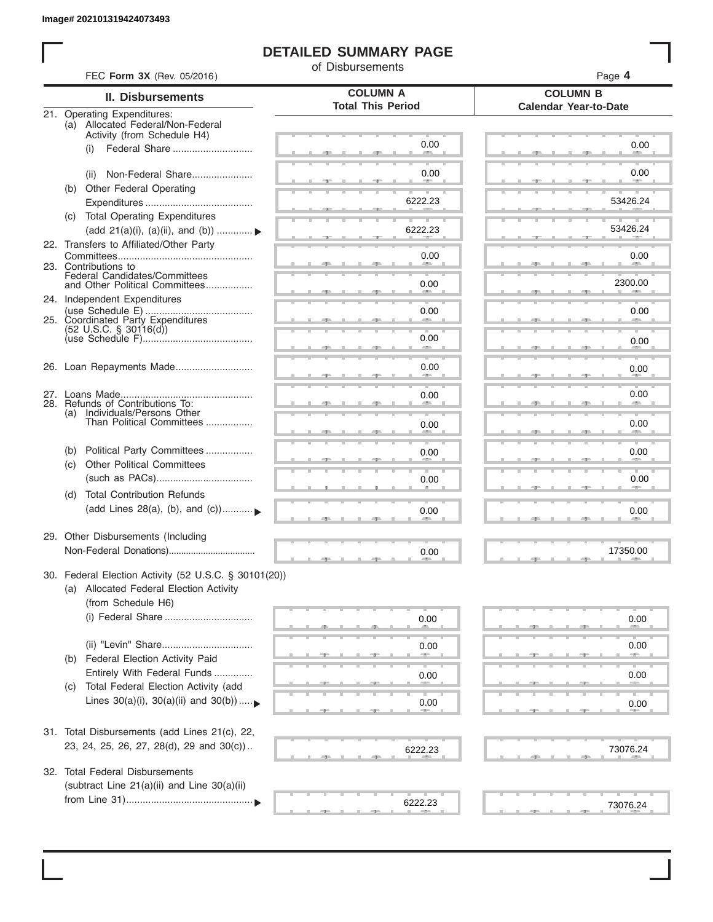Image# 202101319424073493

# DETAILED SUMMARY PAGE

of Disbursements

FEC **Form 3X** (Rev. 05/2016)

| II. Disbursements | COLUMN A Total This Period | COLUMN B Calendar Year-to-Date |
|---|---|---|
| 21. Operating Expenditures: | | |
| (a) Allocated Federal/Non-Federal Activity (from Schedule H4) | | |
| (i) Federal Share | 0.00 | 0.00 |
| (ii) Non-Federal Share | 0.00 | 0.00 |
| (b) Other Federal Operating Expenditures | 6222.23 | 53426.24 |
| (c) Total Operating Expenditures (add 21(a)(i), (a)(ii), and (b)) | 6222.23 | 53426.24 |
| 22. Transfers to Affiliated/Other Party Committees | 0.00 | 0.00 |
| 23. Contributions to Federal Candidates/Committees and Other Political Committees | 0.00 | 2300.00 |
| 24. Independent Expenditures (use Schedule E) | 0.00 | 0.00 |
| 25. Coordinated Party Expenditures (52 U.S.C. § 30116(d)) (use Schedule F) | 0.00 | 0.00 |
| 26. Loan Repayments Made | 0.00 | 0.00 |
| 27. Loans Made | 0.00 | 0.00 |
| 28. Refunds of Contributions To: | | |
| (a) Individuals/Persons Other Than Political Committees | 0.00 | 0.00 |
| (b) Political Party Committees | 0.00 | 0.00 |
| (c) Other Political Committees (such as PACs) | 0.00 | 0.00 |
| (d) Total Contribution Refunds (add Lines 28(a), (b), and (c)) | 0.00 | 0.00 |
| 29. Other Disbursements (Including Non-Federal Donations) | 0.00 | 17350.00 |
| 30. Federal Election Activity (52 U.S.C. § 30101(20)) | | |
| (a) Allocated Federal Election Activity (from Schedule H6) | | |
| (i) Federal Share | 0.00 | 0.00 |
| (ii) "Levin" Share | 0.00 | 0.00 |
| (b) Federal Election Activity Paid Entirely With Federal Funds | 0.00 | 0.00 |
| (c) Total Federal Election Activity (add Lines 30(a)(i), 30(a)(ii) and 30(b)) | 0.00 | 0.00 |
| 31. Total Disbursements (add Lines 21(c), 22, 23, 24, 25, 26, 27, 28(d), 29 and 30(c)) | 6222.23 | 73076.24 |
| 32. Total Federal Disbursements (subtract Line 21(a)(ii) and Line 30(a)(ii) from Line 31) | 6222.23 | 73076.24 |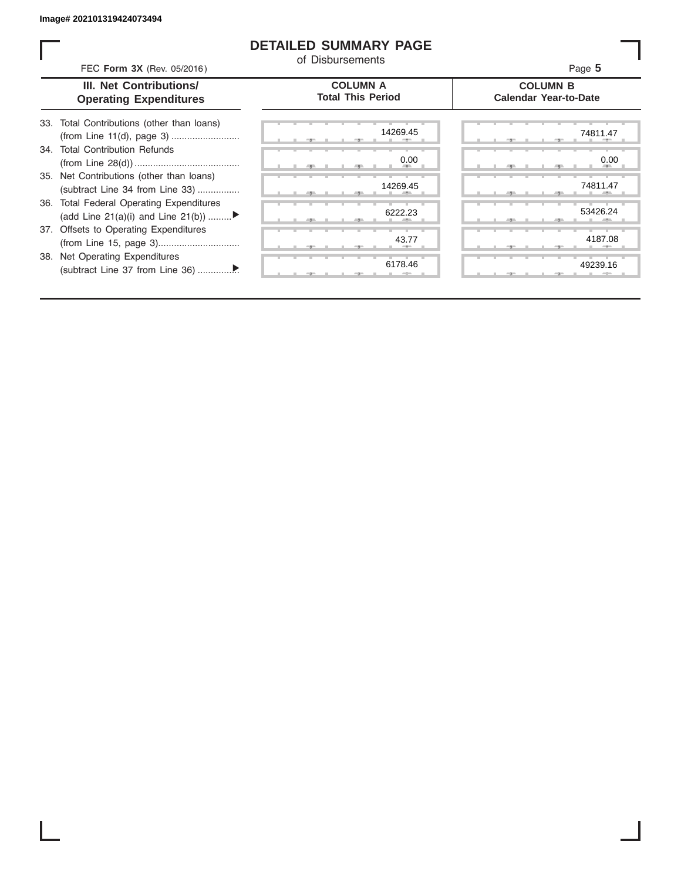Image# 202101319424073494

# DETAILED SUMMARY PAGE

of Disbursements

FEC **Form 3X** (Rev. 05/2016)

| III. Net Contributions/ Operating Expenditures | COLUMN A Total This Period | COLUMN B Calendar Year-to-Date |
|---|---|---|
| 33. Total Contributions (other than loans) (from Line 11(d), page 3) | 14269.45 | 74811.47 |
| 34. Total Contribution Refunds (from Line 28(d)) | 0.00 | 0.00 |
| 35. Net Contributions (other than loans) (subtract Line 34 from Line 33) | 14269.45 | 74811.47 |
| 36. Total Federal Operating Expenditures (add Line 21(a)(i) and Line 21(b)) ▶ | 6222.23 | 53426.24 |
| 37. Offsets to Operating Expenditures (from Line 15, page 3) | 43.77 | 4187.08 |
| 38. Net Operating Expenditures (subtract Line 37 from Line 36) ▶ | 6178.46 | 49239.16 |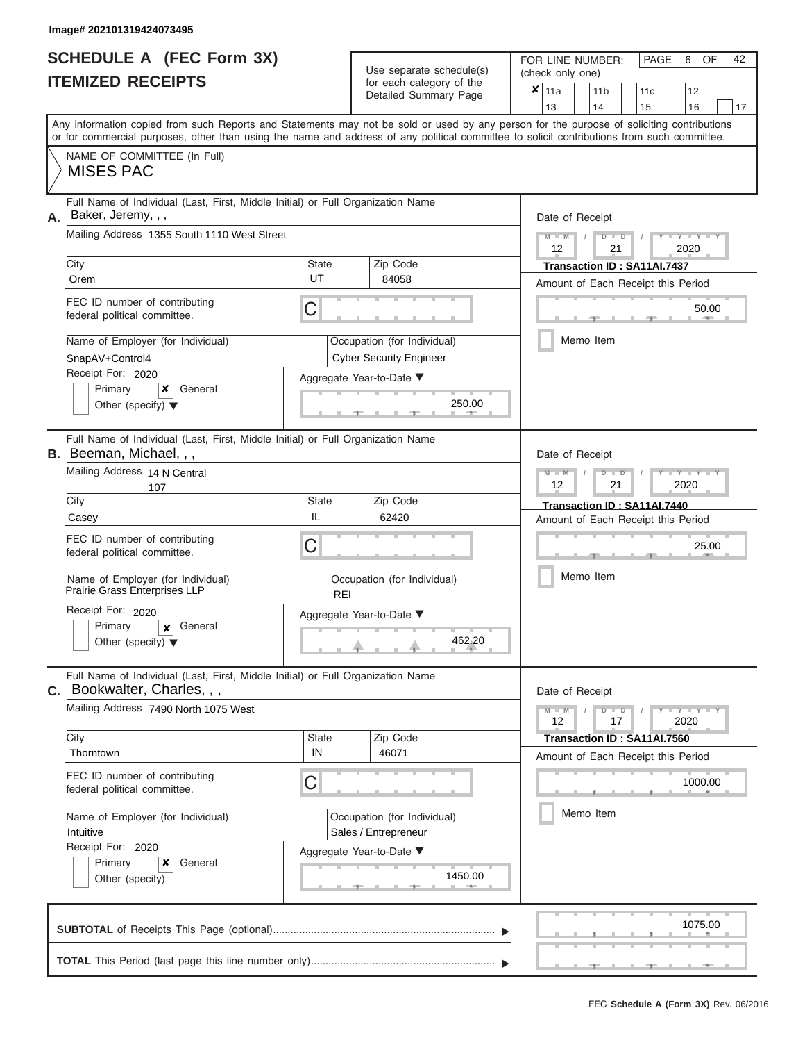Image# 202101319424073495

# SCHEDULE A (FEC Form 3X)
## ITEMIZED RECEIPTS

Use separate schedule(s) for each category of the Detailed Summary Page

FOR LINE NUMBER: (check only one)

| ✘ 11a | 11b | 11c | 12 | |
|---|---|---|---|---|
| 13 | 14 | 15 | 16 | 17 |

PAGE 6 OF 42

Any information copied from such Reports and Statements may not be sold or used by any person for the purpose of soliciting contributions or for commercial purposes, other than using the name and address of any political committee to solicit contributions from such committee.

NAME OF COMMITTEE (In Full)
MISES PAC

---

**A.** Full Name of Individual (Last, First, Middle Initial) or Full Organization Name: Baker, Jeremy, , ,

Mailing Address: 1355 South 1110 West Street

City: Orem | State: UT | Zip Code: 84058

FEC ID number of contributing federal political committee: C

Name of Employer (for Individual): SnapAV+Control4

Occupation (for Individual): Cyber Security Engineer

Receipt For: 2020 — Primary [ ] General [✘] Other (specify) [ ]

Aggregate Year-to-Date: 250.00

Date of Receipt: 12 / 21 / 2020

Transaction ID : SA11AI.7437

Amount of Each Receipt this Period: 50.00

Memo Item

---

**B.** Full Name of Individual (Last, First, Middle Initial) or Full Organization Name: Beeman, Michael, , ,

Mailing Address: 14 N Central 107

City: Casey | State: IL | Zip Code: 62420

FEC ID number of contributing federal political committee: C

Name of Employer (for Individual): Prairie Grass Enterprises LLP

Occupation (for Individual): REI

Receipt For: 2020 — Primary [ ] General [✘] Other (specify) [ ]

Aggregate Year-to-Date: 462.20

Date of Receipt: 12 / 21 / 2020

Transaction ID : SA11AI.7440

Amount of Each Receipt this Period: 25.00

Memo Item

---

**C.** Full Name of Individual (Last, First, Middle Initial) or Full Organization Name: Bookwalter, Charles, , ,

Mailing Address: 7490 North 1075 West

City: Thorntown | State: IN | Zip Code: 46071

FEC ID number of contributing federal political committee: C

Name of Employer (for Individual): Intuitive

Occupation (for Individual): Sales / Entrepreneur

Receipt For: 2020 — Primary [ ] General [✘] Other (specify) [ ]

Aggregate Year-to-Date: 1450.00

Date of Receipt: 12 / 17 / 2020

Transaction ID : SA11AI.7560

Amount of Each Receipt this Period: 1000.00

Memo Item

---

**SUBTOTAL** of Receipts This Page (optional): 1075.00

**TOTAL** This Period (last page this line number only):

FEC Schedule A (Form 3X) Rev. 06/2016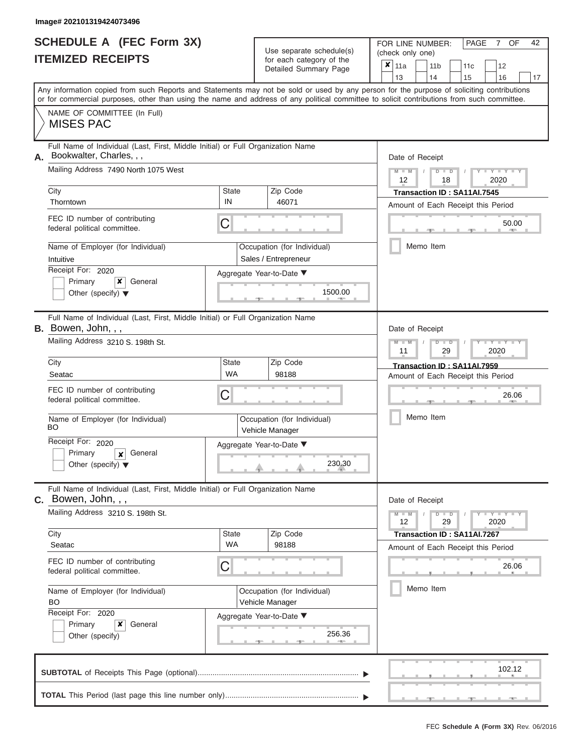Image# 202101319424073496

# SCHEDULE A (FEC Form 3X)
## ITEMIZED RECEIPTS

Use separate schedule(s) for each category of the Detailed Summary Page

FOR LINE NUMBER: (check only one)

PAGE 7 OF 42

- [x] 11a
- [ ] 11b
- [ ] 11c
- [ ] 12
- [ ] 13
- [ ] 14
- [ ] 15
- [ ] 16
- [ ] 17

Any information copied from such Reports and Statements may not be sold or used by any person for the purpose of soliciting contributions or for commercial purposes, other than using the name and address of any political committee to solicit contributions from such committee.

NAME OF COMMITTEE (In Full)

MISES PAC

---

**A.** Full Name of Individual (Last, First, Middle Initial) or Full Organization Name: Bookwalter, Charles, , ,

Mailing Address: 7490 North 1075 West

City: Thorntown | State: IN | Zip Code: 46071

FEC ID number of contributing federal political committee: C

Name of Employer (for Individual): Intuitive

Occupation (for Individual): Sales / Entrepreneur

Receipt For: 2020 — [ ] Primary [x] General — Other (specify)

Aggregate Year-to-Date: 1500.00

Date of Receipt: 12 / 18 / 2020

Transaction ID : SA11AI.7545

Amount of Each Receipt this Period: 50.00

[ ] Memo Item

---

**B.** Full Name of Individual (Last, First, Middle Initial) or Full Organization Name: Bowen, John, , ,

Mailing Address: 3210 S. 198th St.

City: Seatac | State: WA | Zip Code: 98188

FEC ID number of contributing federal political committee: C

Name of Employer (for Individual): BO

Occupation (for Individual): Vehicle Manager

Receipt For: 2020 — [ ] Primary [x] General — Other (specify)

Aggregate Year-to-Date: 230.30

Date of Receipt: 11 / 29 / 2020

Transaction ID : SA11AI.7959

Amount of Each Receipt this Period: 26.06

[ ] Memo Item

---

**C.** Full Name of Individual (Last, First, Middle Initial) or Full Organization Name: Bowen, John, , ,

Mailing Address: 3210 S. 198th St.

City: Seatac | State: WA | Zip Code: 98188

FEC ID number of contributing federal political committee: C

Name of Employer (for Individual): BO

Occupation (for Individual): Vehicle Manager

Receipt For: 2020 — [ ] Primary [x] General — Other (specify)

Aggregate Year-to-Date: 256.36

Date of Receipt: 12 / 29 / 2020

Transaction ID : SA11AI.7267

Amount of Each Receipt this Period: 26.06

[ ] Memo Item

---

**SUBTOTAL** of Receipts This Page (optional): 102.12

**TOTAL** This Period (last page this line number only):

FEC Schedule A (Form 3X) Rev. 06/2016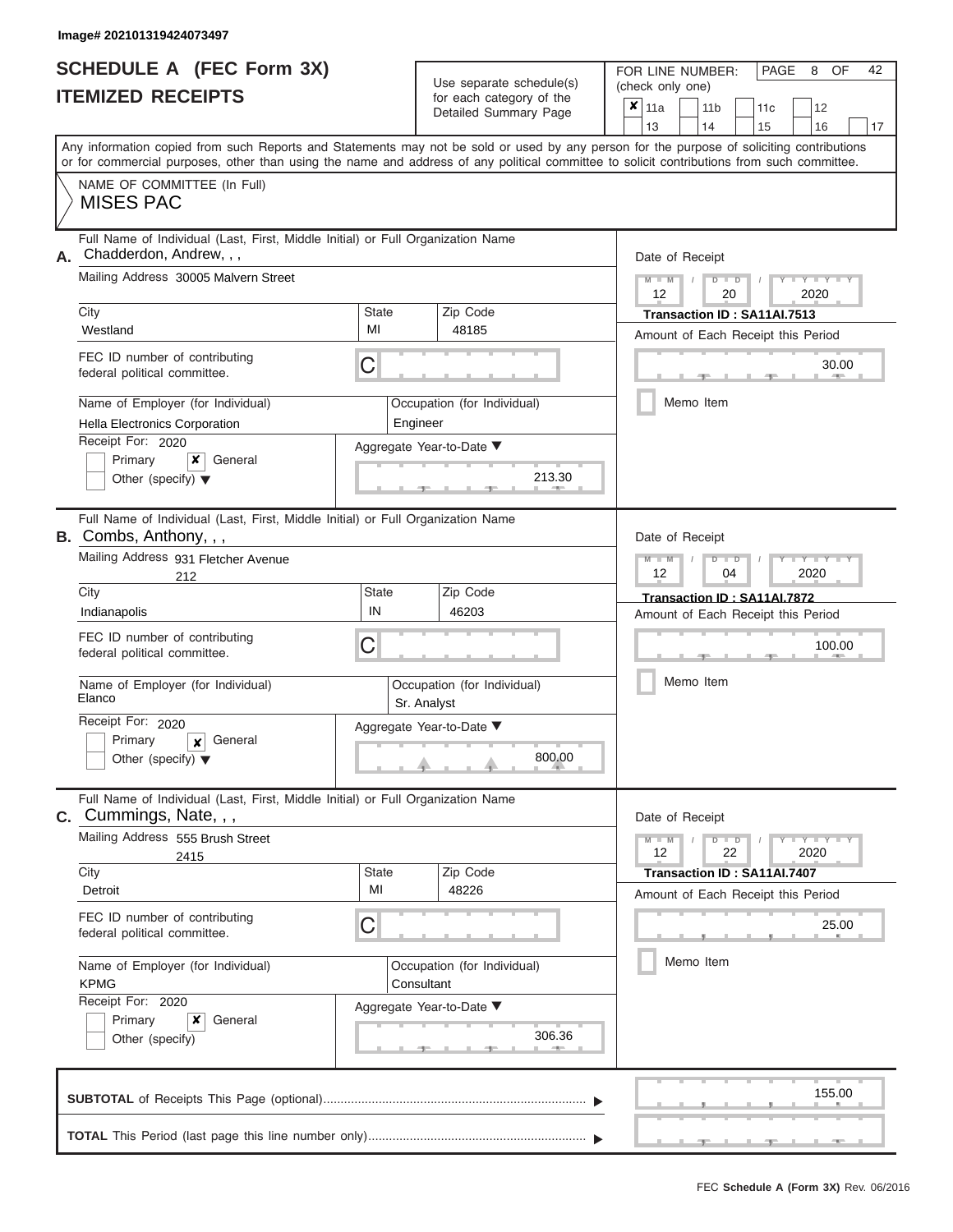Image# 202101319424073497

# SCHEDULE A (FEC Form 3X)
## ITEMIZED RECEIPTS

Use separate schedule(s) for each category of the Detailed Summary Page

FOR LINE NUMBER: (check only one)

| | | | | |
|---|---|---|---|---|
| ✘ 11a | 11b | 11c | 12 | |
| 13 | 14 | 15 | 16 | 17 |

PAGE 8 OF 42

Any information copied from such Reports and Statements may not be sold or used by any person for the purpose of soliciting contributions or for commercial purposes, other than using the name and address of any political committee to solicit contributions from such committee.

NAME OF COMMITTEE (In Full)
MISES PAC

---

**A.** Full Name of Individual (Last, First, Middle Initial) or Full Organization Name: Chadderdon, Andrew, , ,

Mailing Address: 30005 Malvern Street

City: Westland | State: MI | Zip Code: 48185

FEC ID number of contributing federal political committee: C

Name of Employer (for Individual): Hella Electronics Corporation

Occupation (for Individual): Engineer

Receipt For: 2020 — Primary [ ] General [✘] Other (specify) [ ]

Aggregate Year-to-Date: 213.30

Date of Receipt: 12 / 20 / 2020

Transaction ID : SA11AI.7513

Amount of Each Receipt this Period: 30.00

Memo Item

---

**B.** Full Name of Individual (Last, First, Middle Initial) or Full Organization Name: Combs, Anthony, , ,

Mailing Address: 931 Fletcher Avenue 212

City: Indianapolis | State: IN | Zip Code: 46203

FEC ID number of contributing federal political committee: C

Name of Employer (for Individual): Elanco

Occupation (for Individual): Sr. Analyst

Receipt For: 2020 — Primary [ ] General [✘] Other (specify) [ ]

Aggregate Year-to-Date: 800.00

Date of Receipt: 12 / 04 / 2020

Transaction ID : SA11AI.7872

Amount of Each Receipt this Period: 100.00

Memo Item

---

**C.** Full Name of Individual (Last, First, Middle Initial) or Full Organization Name: Cummings, Nate, , ,

Mailing Address: 555 Brush Street 2415

City: Detroit | State: MI | Zip Code: 48226

FEC ID number of contributing federal political committee: C

Name of Employer (for Individual): KPMG

Occupation (for Individual): Consultant

Receipt For: 2020 — Primary [ ] General [✘] Other (specify) [ ]

Aggregate Year-to-Date: 306.36

Date of Receipt: 12 / 22 / 2020

Transaction ID : SA11AI.7407

Amount of Each Receipt this Period: 25.00

Memo Item

---

**SUBTOTAL** of Receipts This Page (optional): 155.00

**TOTAL** This Period (last page this line number only):

FEC Schedule A (Form 3X) Rev. 06/2016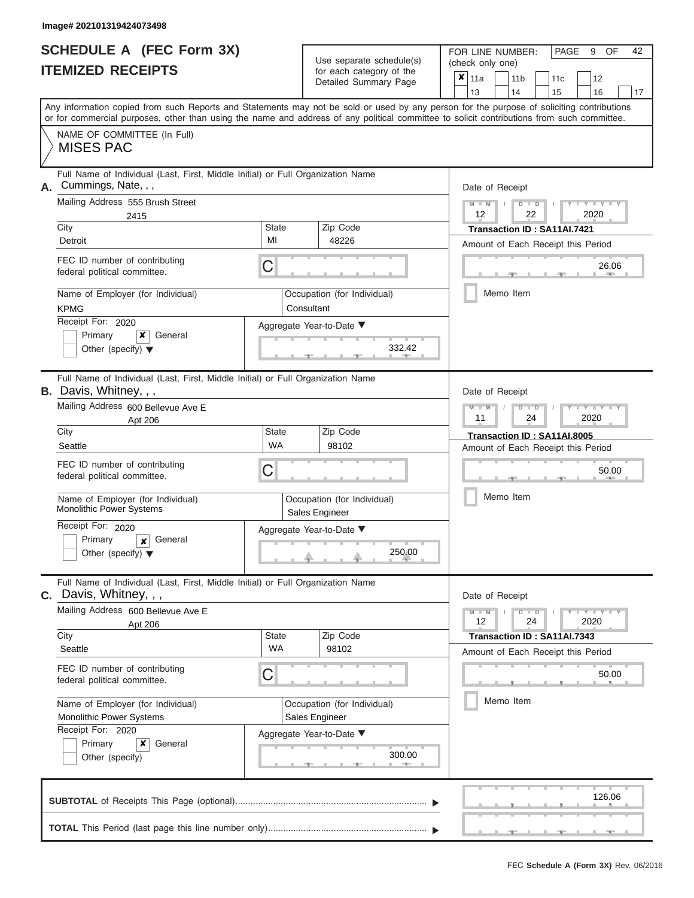Image# 202101319424073498

# SCHEDULE A (FEC Form 3X)
## ITEMIZED RECEIPTS

Use separate schedule(s) for each category of the Detailed Summary Page

FOR LINE NUMBER: (check only one)

- [x] 11a
- [ ] 11b
- [ ] 11c
- [ ] 12
- [ ] 13
- [ ] 14
- [ ] 15
- [ ] 16
- [ ] 17

PAGE 9 OF 42

Any information copied from such Reports and Statements may not be sold or used by any person for the purpose of soliciting contributions or for commercial purposes, other than using the name and address of any political committee to solicit contributions from such committee.

NAME OF COMMITTEE (In Full)
MISES PAC

---

**A.** Full Name of Individual (Last, First, Middle Initial) or Full Organization Name: Cummings, Nate, , ,

Mailing Address: 555 Brush Street
2415

City: Detroit | State: MI | Zip Code: 48226

FEC ID number of contributing federal political committee: C

Name of Employer (for Individual): KPMG
Occupation (for Individual): Consultant

Receipt For: 2020
- [ ] Primary
- [x] General
- [ ] Other (specify)

Aggregate Year-to-Date: 332.42

Date of Receipt: 12 / 22 / 2020
Transaction ID : SA11AI.7421
Amount of Each Receipt this Period: 26.06
- [ ] Memo Item

---

**B.** Full Name of Individual (Last, First, Middle Initial) or Full Organization Name: Davis, Whitney, , ,

Mailing Address: 600 Bellevue Ave E
Apt 206

City: Seattle | State: WA | Zip Code: 98102

FEC ID number of contributing federal political committee: C

Name of Employer (for Individual): Monolithic Power Systems
Occupation (for Individual): Sales Engineer

Receipt For: 2020
- [ ] Primary
- [x] General
- [ ] Other (specify)

Aggregate Year-to-Date: 250.00

Date of Receipt: 11 / 24 / 2020
Transaction ID : SA11AI.8005
Amount of Each Receipt this Period: 50.00
- [ ] Memo Item

---

**C.** Full Name of Individual (Last, First, Middle Initial) or Full Organization Name: Davis, Whitney, , ,

Mailing Address: 600 Bellevue Ave E
Apt 206

City: Seattle | State: WA | Zip Code: 98102

FEC ID number of contributing federal political committee: C

Name of Employer (for Individual): Monolithic Power Systems
Occupation (for Individual): Sales Engineer

Receipt For: 2020
- [ ] Primary
- [x] General
- [ ] Other (specify)

Aggregate Year-to-Date: 300.00

Date of Receipt: 12 / 24 / 2020
Transaction ID : SA11AI.7343
Amount of Each Receipt this Period: 50.00
- [ ] Memo Item

---

**SUBTOTAL** of Receipts This Page (optional): 126.06

**TOTAL** This Period (last page this line number only):

FEC Schedule A (Form 3X) Rev. 06/2016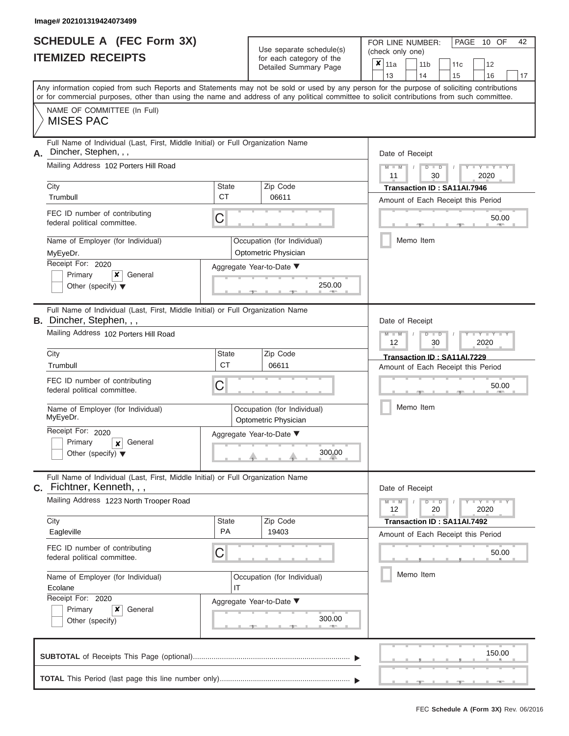Image# 202101319424073499

# SCHEDULE A (FEC Form 3X)
# ITEMIZED RECEIPTS

Use separate schedule(s) for each category of the Detailed Summary Page

FOR LINE NUMBER: (check only one)

| | | | | |
|---|---|---|---|---|
| ✘ 11a | 11b | 11c | 12 | |
| 13 | 14 | 15 | 16 | 17 |

PAGE 10 OF 42

Any information copied from such Reports and Statements may not be sold or used by any person for the purpose of soliciting contributions or for commercial purposes, other than using the name and address of any political committee to solicit contributions from such committee.

NAME OF COMMITTEE (In Full)
MISES PAC

**A.** Full Name of Individual (Last, First, Middle Initial) or Full Organization Name: Dincher, Stephen, , ,

Mailing Address: 102 Porters Hill Road

City: Trumbull | State: CT | Zip Code: 06611

FEC ID number of contributing federal political committee: C

Name of Employer (for Individual): MyEyeDr.

Occupation (for Individual): Optometric Physician

Receipt For: 2020 — [ ] Primary [✘] General [ ] Other (specify)

Aggregate Year-to-Date: 250.00

Date of Receipt: 11 / 30 / 2020

Transaction ID : SA11AI.7946

Amount of Each Receipt this Period: 50.00

[ ] Memo Item

**B.** Full Name of Individual (Last, First, Middle Initial) or Full Organization Name: Dincher, Stephen, , ,

Mailing Address: 102 Porters Hill Road

City: Trumbull | State: CT | Zip Code: 06611

FEC ID number of contributing federal political committee: C

Name of Employer (for Individual): MyEyeDr.

Occupation (for Individual): Optometric Physician

Receipt For: 2020 — [ ] Primary [✘] General [ ] Other (specify)

Aggregate Year-to-Date: 300.00

Date of Receipt: 12 / 30 / 2020

Transaction ID : SA11AI.7229

Amount of Each Receipt this Period: 50.00

[ ] Memo Item

**C.** Full Name of Individual (Last, First, Middle Initial) or Full Organization Name: Fichtner, Kenneth, , ,

Mailing Address: 1223 North Trooper Road

City: Eagleville | State: PA | Zip Code: 19403

FEC ID number of contributing federal political committee: C

Name of Employer (for Individual): Ecolane

Occupation (for Individual): IT

Receipt For: 2020 — [ ] Primary [✘] General [ ] Other (specify)

Aggregate Year-to-Date: 300.00

Date of Receipt: 12 / 20 / 2020

Transaction ID : SA11AI.7492

Amount of Each Receipt this Period: 50.00

[ ] Memo Item

**SUBTOTAL** of Receipts This Page (optional): 150.00

**TOTAL** This Period (last page this line number only):

FEC Schedule A (Form 3X) Rev. 06/2016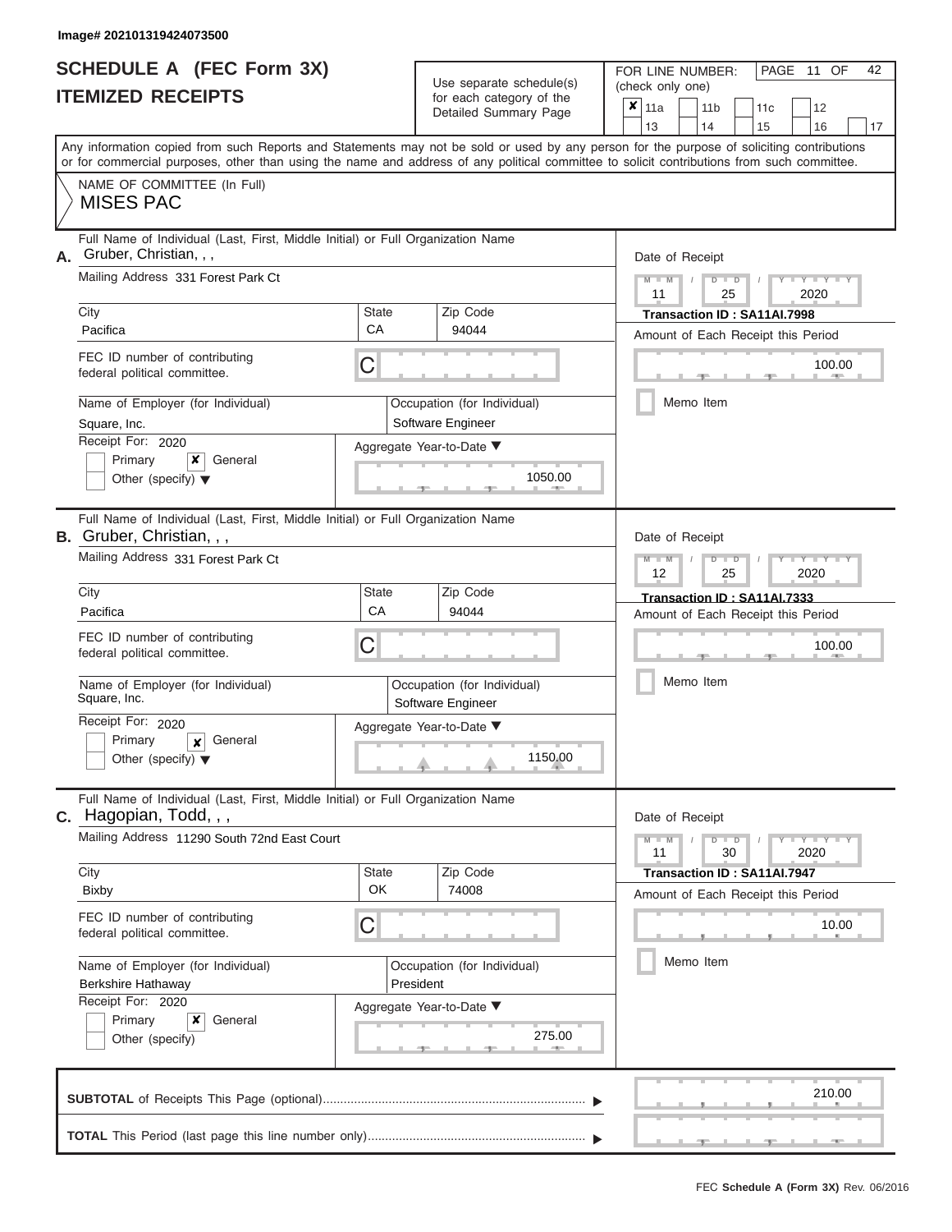Image# 202101319424073500

# SCHEDULE A (FEC Form 3X)
## ITEMIZED RECEIPTS

Use separate schedule(s) for each category of the Detailed Summary Page

FOR LINE NUMBER: (check only one)

- [x] 11a
- [ ] 11b
- [ ] 11c
- [ ] 12
- [ ] 13
- [ ] 14
- [ ] 15
- [ ] 16
- [ ] 17

Any information copied from such Reports and Statements may not be sold or used by any person for the purpose of soliciting contributions or for commercial purposes, other than using the name and address of any political committee to solicit contributions from such committee.

NAME OF COMMITTEE (In Full)
MISES PAC

---

**A.** Full Name of Individual (Last, First, Middle Initial) or Full Organization Name: Gruber, Christian, , ,

Mailing Address: 331 Forest Park Ct

City: Pacifica | State: CA | Zip Code: 94044

FEC ID number of contributing federal political committee: C

Name of Employer (for Individual): Square, Inc.

Occupation (for Individual): Software Engineer

Receipt For: 2020
- [ ] Primary
- [x] General
- [ ] Other (specify)

Aggregate Year-to-Date: 1050.00

Date of Receipt: 11 / 25 / 2020

Transaction ID : SA11AI.7998

Amount of Each Receipt this Period: 100.00

- [ ] Memo Item

---

**B.** Full Name of Individual (Last, First, Middle Initial) or Full Organization Name: Gruber, Christian, , ,

Mailing Address: 331 Forest Park Ct

City: Pacifica | State: CA | Zip Code: 94044

FEC ID number of contributing federal political committee: C

Name of Employer (for Individual): Square, Inc.

Occupation (for Individual): Software Engineer

Receipt For: 2020
- [ ] Primary
- [x] General
- [ ] Other (specify)

Aggregate Year-to-Date: 1150.00

Date of Receipt: 12 / 25 / 2020

Transaction ID : SA11AI.7333

Amount of Each Receipt this Period: 100.00

- [ ] Memo Item

---

**C.** Full Name of Individual (Last, First, Middle Initial) or Full Organization Name: Hagopian, Todd, , ,

Mailing Address: 11290 South 72nd East Court

City: Bixby | State: OK | Zip Code: 74008

FEC ID number of contributing federal political committee: C

Name of Employer (for Individual): Berkshire Hathaway

Occupation (for Individual): President

Receipt For: 2020
- [ ] Primary
- [x] General
- [ ] Other (specify)

Aggregate Year-to-Date: 275.00

Date of Receipt: 11 / 30 / 2020

Transaction ID : SA11AI.7947

Amount of Each Receipt this Period: 10.00

- [ ] Memo Item

---

**SUBTOTAL** of Receipts This Page (optional): 210.00

**TOTAL** This Period (last page this line number only):

FEC Schedule A (Form 3X) Rev. 06/2016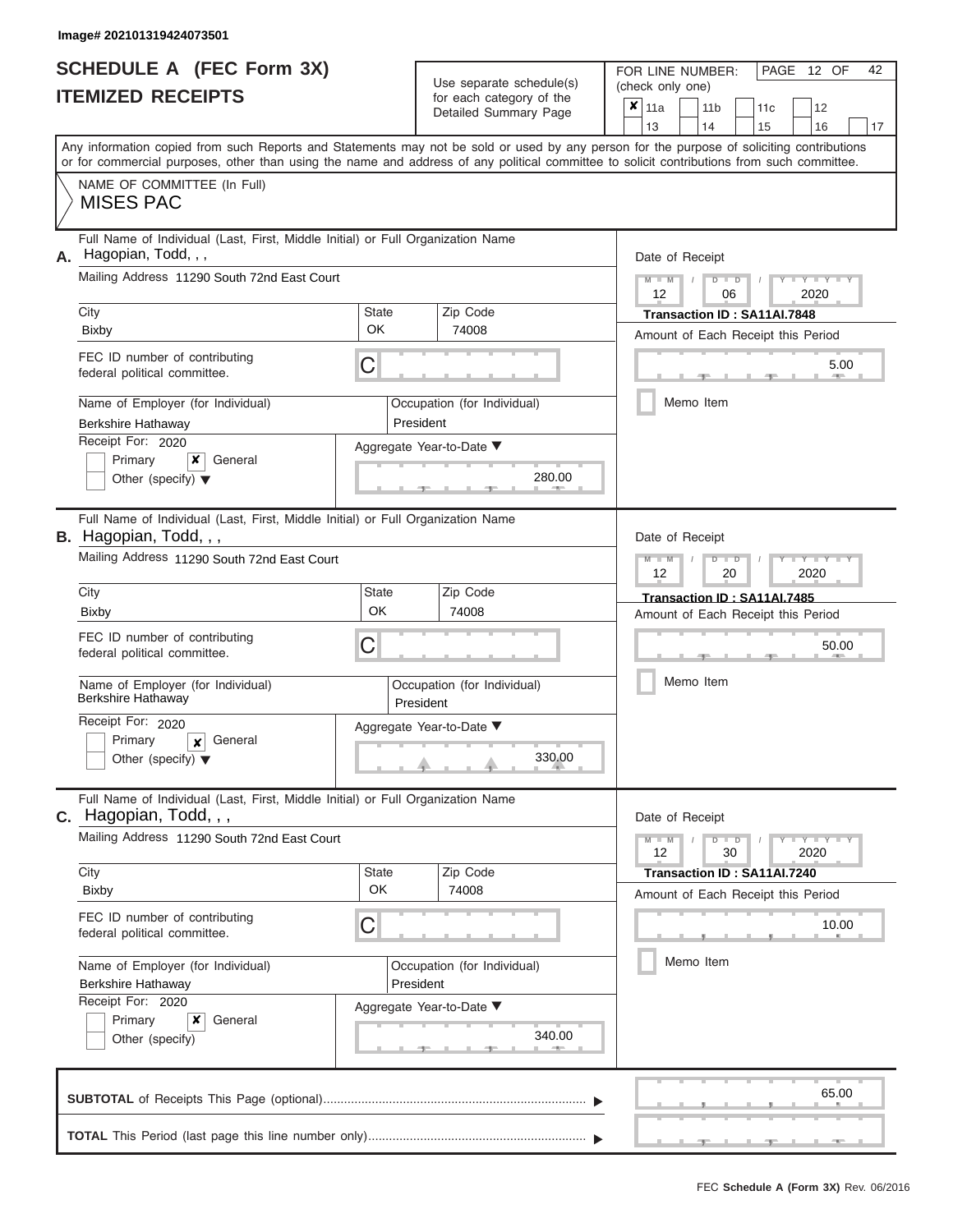Image# 202101319424073501

# SCHEDULE A (FEC Form 3X)
## ITEMIZED RECEIPTS

Use separate schedule(s) for each category of the Detailed Summary Page

FOR LINE NUMBER: (check only one)

- [x] 11a
- [ ] 11b
- [ ] 11c
- [ ] 12
- [ ] 13
- [ ] 14
- [ ] 15
- [ ] 16
- [ ] 17

PAGE 12 OF 42

Any information copied from such Reports and Statements may not be sold or used by any person for the purpose of soliciting contributions or for commercial purposes, other than using the name and address of any political committee to solicit contributions from such committee.

NAME OF COMMITTEE (In Full)
MISES PAC

---

**A.** Full Name of Individual (Last, First, Middle Initial) or Full Organization Name: Hagopian, Todd, , ,

Mailing Address: 11290 South 72nd East Court

City: Bixby | State: OK | Zip Code: 74008

FEC ID number of contributing federal political committee: C

Name of Employer (for Individual): Berkshire Hathaway

Occupation (for Individual): President

Receipt For: 2020 — Primary [ ] General [x] Other (specify) [ ]

Aggregate Year-to-Date: 280.00

Date of Receipt: 12 / 06 / 2020

Transaction ID : SA11AI.7848

Amount of Each Receipt this Period: 5.00

Memo Item [ ]

---

**B.** Full Name of Individual (Last, First, Middle Initial) or Full Organization Name: Hagopian, Todd, , ,

Mailing Address: 11290 South 72nd East Court

City: Bixby | State: OK | Zip Code: 74008

FEC ID number of contributing federal political committee: C

Name of Employer (for Individual): Berkshire Hathaway

Occupation (for Individual): President

Receipt For: 2020 — Primary [ ] General [x] Other (specify) [ ]

Aggregate Year-to-Date: 330.00

Date of Receipt: 12 / 20 / 2020

Transaction ID : SA11AI.7485

Amount of Each Receipt this Period: 50.00

Memo Item [ ]

---

**C.** Full Name of Individual (Last, First, Middle Initial) or Full Organization Name: Hagopian, Todd, , ,

Mailing Address: 11290 South 72nd East Court

City: Bixby | State: OK | Zip Code: 74008

FEC ID number of contributing federal political committee: C

Name of Employer (for Individual): Berkshire Hathaway

Occupation (for Individual): President

Receipt For: 2020 — Primary [ ] General [x] Other (specify) [ ]

Aggregate Year-to-Date: 340.00

Date of Receipt: 12 / 30 / 2020

Transaction ID : SA11AI.7240

Amount of Each Receipt this Period: 10.00

Memo Item [ ]

---

**SUBTOTAL** of Receipts This Page (optional): 65.00

**TOTAL** This Period (last page this line number only):

FEC **Schedule A (Form 3X)** Rev. 06/2016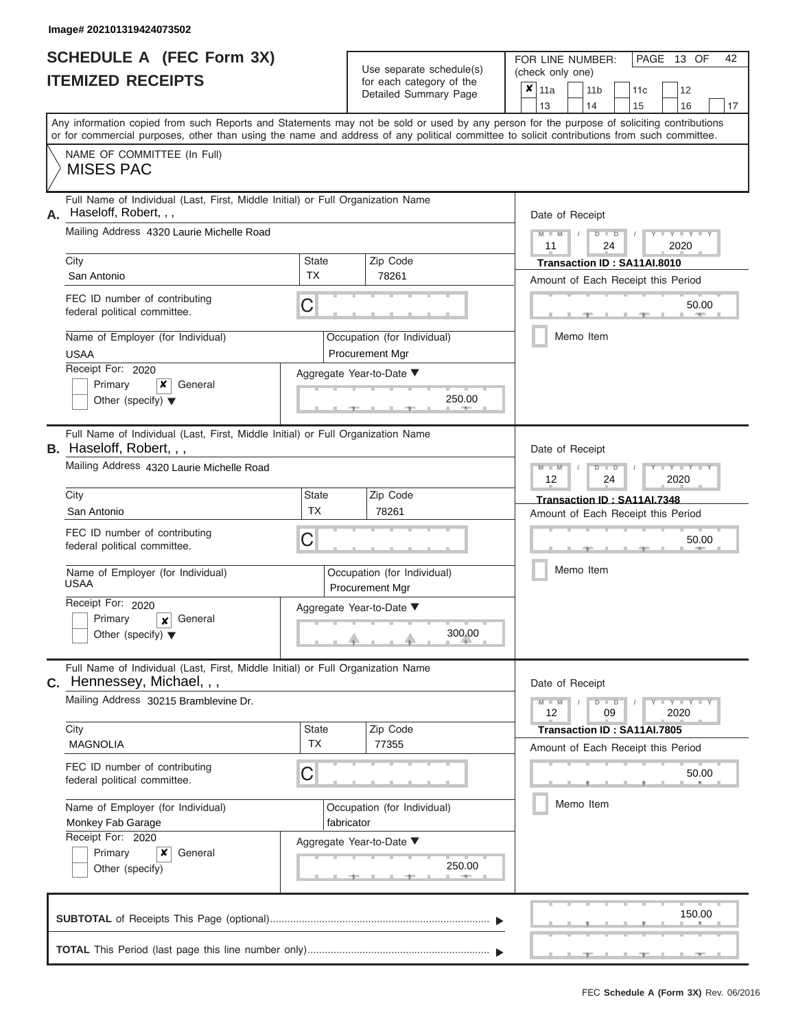Image# 202101319424073502

# SCHEDULE A (FEC Form 3X)
# ITEMIZED RECEIPTS

Use separate schedule(s) for each category of the Detailed Summary Page

FOR LINE NUMBER: (check only one)

☒ 11a ☐ 11b ☐ 11c ☐ 12 ☐ 13 ☐ 14 ☐ 15 ☐ 16 ☐ 17

PAGE 13 OF 42

Any information copied from such Reports and Statements may not be sold or used by any person for the purpose of soliciting contributions or for commercial purposes, other than using the name and address of any political committee to solicit contributions from such committee.

NAME OF COMMITTEE (In Full)
MISES PAC

---

**A.** Full Name of Individual (Last, First, Middle Initial) or Full Organization Name: Haseloff, Robert, , ,

Mailing Address: 4320 Laurie Michelle Road

City: San Antonio | State: TX | Zip Code: 78261

FEC ID number of contributing federal political committee: C

Name of Employer (for Individual): USAA

Occupation (for Individual): Procurement Mgr

Receipt For: 2020 ☐ Primary ☒ General ☐ Other (specify)

Aggregate Year-to-Date: 250.00

Date of Receipt: 11 / 24 / 2020

Transaction ID : SA11AI.8010

Amount of Each Receipt this Period: 50.00

☐ Memo Item

---

**B.** Full Name of Individual (Last, First, Middle Initial) or Full Organization Name: Haseloff, Robert, , ,

Mailing Address: 4320 Laurie Michelle Road

City: San Antonio | State: TX | Zip Code: 78261

FEC ID number of contributing federal political committee: C

Name of Employer (for Individual): USAA

Occupation (for Individual): Procurement Mgr

Receipt For: 2020 ☐ Primary ☒ General ☐ Other (specify)

Aggregate Year-to-Date: 300.00

Date of Receipt: 12 / 24 / 2020

Transaction ID : SA11AI.7348

Amount of Each Receipt this Period: 50.00

☐ Memo Item

---

**C.** Full Name of Individual (Last, First, Middle Initial) or Full Organization Name: Hennessey, Michael, , ,

Mailing Address: 30215 Bramblevine Dr.

City: MAGNOLIA | State: TX | Zip Code: 77355

FEC ID number of contributing federal political committee: C

Name of Employer (for Individual): Monkey Fab Garage

Occupation (for Individual): fabricator

Receipt For: 2020 ☐ Primary ☒ General ☐ Other (specify)

Aggregate Year-to-Date: 250.00

Date of Receipt: 12 / 09 / 2020

Transaction ID : SA11AI.7805

Amount of Each Receipt this Period: 50.00

☐ Memo Item

---

**SUBTOTAL** of Receipts This Page (optional): 150.00

**TOTAL** This Period (last page this line number only):

FEC Schedule A (Form 3X) Rev. 06/2016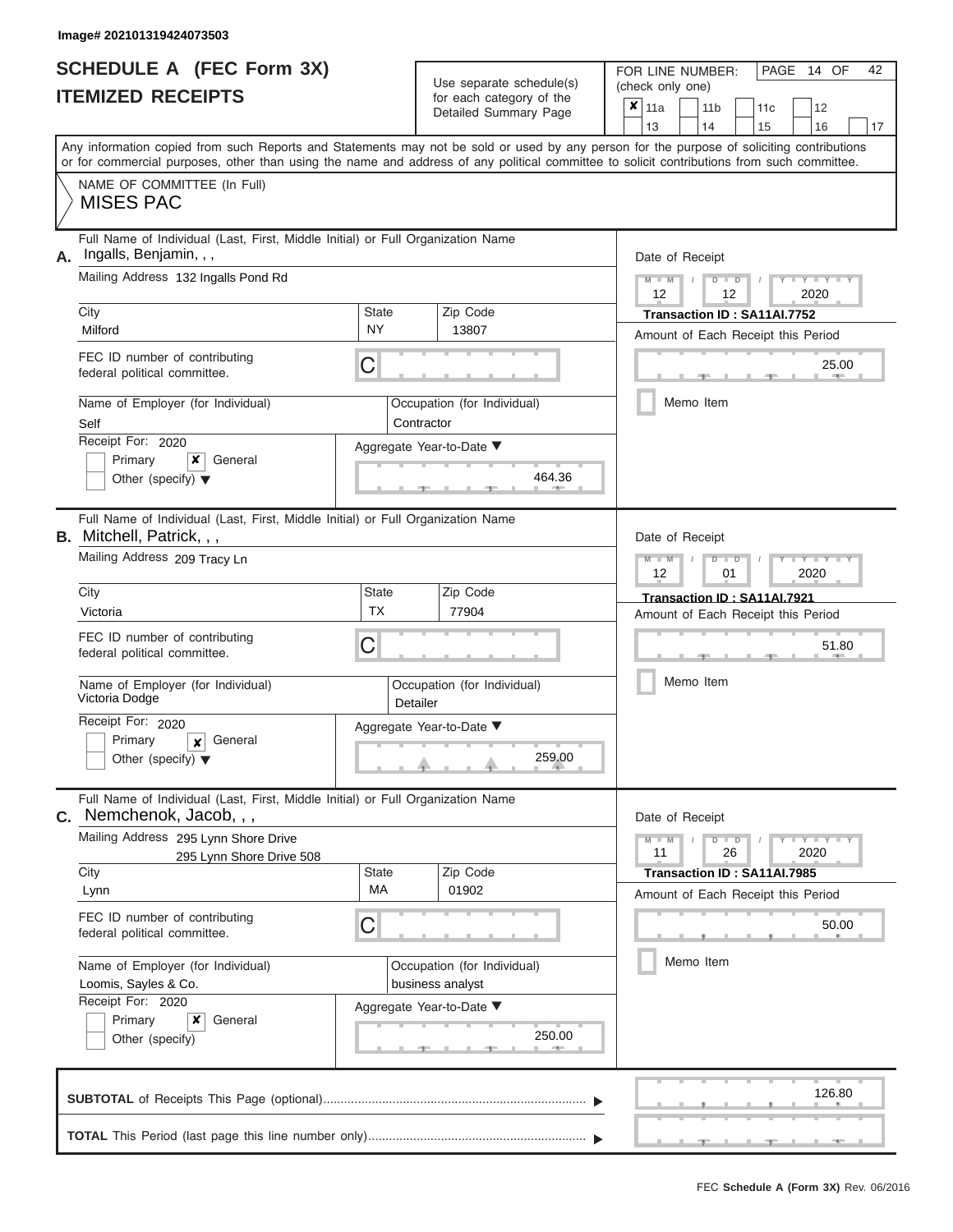Image# 202101319424073503

# SCHEDULE A (FEC Form 3X)
## ITEMIZED RECEIPTS

Use separate schedule(s) for each category of the Detailed Summary Page

FOR LINE NUMBER: (check only one)

- [x] 11a
- [ ] 11b
- [ ] 11c
- [ ] 12
- [ ] 13
- [ ] 14
- [ ] 15
- [ ] 16
- [ ] 17

PAGE 14 OF 42

Any information copied from such Reports and Statements may not be sold or used by any person for the purpose of soliciting contributions or for commercial purposes, other than using the name and address of any political committee to solicit contributions from such committee.

NAME OF COMMITTEE (In Full)
MISES PAC

---

**A.** Full Name of Individual (Last, First, Middle Initial) or Full Organization Name: Ingalls, Benjamin, , ,

Mailing Address: 132 Ingalls Pond Rd

City: Milford | State: NY | Zip Code: 13807

FEC ID number of contributing federal political committee: C

Name of Employer (for Individual): Self

Occupation (for Individual): Contractor

Receipt For: 2020 — Primary [ ] General [x] Other (specify) [ ]

Aggregate Year-to-Date: 464.36

Date of Receipt: 12 / 12 / 2020

Transaction ID : SA11AI.7752

Amount of Each Receipt this Period: 25.00

Memo Item [ ]

---

**B.** Full Name of Individual (Last, First, Middle Initial) or Full Organization Name: Mitchell, Patrick, , ,

Mailing Address: 209 Tracy Ln

City: Victoria | State: TX | Zip Code: 77904

FEC ID number of contributing federal political committee: C

Name of Employer (for Individual): Victoria Dodge

Occupation (for Individual): Detailer

Receipt For: 2020 — Primary [ ] General [x] Other (specify) [ ]

Aggregate Year-to-Date: 259.00

Date of Receipt: 12 / 01 / 2020

Transaction ID : SA11AI.7921

Amount of Each Receipt this Period: 51.80

Memo Item [ ]

---

**C.** Full Name of Individual (Last, First, Middle Initial) or Full Organization Name: Nemchenok, Jacob, , ,

Mailing Address: 295 Lynn Shore Drive
295 Lynn Shore Drive 508

City: Lynn | State: MA | Zip Code: 01902

FEC ID number of contributing federal political committee: C

Name of Employer (for Individual): Loomis, Sayles & Co.

Occupation (for Individual): business analyst

Receipt For: 2020 — Primary [ ] General [x] Other (specify) [ ]

Aggregate Year-to-Date: 250.00

Date of Receipt: 11 / 26 / 2020

Transaction ID : SA11AI.7985

Amount of Each Receipt this Period: 50.00

Memo Item [ ]

---

**SUBTOTAL** of Receipts This Page (optional): 126.80

**TOTAL** This Period (last page this line number only):

FEC Schedule A (Form 3X) Rev. 06/2016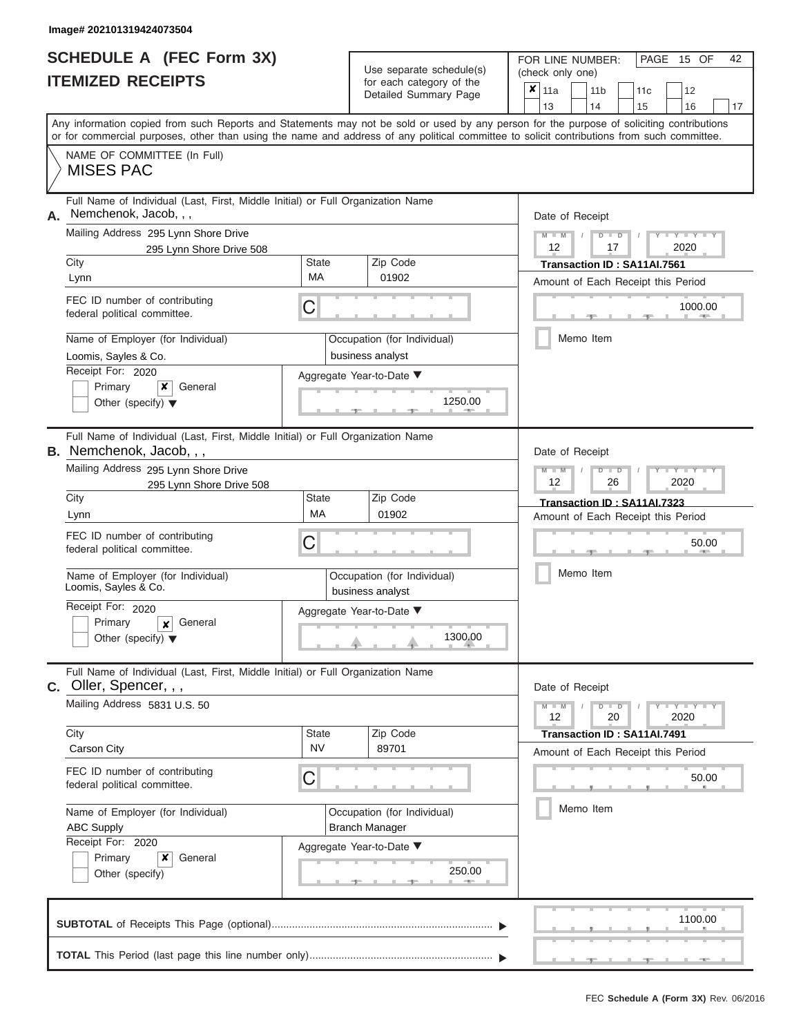Image# 202101319424073504

# SCHEDULE A (FEC Form 3X)
## ITEMIZED RECEIPTS

Use separate schedule(s) for each category of the Detailed Summary Page

FOR LINE NUMBER: (check only one)

| ✘ 11a | 11b | 11c | 12 |
|---|---|---|---|
| 13 | 14 | 15 | 16 | 17 |

PAGE 15 OF 42

Any information copied from such Reports and Statements may not be sold or used by any person for the purpose of soliciting contributions or for commercial purposes, other than using the name and address of any political committee to solicit contributions from such committee.

NAME OF COMMITTEE (In Full)
**MISES PAC**

---

**A.** Full Name of Individual (Last, First, Middle Initial) or Full Organization Name
Nemchenok, Jacob, , ,

Mailing Address: 295 Lynn Shore Drive
295 Lynn Shore Drive 508

| City | State | Zip Code |
|---|---|---|
| Lynn | MA | 01902 |

FEC ID number of contributing federal political committee: C

| Name of Employer (for Individual) | Occupation (for Individual) |
|---|---|
| Loomis, Sayles & Co. | business analyst |

Receipt For: 2020
☐ Primary ☒ General
☐ Other (specify)

Aggregate Year-to-Date: 1250.00

Date of Receipt: 12 / 17 / 2020
Transaction ID : SA11AI.7561
Amount of Each Receipt this Period: 1000.00
☐ Memo Item

---

**B.** Full Name of Individual (Last, First, Middle Initial) or Full Organization Name
Nemchenok, Jacob, , ,

Mailing Address: 295 Lynn Shore Drive
295 Lynn Shore Drive 508

| City | State | Zip Code |
|---|---|---|
| Lynn | MA | 01902 |

FEC ID number of contributing federal political committee: C

| Name of Employer (for Individual) | Occupation (for Individual) |
|---|---|
| Loomis, Sayles & Co. | business analyst |

Receipt For: 2020
☐ Primary ☒ General
☐ Other (specify)

Aggregate Year-to-Date: 1300.00

Date of Receipt: 12 / 26 / 2020
Transaction ID : SA11AI.7323
Amount of Each Receipt this Period: 50.00
☐ Memo Item

---

**C.** Full Name of Individual (Last, First, Middle Initial) or Full Organization Name
Oller, Spencer, , ,

Mailing Address: 5831 U.S. 50

| City | State | Zip Code |
|---|---|---|
| Carson City | NV | 89701 |

FEC ID number of contributing federal political committee: C

| Name of Employer (for Individual) | Occupation (for Individual) |
|---|---|
| ABC Supply | Branch Manager |

Receipt For: 2020
☐ Primary ☒ General
☐ Other (specify)

Aggregate Year-to-Date: 250.00

Date of Receipt: 12 / 20 / 2020
Transaction ID : SA11AI.7491
Amount of Each Receipt this Period: 50.00
☐ Memo Item

---

**SUBTOTAL** of Receipts This Page (optional): 1100.00

**TOTAL** This Period (last page this line number only):

FEC **Schedule A (Form 3X)** Rev. 06/2016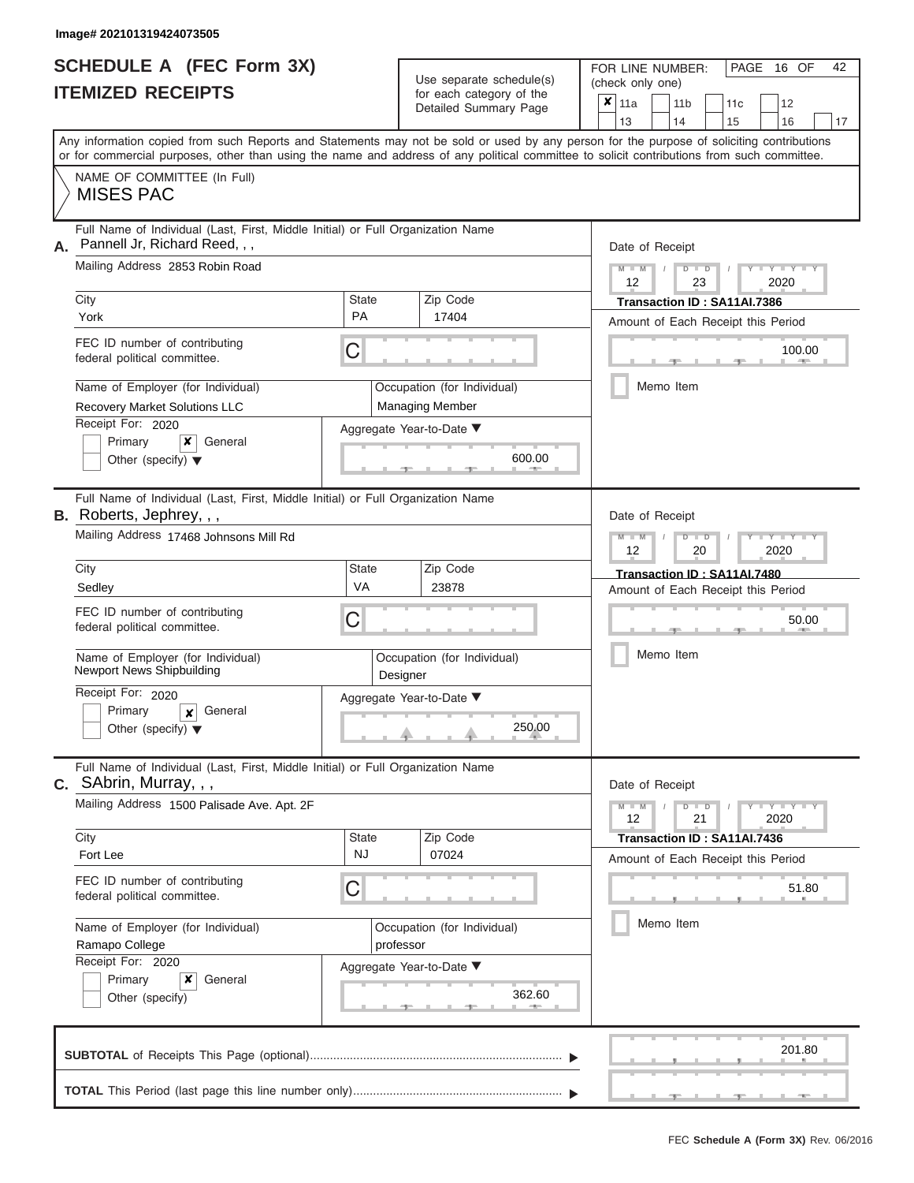Image# 202101319424073505

# SCHEDULE A (FEC Form 3X)
## ITEMIZED RECEIPTS

Use separate schedule(s) for each category of the Detailed Summary Page

FOR LINE NUMBER: (check only one)

PAGE 16 OF 42

| ✘ 11a | 11b | 11c | 12 |
|---|---|---|---|
| 13 | 14 | 15 | 16 | 17 |

Any information copied from such Reports and Statements may not be sold or used by any person for the purpose of soliciting contributions or for commercial purposes, other than using the name and address of any political committee to solicit contributions from such committee.

NAME OF COMMITTEE (In Full)
MISES PAC

---

**A.** Full Name of Individual (Last, First, Middle Initial) or Full Organization Name
Pannell Jr, Richard Reed, , ,

Mailing Address 2853 Robin Road

City: York | State: PA | Zip Code: 17404

FEC ID number of contributing federal political committee. C

Name of Employer (for Individual): Recovery Market Solutions LLC
Occupation (for Individual): Managing Member

Receipt For: 2020
Primary ✘ General
Other (specify)

Aggregate Year-to-Date: 600.00

Date of Receipt: 12 / 23 / 2020
Transaction ID : SA11AI.7386
Amount of Each Receipt this Period: 100.00
Memo Item

---

**B.** Full Name of Individual (Last, First, Middle Initial) or Full Organization Name
Roberts, Jephrey, , ,

Mailing Address 17468 Johnsons Mill Rd

City: Sedley | State: VA | Zip Code: 23878

FEC ID number of contributing federal political committee. C

Name of Employer (for Individual): Newport News Shipbuilding
Occupation (for Individual): Designer

Receipt For: 2020
Primary ✘ General
Other (specify)

Aggregate Year-to-Date: 250.00

Date of Receipt: 12 / 20 / 2020
Transaction ID : SA11AI.7480
Amount of Each Receipt this Period: 50.00
Memo Item

---

**C.** Full Name of Individual (Last, First, Middle Initial) or Full Organization Name
SAbrin, Murray, , ,

Mailing Address 1500 Palisade Ave. Apt. 2F

City: Fort Lee | State: NJ | Zip Code: 07024

FEC ID number of contributing federal political committee. C

Name of Employer (for Individual): Ramapo College
Occupation (for Individual): professor

Receipt For: 2020
Primary ✘ General
Other (specify)

Aggregate Year-to-Date: 362.60

Date of Receipt: 12 / 21 / 2020
Transaction ID : SA11AI.7436
Amount of Each Receipt this Period: 51.80
Memo Item

---

**SUBTOTAL** of Receipts This Page (optional): 201.80

**TOTAL** This Period (last page this line number only):

FEC **Schedule A (Form 3X)** Rev. 06/2016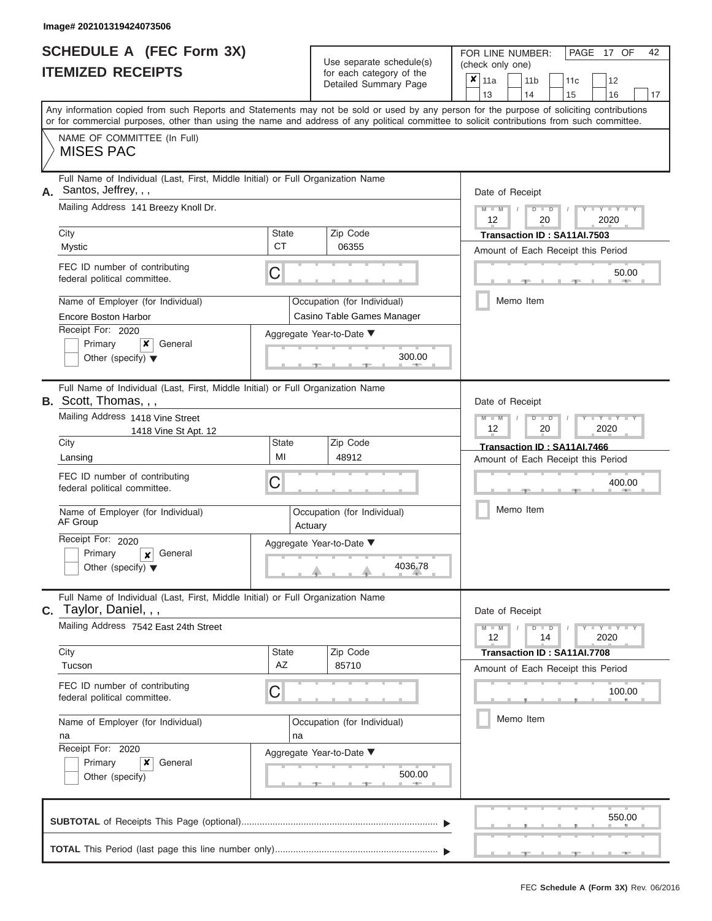Image# 202101319424073506

# SCHEDULE A (FEC Form 3X)
## ITEMIZED RECEIPTS

Use separate schedule(s) for each category of the Detailed Summary Page

FOR LINE NUMBER: (check only one)

- [x] 11a
- [ ] 11b
- [ ] 11c
- [ ] 12
- [ ] 13
- [ ] 14
- [ ] 15
- [ ] 16
- [ ] 17

PAGE 17 OF 42

Any information copied from such Reports and Statements may not be sold or used by any person for the purpose of soliciting contributions or for commercial purposes, other than using the name and address of any political committee to solicit contributions from such committee.

NAME OF COMMITTEE (In Full)
MISES PAC

---

**A.** Full Name of Individual (Last, First, Middle Initial) or Full Organization Name: Santos, Jeffrey, , ,

Mailing Address: 141 Breezy Knoll Dr.

City: Mystic | State: CT | Zip Code: 06355

FEC ID number of contributing federal political committee: C

Name of Employer (for Individual): Encore Boston Harbor

Occupation (for Individual): Casino Table Games Manager

Receipt For: 2020 — Primary [ ] General [x] Other (specify) [ ]

Aggregate Year-to-Date: 300.00

Date of Receipt: 12 / 20 / 2020

Transaction ID : SA11AI.7503

Amount of Each Receipt this Period: 50.00

Memo Item [ ]

---

**B.** Full Name of Individual (Last, First, Middle Initial) or Full Organization Name: Scott, Thomas, , ,

Mailing Address: 1418 Vine Street
1418 Vine St Apt. 12

City: Lansing | State: MI | Zip Code: 48912

FEC ID number of contributing federal political committee: C

Name of Employer (for Individual): AF Group

Occupation (for Individual): Actuary

Receipt For: 2020 — Primary [ ] General [x] Other (specify) [ ]

Aggregate Year-to-Date: 4036.78

Date of Receipt: 12 / 20 / 2020

Transaction ID : SA11AI.7466

Amount of Each Receipt this Period: 400.00

Memo Item [ ]

---

**C.** Full Name of Individual (Last, First, Middle Initial) or Full Organization Name: Taylor, Daniel, , ,

Mailing Address: 7542 East 24th Street

City: Tucson | State: AZ | Zip Code: 85710

FEC ID number of contributing federal political committee: C

Name of Employer (for Individual): na

Occupation (for Individual): na

Receipt For: 2020 — Primary [ ] General [x] Other (specify) [ ]

Aggregate Year-to-Date: 500.00

Date of Receipt: 12 / 14 / 2020

Transaction ID : SA11AI.7708

Amount of Each Receipt this Period: 100.00

Memo Item [ ]

---

**SUBTOTAL** of Receipts This Page (optional): 550.00

**TOTAL** This Period (last page this line number only):

FEC Schedule A (Form 3X) Rev. 06/2016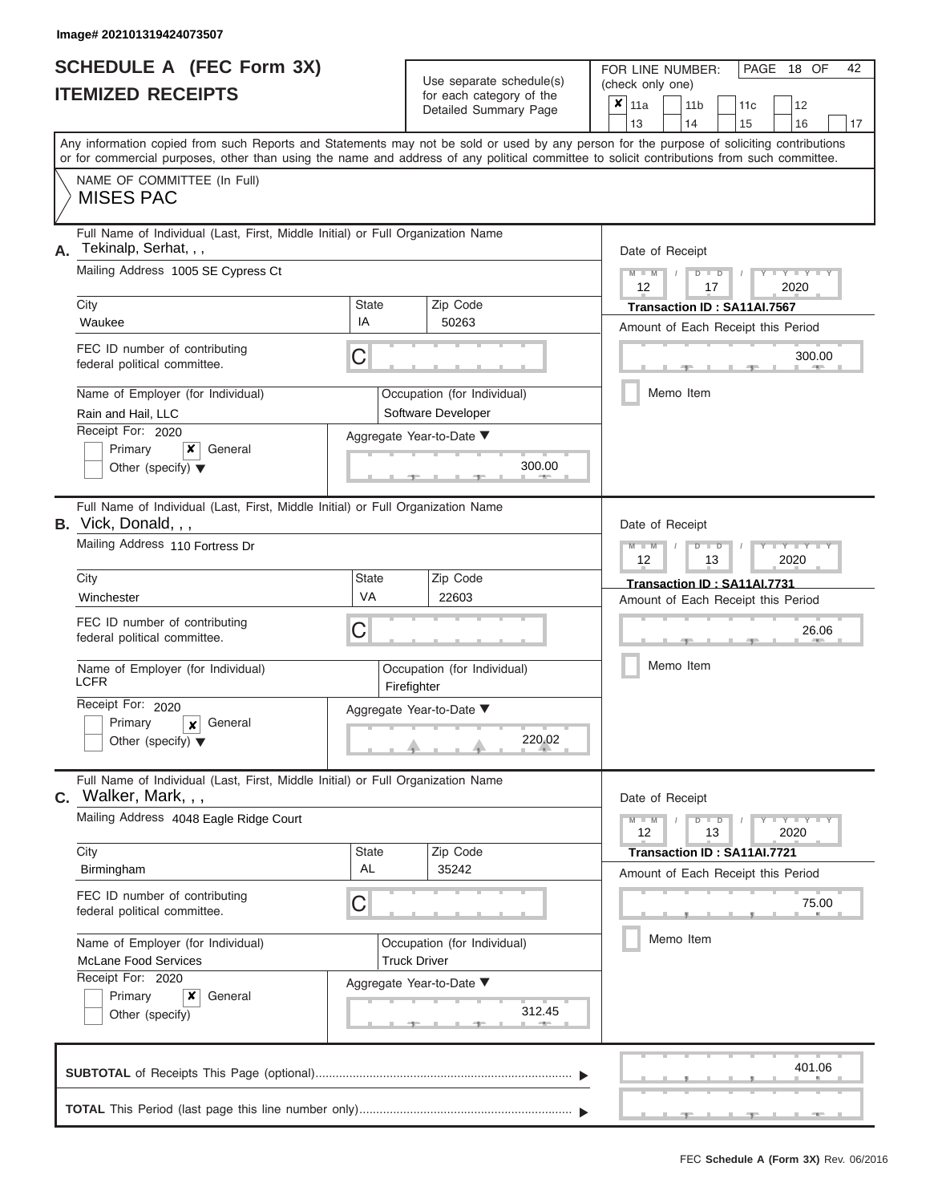Image# 202101319424073507

# SCHEDULE A (FEC Form 3X)
## ITEMIZED RECEIPTS

Use separate schedule(s) for each category of the Detailed Summary Page

FOR LINE NUMBER: (check only one)

- [x] 11a
- [ ] 11b
- [ ] 11c
- [ ] 12
- [ ] 13
- [ ] 14
- [ ] 15
- [ ] 16
- [ ] 17

PAGE 18 OF 42

Any information copied from such Reports and Statements may not be sold or used by any person for the purpose of soliciting contributions or for commercial purposes, other than using the name and address of any political committee to solicit contributions from such committee.

NAME OF COMMITTEE (In Full)
MISES PAC

---

**A.** Full Name of Individual (Last, First, Middle Initial) or Full Organization Name: Tekinalp, Serhat, , ,

Mailing Address: 1005 SE Cypress Ct

City: Waukee | State: IA | Zip Code: 50263

FEC ID number of contributing federal political committee: C

Name of Employer (for Individual): Rain and Hail, LLC

Occupation (for Individual): Software Developer

Receipt For: 2020
- [ ] Primary
- [x] General
- [ ] Other (specify)

Aggregate Year-to-Date: 300.00

Date of Receipt: 12 / 17 / 2020

Transaction ID : SA11AI.7567

Amount of Each Receipt this Period: 300.00

- [ ] Memo Item

---

**B.** Full Name of Individual (Last, First, Middle Initial) or Full Organization Name: Vick, Donald, , ,

Mailing Address: 110 Fortress Dr

City: Winchester | State: VA | Zip Code: 22603

FEC ID number of contributing federal political committee: C

Name of Employer (for Individual): LCFR

Occupation (for Individual): Firefighter

Receipt For: 2020
- [ ] Primary
- [x] General
- [ ] Other (specify)

Aggregate Year-to-Date: 220.02

Date of Receipt: 12 / 13 / 2020

Transaction ID : SA11AI.7731

Amount of Each Receipt this Period: 26.06

- [ ] Memo Item

---

**C.** Full Name of Individual (Last, First, Middle Initial) or Full Organization Name: Walker, Mark, , ,

Mailing Address: 4048 Eagle Ridge Court

City: Birmingham | State: AL | Zip Code: 35242

FEC ID number of contributing federal political committee: C

Name of Employer (for Individual): McLane Food Services

Occupation (for Individual): Truck Driver

Receipt For: 2020
- [ ] Primary
- [x] General
- [ ] Other (specify)

Aggregate Year-to-Date: 312.45

Date of Receipt: 12 / 13 / 2020

Transaction ID : SA11AI.7721

Amount of Each Receipt this Period: 75.00

- [ ] Memo Item

---

**SUBTOTAL** of Receipts This Page (optional): 401.06

**TOTAL** This Period (last page this line number only):

FEC Schedule A (Form 3X) Rev. 06/2016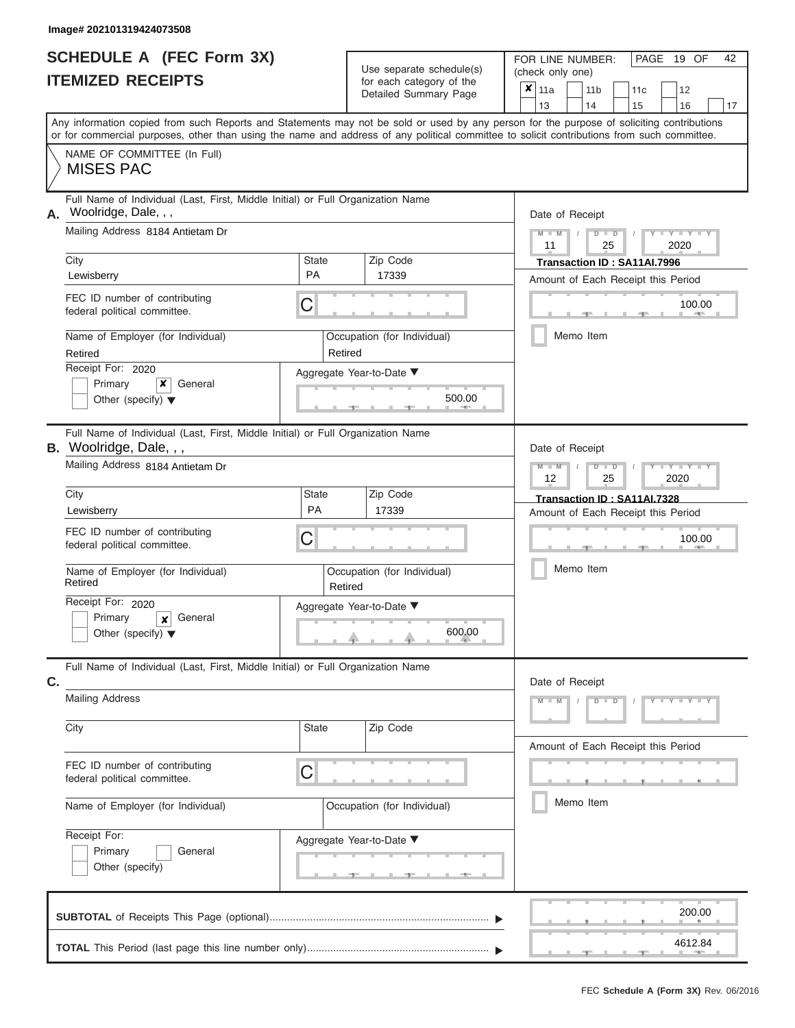Image# 202101319424073508

# SCHEDULE A (FEC Form 3X)
# ITEMIZED RECEIPTS

Use separate schedule(s) for each category of the Detailed Summary Page

FOR LINE NUMBER: (check only one)

- [x] 11a
- [ ] 11b
- [ ] 11c
- [ ] 12
- [ ] 13
- [ ] 14
- [ ] 15
- [ ] 16
- [ ] 17

PAGE 19 OF 42

Any information copied from such Reports and Statements may not be sold or used by any person for the purpose of soliciting contributions or for commercial purposes, other than using the name and address of any political committee to solicit contributions from such committee.

NAME OF COMMITTEE (In Full)
MISES PAC

## A.

Full Name of Individual (Last, First, Middle Initial) or Full Organization Name: Woolridge, Dale, , ,

Mailing Address: 8184 Antietam Dr

City: Lewisberry | State: PA | Zip Code: 17339

FEC ID number of contributing federal political committee: C

Name of Employer (for Individual): Retired

Occupation (for Individual): Retired

Receipt For: 2020
- [ ] Primary
- [x] General
- [ ] Other (specify)

Aggregate Year-to-Date: 500.00

Date of Receipt: 11 / 25 / 2020

Transaction ID : SA11AI.7996

Amount of Each Receipt this Period: 100.00

- [ ] Memo Item

## B.

Full Name of Individual (Last, First, Middle Initial) or Full Organization Name: Woolridge, Dale, , ,

Mailing Address: 8184 Antietam Dr

City: Lewisberry | State: PA | Zip Code: 17339

FEC ID number of contributing federal political committee: C

Name of Employer (for Individual): Retired

Occupation (for Individual): Retired

Receipt For: 2020
- [ ] Primary
- [x] General
- [ ] Other (specify)

Aggregate Year-to-Date: 600.00

Date of Receipt: 12 / 25 / 2020

Transaction ID : SA11AI.7328

Amount of Each Receipt this Period: 100.00

- [ ] Memo Item

## C.

Full Name of Individual (Last, First, Middle Initial) or Full Organization Name:

Mailing Address:

City: | State: | Zip Code:

FEC ID number of contributing federal political committee: C

Name of Employer (for Individual):

Occupation (for Individual):

Receipt For:
- [ ] Primary
- [ ] General
- [ ] Other (specify)

Aggregate Year-to-Date:

Date of Receipt:

Amount of Each Receipt this Period:

- [ ] Memo Item

**SUBTOTAL** of Receipts This Page (optional): 200.00

**TOTAL** This Period (last page this line number only): 4612.84

FEC Schedule A (Form 3X) Rev. 06/2016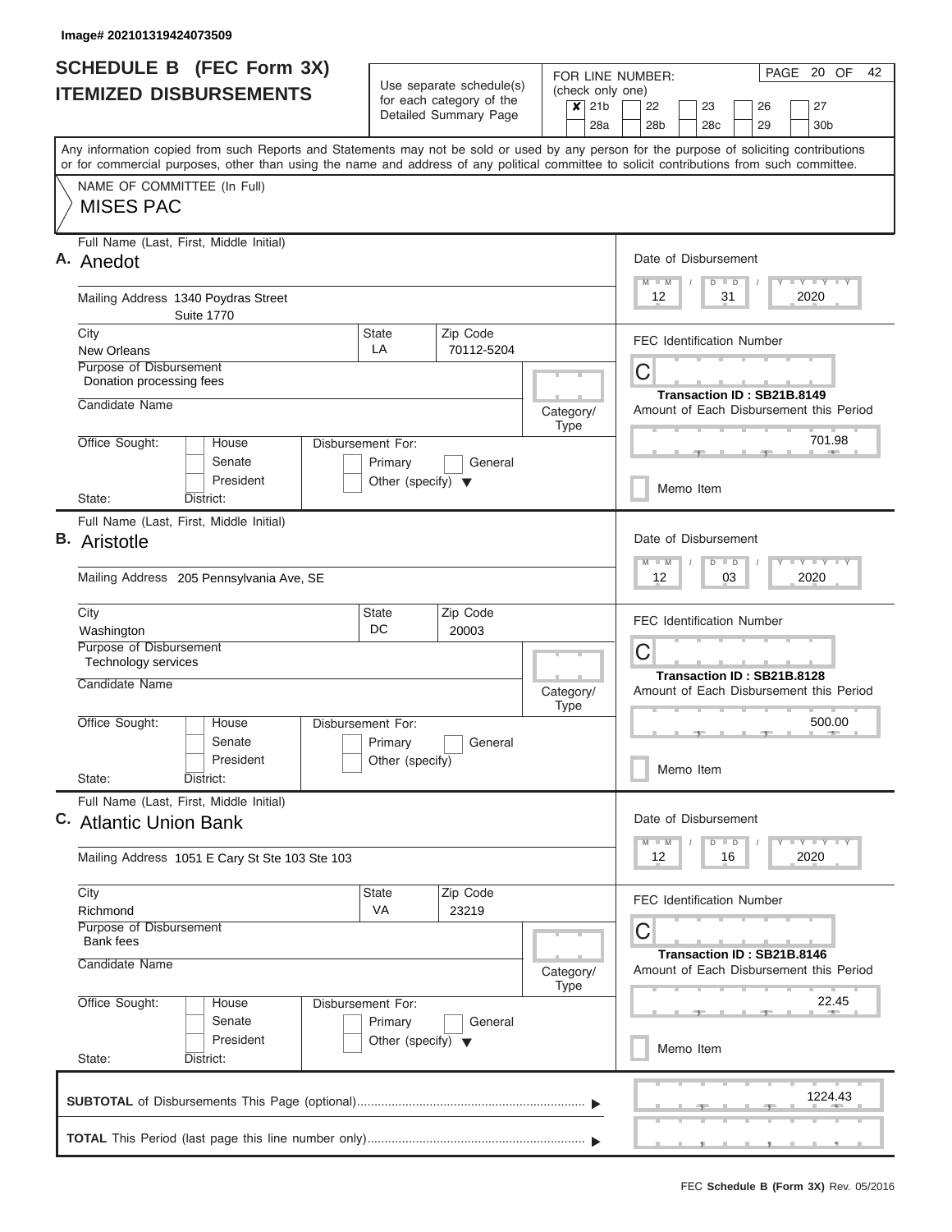Image# 202101319424073509

# SCHEDULE B (FEC Form 3X)
## ITEMIZED DISBURSEMENTS

Use separate schedule(s) for each category of the Detailed Summary Page

FOR LINE NUMBER: (check only one)
- [x] 21b
- [ ] 22
- [ ] 23
- [ ] 26
- [ ] 27
- [ ] 28a
- [ ] 28b
- [ ] 28c
- [ ] 29
- [ ] 30b

PAGE 20 OF 42

Any information copied from such Reports and Statements may not be sold or used by any person for the purpose of soliciting contributions or for commercial purposes, other than using the name and address of any political committee to solicit contributions from such committee.

NAME OF COMMITTEE (In Full)
MISES PAC

---

**A.** Full Name (Last, First, Middle Initial): Anedot

Mailing Address: 1340 Poydras Street Suite 1770

City: New Orleans | State: LA | Zip Code: 70112-5204

Purpose of Disbursement: Donation processing fees

Candidate Name:

Category/Type:

Office Sought: House / Senate / President

Disbursement For: Primary / General / Other (specify)

State: District:

Date of Disbursement: 12 / 31 / 2020

FEC Identification Number: C

Transaction ID : SB21B.8149

Amount of Each Disbursement this Period: 701.98

Memo Item

---

**B.** Full Name (Last, First, Middle Initial): Aristotle

Mailing Address: 205 Pennsylvania Ave, SE

City: Washington | State: DC | Zip Code: 20003

Purpose of Disbursement: Technology services

Candidate Name:

Category/Type:

Office Sought: House / Senate / President

Disbursement For: Primary / General / Other (specify)

State: District:

Date of Disbursement: 12 / 03 / 2020

FEC Identification Number: C

Transaction ID : SB21B.8128

Amount of Each Disbursement this Period: 500.00

Memo Item

---

**C.** Full Name (Last, First, Middle Initial): Atlantic Union Bank

Mailing Address: 1051 E Cary St Ste 103 Ste 103

City: Richmond | State: VA | Zip Code: 23219

Purpose of Disbursement: Bank fees

Candidate Name:

Category/Type:

Office Sought: House / Senate / President

Disbursement For: Primary / General / Other (specify)

State: District:

Date of Disbursement: 12 / 16 / 2020

FEC Identification Number: C

Transaction ID : SB21B.8146

Amount of Each Disbursement this Period: 22.45

Memo Item

---

**SUBTOTAL** of Disbursements This Page (optional): 1224.43

**TOTAL** This Period (last page this line number only):

FEC **Schedule B (Form 3X)** Rev. 05/2016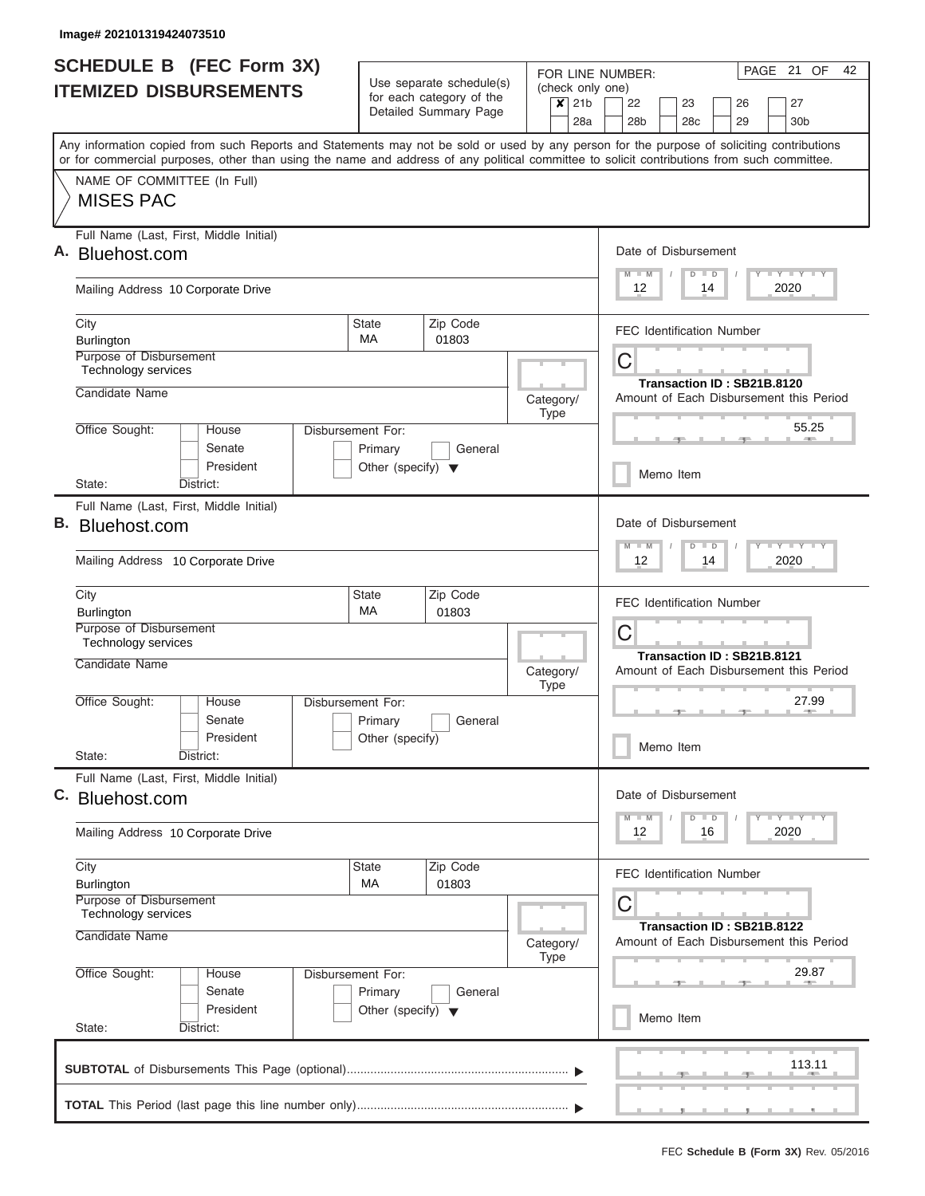Image# 202101319424073510

# SCHEDULE B (FEC Form 3X)
## ITEMIZED DISBURSEMENTS

Use separate schedule(s) for each category of the Detailed Summary Page

FOR LINE NUMBER: (check only one)
[X] 21b [ ] 22 [ ] 23 [ ] 26 [ ] 27 [ ] 28a [ ] 28b [ ] 28c [ ] 29 [ ] 30b

PAGE 21 OF 42

Any information copied from such Reports and Statements may not be sold or used by any person for the purpose of soliciting contributions or for commercial purposes, other than using the name and address of any political committee to solicit contributions from such committee.

NAME OF COMMITTEE (In Full)
MISES PAC

---

**A.** Full Name (Last, First, Middle Initial): Bluehost.com

Mailing Address: 10 Corporate Drive

City: Burlington | State: MA | Zip Code: 01803

Purpose of Disbursement: Technology services

Candidate Name:

Category/Type:

Office Sought: House / Senate / President

State: District:

Disbursement For: Primary / General / Other (specify)

Date of Disbursement: 12 / 14 / 2020

FEC Identification Number: C

Transaction ID : SB21B.8120

Amount of Each Disbursement this Period: 55.25

Memo Item

---

**B.** Full Name (Last, First, Middle Initial): Bluehost.com

Mailing Address: 10 Corporate Drive

City: Burlington | State: MA | Zip Code: 01803

Purpose of Disbursement: Technology services

Candidate Name:

Category/Type:

Office Sought: House / Senate / President

State: District:

Disbursement For: Primary / General / Other (specify)

Date of Disbursement: 12 / 14 / 2020

FEC Identification Number: C

Transaction ID : SB21B.8121

Amount of Each Disbursement this Period: 27.99

Memo Item

---

**C.** Full Name (Last, First, Middle Initial): Bluehost.com

Mailing Address: 10 Corporate Drive

City: Burlington | State: MA | Zip Code: 01803

Purpose of Disbursement: Technology services

Candidate Name:

Category/Type:

Office Sought: House / Senate / President

State: District:

Disbursement For: Primary / General / Other (specify)

Date of Disbursement: 12 / 16 / 2020

FEC Identification Number: C

Transaction ID : SB21B.8122

Amount of Each Disbursement this Period: 29.87

Memo Item

---

**SUBTOTAL** of Disbursements This Page (optional): 113.11

**TOTAL** This Period (last page this line number only):

FEC **Schedule B (Form 3X)** Rev. 05/2016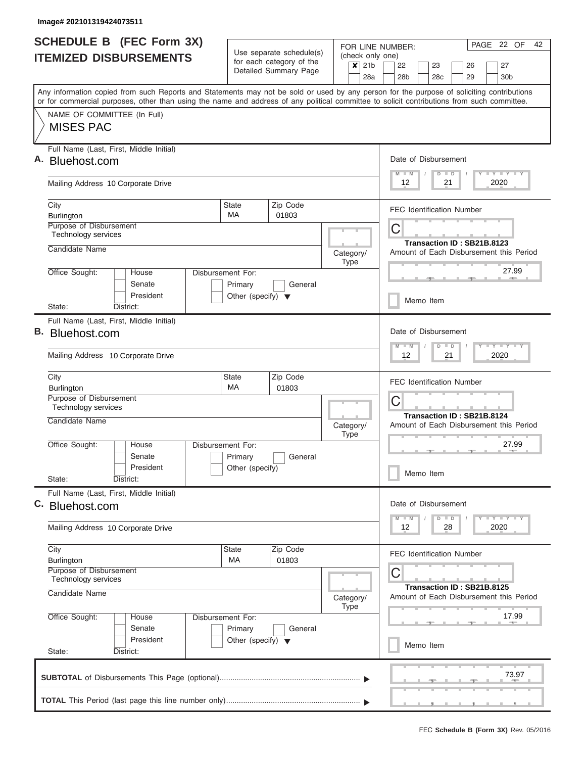Image# 202101319424073511

# SCHEDULE B (FEC Form 3X)
## ITEMIZED DISBURSEMENTS

Use separate schedule(s) for each category of the Detailed Summary Page

FOR LINE NUMBER: (check only one)

- [x] 21b
- [ ] 22
- [ ] 23
- [ ] 26
- [ ] 27
- [ ] 28a
- [ ] 28b
- [ ] 28c
- [ ] 29
- [ ] 30b

PAGE 22 OF 42

Any information copied from such Reports and Statements may not be sold or used by any person for the purpose of soliciting contributions or for commercial purposes, other than using the name and address of any political committee to solicit contributions from such committee.

NAME OF COMMITTEE (In Full)
MISES PAC

---

**A.** Full Name (Last, First, Middle Initial): Bluehost.com

Mailing Address: 10 Corporate Drive

City: Burlington | State: MA | Zip Code: 01803

Purpose of Disbursement: Technology services

Candidate Name:

Category/Type:

Office Sought: House / Senate / President

State: District:

Disbursement For: Primary / General / Other (specify)

Date of Disbursement: 12 / 21 / 2020

FEC Identification Number: C

Transaction ID : SB21B.8123

Amount of Each Disbursement this Period: 27.99

Memo Item

---

**B.** Full Name (Last, First, Middle Initial): Bluehost.com

Mailing Address: 10 Corporate Drive

City: Burlington | State: MA | Zip Code: 01803

Purpose of Disbursement: Technology services

Candidate Name:

Category/Type:

Office Sought: House / Senate / President

State: District:

Disbursement For: Primary / General / Other (specify)

Date of Disbursement: 12 / 21 / 2020

FEC Identification Number: C

Transaction ID : SB21B.8124

Amount of Each Disbursement this Period: 27.99

Memo Item

---

**C.** Full Name (Last, First, Middle Initial): Bluehost.com

Mailing Address: 10 Corporate Drive

City: Burlington | State: MA | Zip Code: 01803

Purpose of Disbursement: Technology services

Candidate Name:

Category/Type:

Office Sought: House / Senate / President

State: District:

Disbursement For: Primary / General / Other (specify)

Date of Disbursement: 12 / 28 / 2020

FEC Identification Number: C

Transaction ID : SB21B.8125

Amount of Each Disbursement this Period: 17.99

Memo Item

---

**SUBTOTAL** of Disbursements This Page (optional): 73.97

**TOTAL** This Period (last page this line number only):

FEC **Schedule B (Form 3X)** Rev. 05/2016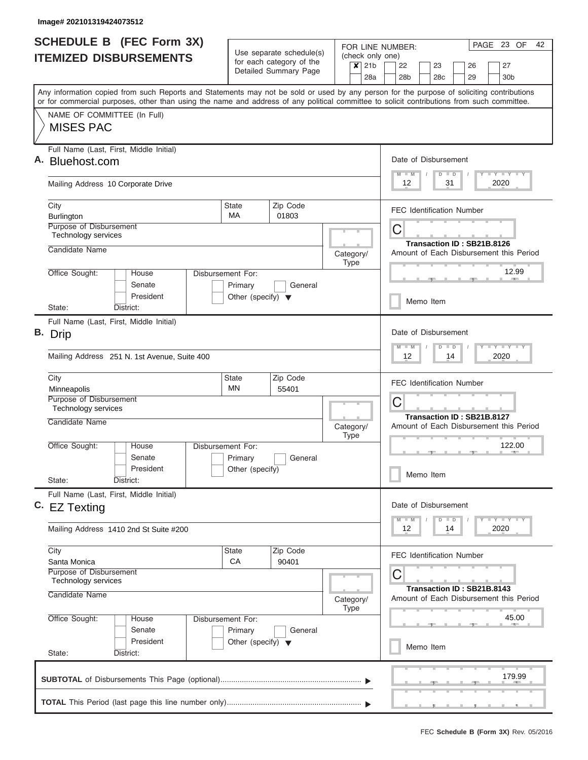Image# 202101319424073512

# SCHEDULE B (FEC Form 3X) ITEMIZED DISBURSEMENTS

Use separate schedule(s) for each category of the Detailed Summary Page

FOR LINE NUMBER: (check only one)

- [x] 21b
- [ ] 22
- [ ] 23
- [ ] 26
- [ ] 27
- [ ] 28a
- [ ] 28b
- [ ] 28c
- [ ] 29
- [ ] 30b

PAGE 23 OF 42

Any information copied from such Reports and Statements may not be sold or used by any person for the purpose of soliciting contributions or for commercial purposes, other than using the name and address of any political committee to solicit contributions from such committee.

NAME OF COMMITTEE (In Full)
MISES PAC

---

**A.** Full Name (Last, First, Middle Initial): Bluehost.com

Mailing Address: 10 Corporate Drive

City: Burlington | State: MA | Zip Code: 01803

Purpose of Disbursement: Technology services

Candidate Name:

Category/Type:

Office Sought: House / Senate / President

State: District:

Disbursement For: Primary / General / Other (specify)

Date of Disbursement: 12 / 31 / 2020

FEC Identification Number: C

Transaction ID : SB21B.8126

Amount of Each Disbursement this Period: 12.99

Memo Item

---

**B.** Full Name (Last, First, Middle Initial): Drip

Mailing Address: 251 N. 1st Avenue, Suite 400

City: Minneapolis | State: MN | Zip Code: 55401

Purpose of Disbursement: Technology services

Candidate Name:

Category/Type:

Office Sought: House / Senate / President

State: District:

Disbursement For: Primary / General / Other (specify)

Date of Disbursement: 12 / 14 / 2020

FEC Identification Number: C

Transaction ID : SB21B.8127

Amount of Each Disbursement this Period: 122.00

Memo Item

---

**C.** Full Name (Last, First, Middle Initial): EZ Texting

Mailing Address: 1410 2nd St Suite #200

City: Santa Monica | State: CA | Zip Code: 90401

Purpose of Disbursement: Technology services

Candidate Name:

Category/Type:

Office Sought: House / Senate / President

State: District:

Disbursement For: Primary / General / Other (specify)

Date of Disbursement: 12 / 14 / 2020

FEC Identification Number: C

Transaction ID : SB21B.8143

Amount of Each Disbursement this Period: 45.00

Memo Item

---

**SUBTOTAL** of Disbursements This Page (optional): 179.99

**TOTAL** This Period (last page this line number only):

FEC **Schedule B (Form 3X)** Rev. 05/2016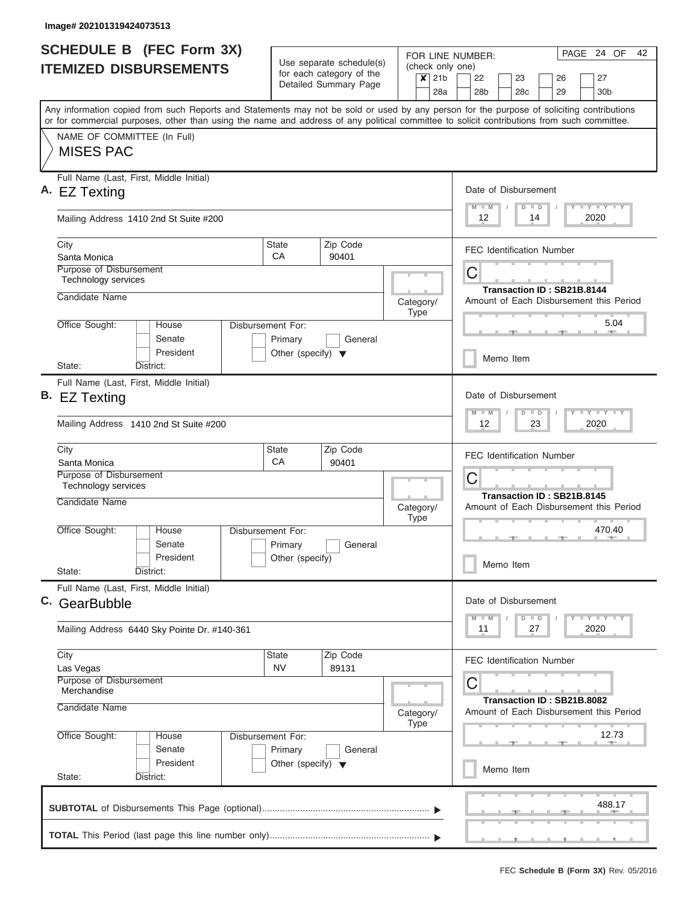Image# 202101319424073513

# SCHEDULE B (FEC Form 3X)
## ITEMIZED DISBURSEMENTS

Use separate schedule(s) for each category of the Detailed Summary Page

FOR LINE NUMBER: (check only one)
- [x] 21b
- [ ] 22
- [ ] 23
- [ ] 26
- [ ] 27
- [ ] 28a
- [ ] 28b
- [ ] 28c
- [ ] 29
- [ ] 30b

PAGE 24 OF 42

Any information copied from such Reports and Statements may not be sold or used by any person for the purpose of soliciting contributions or for commercial purposes, other than using the name and address of any political committee to solicit contributions from such committee.

NAME OF COMMITTEE (In Full)
**MISES PAC**

---

**A.** Full Name (Last, First, Middle Initial): **EZ Texting**

Mailing Address: 1410 2nd St Suite #200

City: Santa Monica | State: CA | Zip Code: 90401

Purpose of Disbursement: Technology services

Candidate Name:

Category/Type:

Office Sought: House / Senate / President

State: District:

Disbursement For: Primary / General / Other (specify)

Date of Disbursement: 12 / 14 / 2020

FEC Identification Number: C

Transaction ID : SB21B.8144

Amount of Each Disbursement this Period: 5.04

Memo Item

---

**B.** Full Name (Last, First, Middle Initial): **EZ Texting**

Mailing Address: 1410 2nd St Suite #200

City: Santa Monica | State: CA | Zip Code: 90401

Purpose of Disbursement: Technology services

Candidate Name:

Category/Type:

Office Sought: House / Senate / President

State: District:

Disbursement For: Primary / General / Other (specify)

Date of Disbursement: 12 / 23 / 2020

FEC Identification Number: C

Transaction ID : SB21B.8145

Amount of Each Disbursement this Period: 470.40

Memo Item

---

**C.** Full Name (Last, First, Middle Initial): **GearBubble**

Mailing Address: 6440 Sky Pointe Dr. #140-361

City: Las Vegas | State: NV | Zip Code: 89131

Purpose of Disbursement: Merchandise

Candidate Name:

Category/Type:

Office Sought: House / Senate / President

State: District:

Disbursement For: Primary / General / Other (specify)

Date of Disbursement: 11 / 27 / 2020

FEC Identification Number: C

Transaction ID : SB21B.8082

Amount of Each Disbursement this Period: 12.73

Memo Item

---

**SUBTOTAL** of Disbursements This Page (optional): 488.17

**TOTAL** This Period (last page this line number only):

FEC **Schedule B (Form 3X)** Rev. 05/2016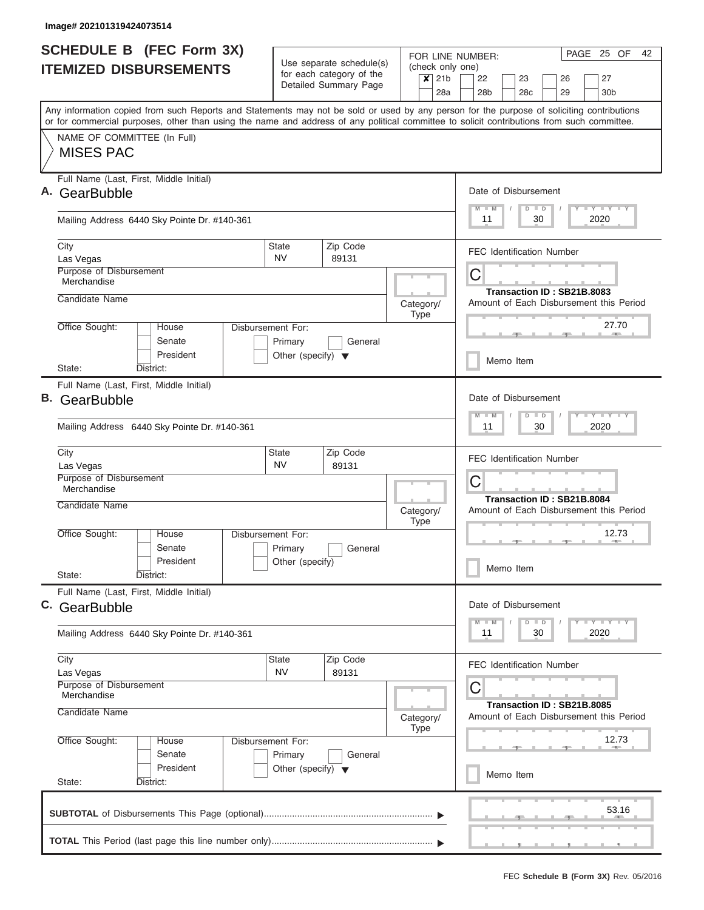Image# 202101319424073514

# SCHEDULE B (FEC Form 3X)
## ITEMIZED DISBURSEMENTS

Use separate schedule(s) for each category of the Detailed Summary Page

FOR LINE NUMBER: (check only one)
- [x] 21b
- [ ] 22
- [ ] 23
- [ ] 26
- [ ] 27
- [ ] 28a
- [ ] 28b
- [ ] 28c
- [ ] 29
- [ ] 30b

PAGE 25 OF 42

Any information copied from such Reports and Statements may not be sold or used by any person for the purpose of soliciting contributions or for commercial purposes, other than using the name and address of any political committee to solicit contributions from such committee.

NAME OF COMMITTEE (In Full)
MISES PAC

---

**A.** Full Name (Last, First, Middle Initial): GearBubble

Mailing Address: 6440 Sky Pointe Dr. #140-361

City: Las Vegas | State: NV | Zip Code: 89131

Purpose of Disbursement: Merchandise

Candidate Name:

Category/Type:

Office Sought: House / Senate / President

State: District:

Disbursement For: Primary / General / Other (specify)

Date of Disbursement: 11 / 30 / 2020

FEC Identification Number: C

Transaction ID : SB21B.8083

Amount of Each Disbursement this Period: 27.70

Memo Item

---

**B.** Full Name (Last, First, Middle Initial): GearBubble

Mailing Address: 6440 Sky Pointe Dr. #140-361

City: Las Vegas | State: NV | Zip Code: 89131

Purpose of Disbursement: Merchandise

Candidate Name:

Category/Type:

Office Sought: House / Senate / President

State: District:

Disbursement For: Primary / General / Other (specify)

Date of Disbursement: 11 / 30 / 2020

FEC Identification Number: C

Transaction ID : SB21B.8084

Amount of Each Disbursement this Period: 12.73

Memo Item

---

**C.** Full Name (Last, First, Middle Initial): GearBubble

Mailing Address: 6440 Sky Pointe Dr. #140-361

City: Las Vegas | State: NV | Zip Code: 89131

Purpose of Disbursement: Merchandise

Candidate Name:

Category/Type:

Office Sought: House / Senate / President

State: District:

Disbursement For: Primary / General / Other (specify)

Date of Disbursement: 11 / 30 / 2020

FEC Identification Number: C

Transaction ID : SB21B.8085

Amount of Each Disbursement this Period: 12.73

Memo Item

---

**SUBTOTAL** of Disbursements This Page (optional) ▶ 53.16

**TOTAL** This Period (last page this line number only) ▶

FEC **Schedule B (Form 3X)** Rev. 05/2016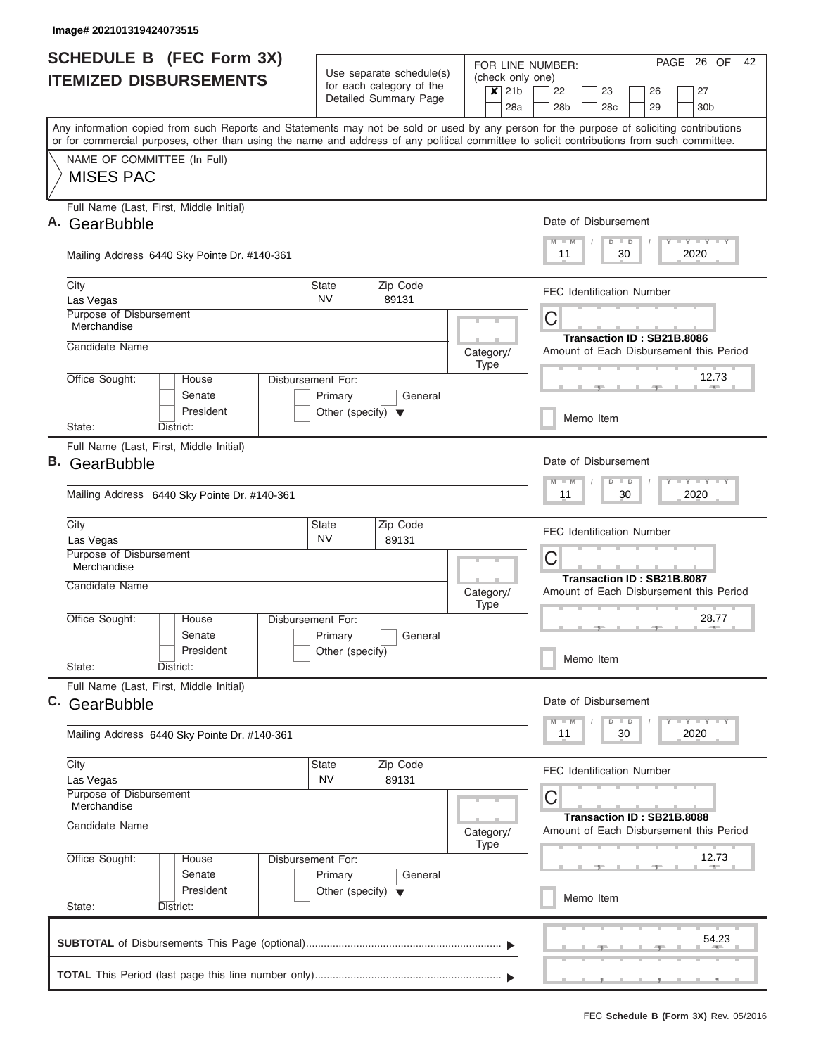Image# 202101319424073515

# SCHEDULE B (FEC Form 3X)
## ITEMIZED DISBURSEMENTS

Use separate schedule(s) for each category of the Detailed Summary Page

FOR LINE NUMBER: (check only one)

- [x] 21b
- [ ] 22
- [ ] 23
- [ ] 26
- [ ] 27
- [ ] 28a
- [ ] 28b
- [ ] 28c
- [ ] 29
- [ ] 30b

PAGE 26 OF 42

Any information copied from such Reports and Statements may not be sold or used by any person for the purpose of soliciting contributions or for commercial purposes, other than using the name and address of any political committee to solicit contributions from such committee.

NAME OF COMMITTEE (In Full)
MISES PAC

---

**A.** Full Name (Last, First, Middle Initial): GearBubble

Mailing Address: 6440 Sky Pointe Dr. #140-361

City: Las Vegas | State: NV | Zip Code: 89131

Purpose of Disbursement: Merchandise

Candidate Name:

Category/Type:

Office Sought: House / Senate / President

State: District:

Disbursement For: Primary / General / Other (specify)

Date of Disbursement: 11 / 30 / 2020

FEC Identification Number: C

Transaction ID : SB21B.8086

Amount of Each Disbursement this Period: 12.73

Memo Item

---

**B.** Full Name (Last, First, Middle Initial): GearBubble

Mailing Address: 6440 Sky Pointe Dr. #140-361

City: Las Vegas | State: NV | Zip Code: 89131

Purpose of Disbursement: Merchandise

Candidate Name:

Category/Type:

Office Sought: House / Senate / President

State: District:

Disbursement For: Primary / General / Other (specify)

Date of Disbursement: 11 / 30 / 2020

FEC Identification Number: C

Transaction ID : SB21B.8087

Amount of Each Disbursement this Period: 28.77

Memo Item

---

**C.** Full Name (Last, First, Middle Initial): GearBubble

Mailing Address: 6440 Sky Pointe Dr. #140-361

City: Las Vegas | State: NV | Zip Code: 89131

Purpose of Disbursement: Merchandise

Candidate Name:

Category/Type:

Office Sought: House / Senate / President

State: District:

Disbursement For: Primary / General / Other (specify)

Date of Disbursement: 11 / 30 / 2020

FEC Identification Number: C

Transaction ID : SB21B.8088

Amount of Each Disbursement this Period: 12.73

Memo Item

---

**SUBTOTAL** of Disbursements This Page (optional): 54.23

**TOTAL** This Period (last page this line number only):

FEC **Schedule B (Form 3X)** Rev. 05/2016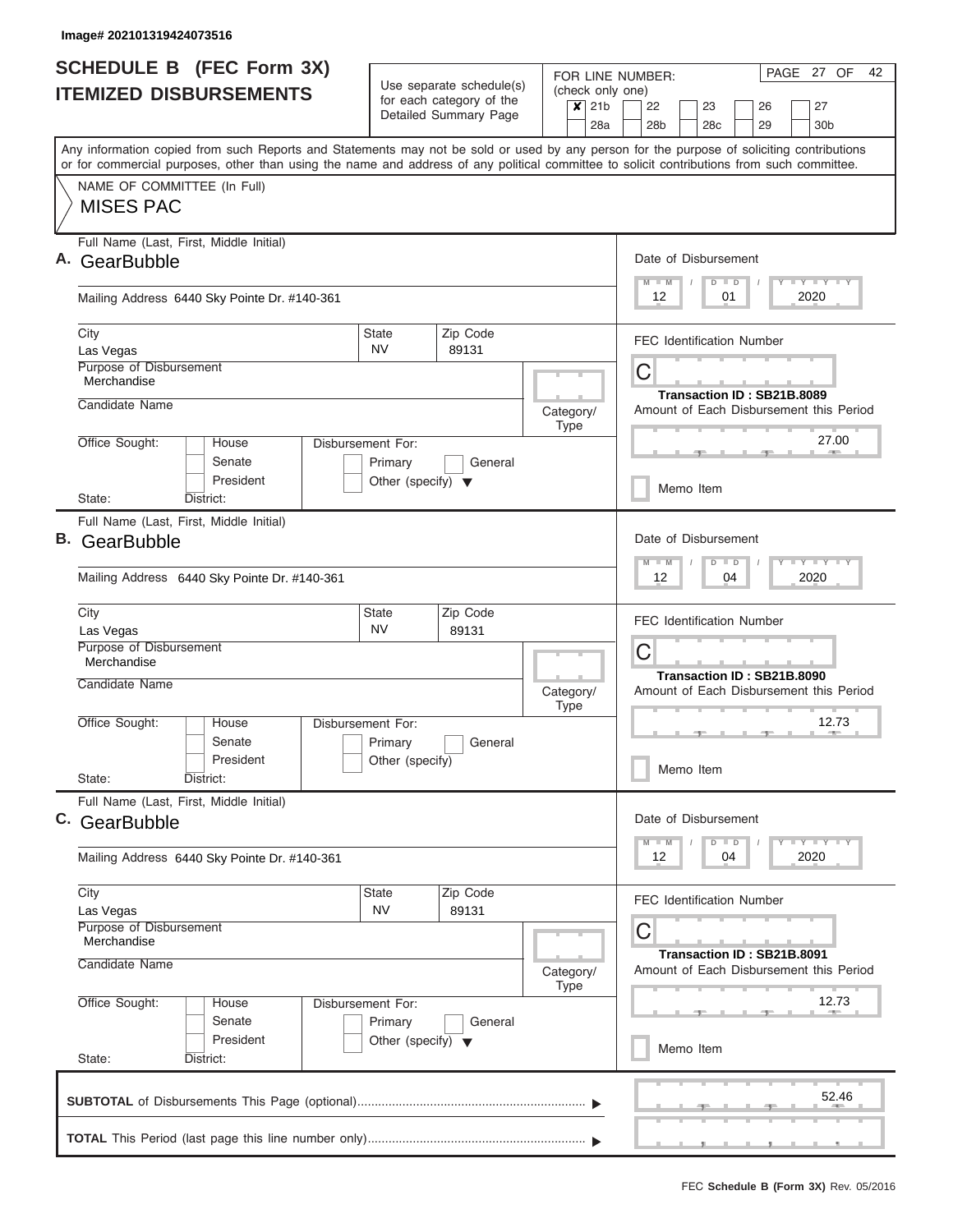Image# 202101319424073516

# SCHEDULE B (FEC Form 3X)
## ITEMIZED DISBURSEMENTS

Use separate schedule(s) for each category of the Detailed Summary Page

FOR LINE NUMBER: (check only one)
- [x] 21b
- [ ] 22
- [ ] 23
- [ ] 26
- [ ] 27
- [ ] 28a
- [ ] 28b
- [ ] 28c
- [ ] 29
- [ ] 30b

PAGE 27 OF 42

Any information copied from such Reports and Statements may not be sold or used by any person for the purpose of soliciting contributions or for commercial purposes, other than using the name and address of any political committee to solicit contributions from such committee.

NAME OF COMMITTEE (In Full)

MISES PAC

---

**A.** Full Name (Last, First, Middle Initial): GearBubble

Mailing Address: 6440 Sky Pointe Dr. #140-361

City: Las Vegas | State: NV | Zip Code: 89131

Purpose of Disbursement: Merchandise

Candidate Name:

Category/Type:

Office Sought: House / Senate / President

State: | District:

Disbursement For: Primary / General / Other (specify)

Date of Disbursement: 12/01/2020

FEC Identification Number: C

Transaction ID : SB21B.8089

Amount of Each Disbursement this Period: 27.00

Memo Item

---

**B.** Full Name (Last, First, Middle Initial): GearBubble

Mailing Address: 6440 Sky Pointe Dr. #140-361

City: Las Vegas | State: NV | Zip Code: 89131

Purpose of Disbursement: Merchandise

Candidate Name:

Category/Type:

Office Sought: House / Senate / President

State: | District:

Disbursement For: Primary / General / Other (specify)

Date of Disbursement: 12/04/2020

FEC Identification Number: C

Transaction ID : SB21B.8090

Amount of Each Disbursement this Period: 12.73

Memo Item

---

**C.** Full Name (Last, First, Middle Initial): GearBubble

Mailing Address: 6440 Sky Pointe Dr. #140-361

City: Las Vegas | State: NV | Zip Code: 89131

Purpose of Disbursement: Merchandise

Candidate Name:

Category/Type:

Office Sought: House / Senate / President

State: | District:

Disbursement For: Primary / General / Other (specify)

Date of Disbursement: 12/04/2020

FEC Identification Number: C

Transaction ID : SB21B.8091

Amount of Each Disbursement this Period: 12.73

Memo Item

---

**SUBTOTAL** of Disbursements This Page (optional): 52.46

**TOTAL** This Period (last page this line number only):

FEC **Schedule B (Form 3X)** Rev. 05/2016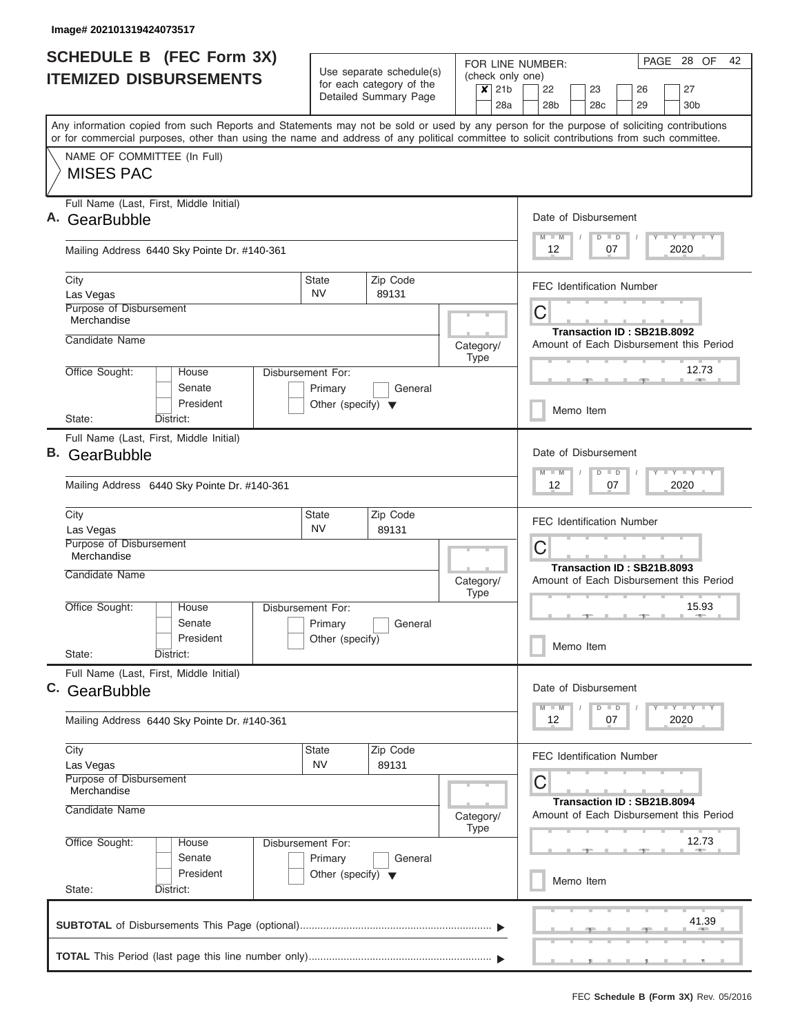Image# 202101319424073517

# SCHEDULE B (FEC Form 3X)
## ITEMIZED DISBURSEMENTS

Use separate schedule(s) for each category of the Detailed Summary Page

FOR LINE NUMBER: (check only one)

| | | | | | |
|---|---|---|---|---|---|
| ✘ 21b | 22 | 23 | 26 | 27 | |
| 28a | 28b | 28c | 29 | 30b | |

PAGE 28 OF 42

Any information copied from such Reports and Statements may not be sold or used by any person for the purpose of soliciting contributions or for commercial purposes, other than using the name and address of any political committee to solicit contributions from such committee.

NAME OF COMMITTEE (In Full)

MISES PAC

---

**A.** Full Name (Last, First, Middle Initial): GearBubble

Mailing Address: 6440 Sky Pointe Dr. #140-361

City: Las Vegas | State: NV | Zip Code: 89131

Purpose of Disbursement: Merchandise

Candidate Name:

Category/Type:

Office Sought: House / Senate / President

State: District:

Disbursement For: Primary / General / Other (specify)

Date of Disbursement: 12 / 07 / 2020

FEC Identification Number: C

Transaction ID : SB21B.8092

Amount of Each Disbursement this Period: 12.73

Memo Item

---

**B.** Full Name (Last, First, Middle Initial): GearBubble

Mailing Address: 6440 Sky Pointe Dr. #140-361

City: Las Vegas | State: NV | Zip Code: 89131

Purpose of Disbursement: Merchandise

Candidate Name:

Category/Type:

Office Sought: House / Senate / President

State: District:

Disbursement For: Primary / General / Other (specify)

Date of Disbursement: 12 / 07 / 2020

FEC Identification Number: C

Transaction ID : SB21B.8093

Amount of Each Disbursement this Period: 15.93

Memo Item

---

**C.** Full Name (Last, First, Middle Initial): GearBubble

Mailing Address: 6440 Sky Pointe Dr. #140-361

City: Las Vegas | State: NV | Zip Code: 89131

Purpose of Disbursement: Merchandise

Candidate Name:

Category/Type:

Office Sought: House / Senate / President

State: District:

Disbursement For: Primary / General / Other (specify)

Date of Disbursement: 12 / 07 / 2020

FEC Identification Number: C

Transaction ID : SB21B.8094

Amount of Each Disbursement this Period: 12.73

Memo Item

---

**SUBTOTAL** of Disbursements This Page (optional): 41.39

**TOTAL** This Period (last page this line number only):

FEC **Schedule B (Form 3X)** Rev. 05/2016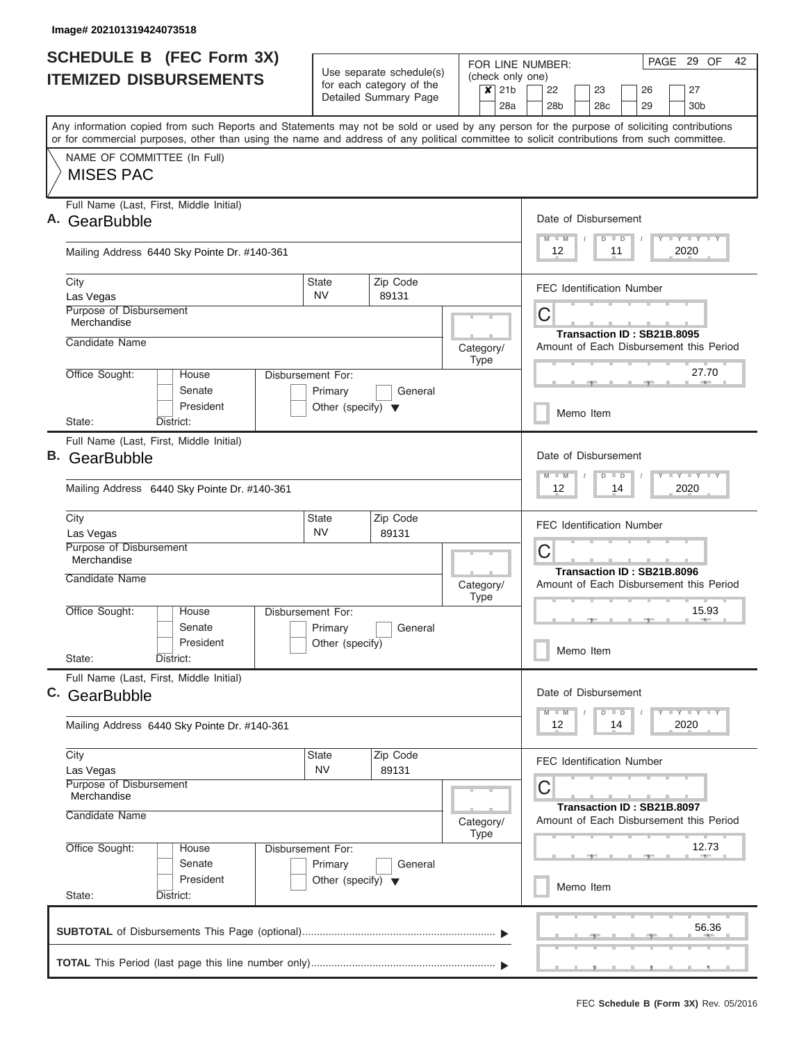Image# 202101319424073518

# SCHEDULE B (FEC Form 3X) ITEMIZED DISBURSEMENTS

Use separate schedule(s) for each category of the Detailed Summary Page

FOR LINE NUMBER: (check only one)
- [x] 21b
- [ ] 22
- [ ] 23
- [ ] 26
- [ ] 27
- [ ] 28a
- [ ] 28b
- [ ] 28c
- [ ] 29
- [ ] 30b

PAGE 29 OF 42

Any information copied from such Reports and Statements may not be sold or used by any person for the purpose of soliciting contributions or for commercial purposes, other than using the name and address of any political committee to solicit contributions from such committee.

NAME OF COMMITTEE (In Full)
MISES PAC

## A.

Full Name (Last, First, Middle Initial): GearBubble

Mailing Address: 6440 Sky Pointe Dr. #140-361

City: Las Vegas | State: NV | Zip Code: 89131

Purpose of Disbursement: Merchandise

Candidate Name:

Category/Type:

Office Sought: House / Senate / President

State: | District:

Disbursement For: Primary / General / Other (specify)

Date of Disbursement: 12 / 11 / 2020

FEC Identification Number: C

Transaction ID : SB21B.8095

Amount of Each Disbursement this Period: 27.70

Memo Item

## B.

Full Name (Last, First, Middle Initial): GearBubble

Mailing Address: 6440 Sky Pointe Dr. #140-361

City: Las Vegas | State: NV | Zip Code: 89131

Purpose of Disbursement: Merchandise

Candidate Name:

Category/Type:

Office Sought: House / Senate / President

State: | District:

Disbursement For: Primary / General / Other (specify)

Date of Disbursement: 12 / 14 / 2020

FEC Identification Number: C

Transaction ID : SB21B.8096

Amount of Each Disbursement this Period: 15.93

Memo Item

## C.

Full Name (Last, First, Middle Initial): GearBubble

Mailing Address: 6440 Sky Pointe Dr. #140-361

City: Las Vegas | State: NV | Zip Code: 89131

Purpose of Disbursement: Merchandise

Candidate Name:

Category/Type:

Office Sought: House / Senate / President

State: | District:

Disbursement For: Primary / General / Other (specify)

Date of Disbursement: 12 / 14 / 2020

FEC Identification Number: C

Transaction ID : SB21B.8097

Amount of Each Disbursement this Period: 12.73

Memo Item

**SUBTOTAL** of Disbursements This Page (optional): 56.36

**TOTAL** This Period (last page this line number only):

FEC **Schedule B (Form 3X)** Rev. 05/2016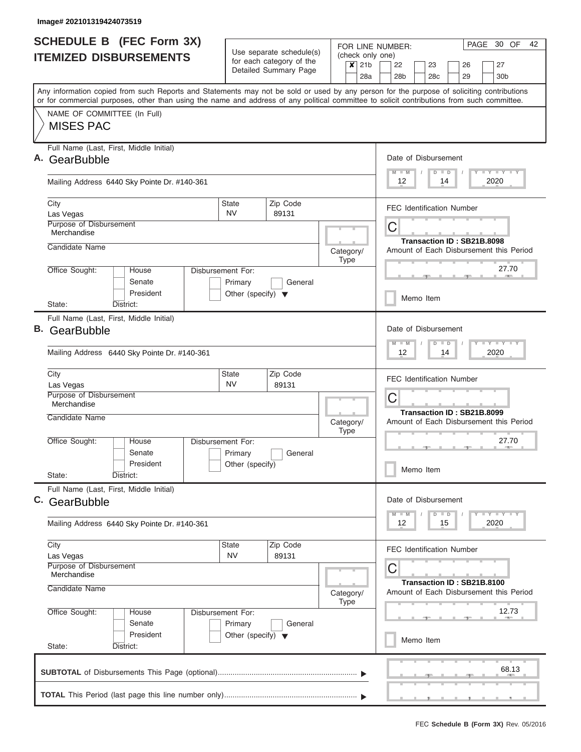Image# 202101319424073519

# SCHEDULE B (FEC Form 3X)
## ITEMIZED DISBURSEMENTS

Use separate schedule(s) for each category of the Detailed Summary Page

FOR LINE NUMBER: (check only one)

- [x] 21b
- [ ] 22
- [ ] 23
- [ ] 26
- [ ] 27
- [ ] 28a
- [ ] 28b
- [ ] 28c
- [ ] 29
- [ ] 30b

PAGE 30 OF 42

Any information copied from such Reports and Statements may not be sold or used by any person for the purpose of soliciting contributions or for commercial purposes, other than using the name and address of any political committee to solicit contributions from such committee.

NAME OF COMMITTEE (In Full)

MISES PAC

---

**A.** Full Name (Last, First, Middle Initial): GearBubble

Mailing Address: 6440 Sky Pointe Dr. #140-361

City: Las Vegas | State: NV | Zip Code: 89131

Purpose of Disbursement: Merchandise

Candidate Name:

Category/Type:

Office Sought: House / Senate / President

State: District:

Disbursement For: Primary / General / Other (specify)

Date of Disbursement: 12 / 14 / 2020

FEC Identification Number: C

Transaction ID : SB21B.8098

Amount of Each Disbursement this Period: 27.70

Memo Item

---

**B.** Full Name (Last, First, Middle Initial): GearBubble

Mailing Address: 6440 Sky Pointe Dr. #140-361

City: Las Vegas | State: NV | Zip Code: 89131

Purpose of Disbursement: Merchandise

Candidate Name:

Category/Type:

Office Sought: House / Senate / President

State: District:

Disbursement For: Primary / General / Other (specify)

Date of Disbursement: 12 / 14 / 2020

FEC Identification Number: C

Transaction ID : SB21B.8099

Amount of Each Disbursement this Period: 27.70

Memo Item

---

**C.** Full Name (Last, First, Middle Initial): GearBubble

Mailing Address: 6440 Sky Pointe Dr. #140-361

City: Las Vegas | State: NV | Zip Code: 89131

Purpose of Disbursement: Merchandise

Candidate Name:

Category/Type:

Office Sought: House / Senate / President

State: District:

Disbursement For: Primary / General / Other (specify)

Date of Disbursement: 12 / 15 / 2020

FEC Identification Number: C

Transaction ID : SB21B.8100

Amount of Each Disbursement this Period: 12.73

Memo Item

---

**SUBTOTAL** of Disbursements This Page (optional): 68.13

**TOTAL** This Period (last page this line number only):

FEC **Schedule B (Form 3X)** Rev. 05/2016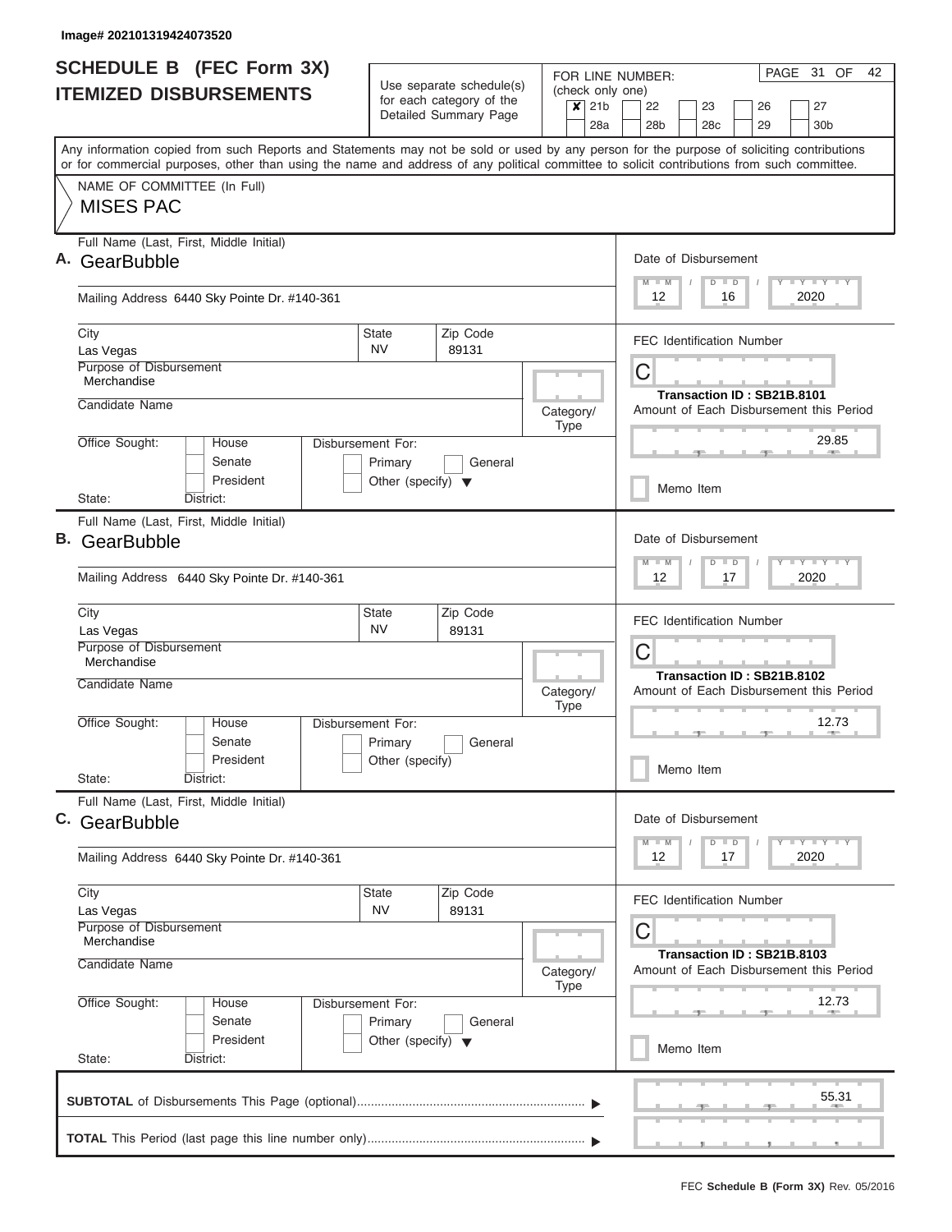Image# 202101319424073520

# SCHEDULE B (FEC Form 3X)
## ITEMIZED DISBURSEMENTS

Use separate schedule(s) for each category of the Detailed Summary Page

FOR LINE NUMBER: (check only one)

- [x] 21b
- [ ] 22
- [ ] 23
- [ ] 26
- [ ] 27
- [ ] 28a
- [ ] 28b
- [ ] 28c
- [ ] 29
- [ ] 30b

PAGE 31 OF 42

Any information copied from such Reports and Statements may not be sold or used by any person for the purpose of soliciting contributions or for commercial purposes, other than using the name and address of any political committee to solicit contributions from such committee.

NAME OF COMMITTEE (In Full)

MISES PAC

---

**A.** Full Name (Last, First, Middle Initial): GearBubble

Mailing Address: 6440 Sky Pointe Dr. #140-361

City: Las Vegas | State: NV | Zip Code: 89131

Purpose of Disbursement: Merchandise

Candidate Name:

Category/Type:

Office Sought: House / Senate / President

State: District:

Disbursement For: Primary / General / Other (specify)

Date of Disbursement: 12/16/2020

FEC Identification Number: C

Transaction ID : SB21B.8101

Amount of Each Disbursement this Period: 29.85

Memo Item

---

**B.** Full Name (Last, First, Middle Initial): GearBubble

Mailing Address: 6440 Sky Pointe Dr. #140-361

City: Las Vegas | State: NV | Zip Code: 89131

Purpose of Disbursement: Merchandise

Candidate Name:

Category/Type:

Office Sought: House / Senate / President

State: District:

Disbursement For: Primary / General / Other (specify)

Date of Disbursement: 12/17/2020

FEC Identification Number: C

Transaction ID : SB21B.8102

Amount of Each Disbursement this Period: 12.73

Memo Item

---

**C.** Full Name (Last, First, Middle Initial): GearBubble

Mailing Address: 6440 Sky Pointe Dr. #140-361

City: Las Vegas | State: NV | Zip Code: 89131

Purpose of Disbursement: Merchandise

Candidate Name:

Category/Type:

Office Sought: House / Senate / President

State: District:

Disbursement For: Primary / General / Other (specify)

Date of Disbursement: 12/17/2020

FEC Identification Number: C

Transaction ID : SB21B.8103

Amount of Each Disbursement this Period: 12.73

Memo Item

---

**SUBTOTAL** of Disbursements This Page (optional): 55.31

**TOTAL** This Period (last page this line number only):

FEC **Schedule B (Form 3X)** Rev. 05/2016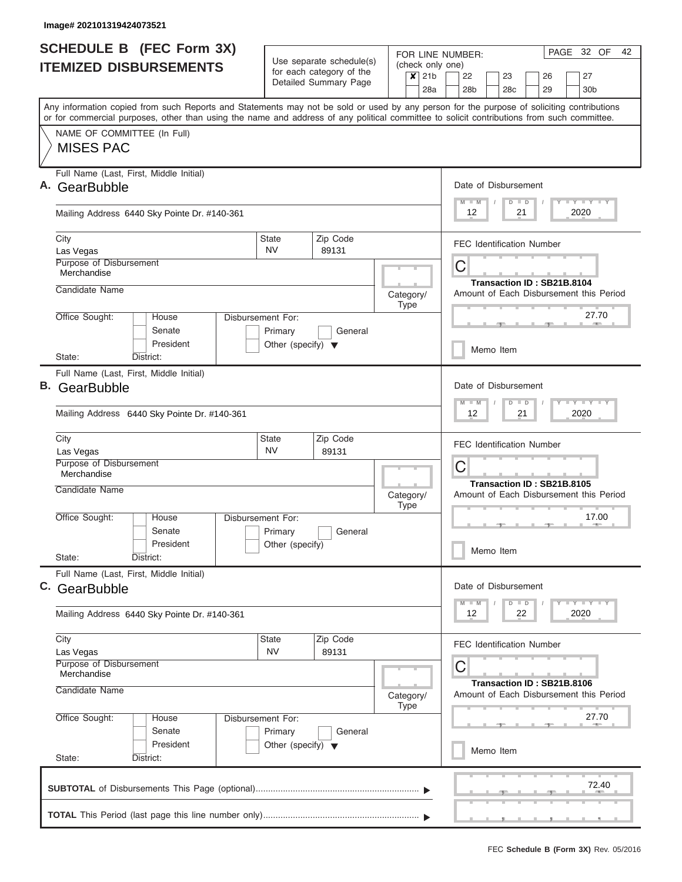Image# 202101319424073521

# SCHEDULE B (FEC Form 3X)
## ITEMIZED DISBURSEMENTS

Use separate schedule(s) for each category of the Detailed Summary Page

FOR LINE NUMBER: (check only one)

- [x] 21b
- [ ] 22
- [ ] 23
- [ ] 26
- [ ] 27
- [ ] 28a
- [ ] 28b
- [ ] 28c
- [ ] 29
- [ ] 30b

Any information copied from such Reports and Statements may not be sold or used by any person for the purpose of soliciting contributions or for commercial purposes, other than using the name and address of any political committee to solicit contributions from such committee.

NAME OF COMMITTEE (In Full)

MISES PAC

---

**A.** Full Name (Last, First, Middle Initial): GearBubble

Mailing Address: 6440 Sky Pointe Dr. #140-361

City: Las Vegas | State: NV | Zip Code: 89131

Purpose of Disbursement: Merchandise

Candidate Name:

Category/Type:

Office Sought: House / Senate / President

State: District:

Disbursement For: Primary / General / Other (specify)

Date of Disbursement: 12 / 21 / 2020

FEC Identification Number: C

Transaction ID : SB21B.8104

Amount of Each Disbursement this Period: 27.70

Memo Item

---

**B.** Full Name (Last, First, Middle Initial): GearBubble

Mailing Address: 6440 Sky Pointe Dr. #140-361

City: Las Vegas | State: NV | Zip Code: 89131

Purpose of Disbursement: Merchandise

Candidate Name:

Category/Type:

Office Sought: House / Senate / President

State: District:

Disbursement For: Primary / General / Other (specify)

Date of Disbursement: 12 / 21 / 2020

FEC Identification Number: C

Transaction ID : SB21B.8105

Amount of Each Disbursement this Period: 17.00

Memo Item

---

**C.** Full Name (Last, First, Middle Initial): GearBubble

Mailing Address: 6440 Sky Pointe Dr. #140-361

City: Las Vegas | State: NV | Zip Code: 89131

Purpose of Disbursement: Merchandise

Candidate Name:

Category/Type:

Office Sought: House / Senate / President

State: District:

Disbursement For: Primary / General / Other (specify)

Date of Disbursement: 12 / 22 / 2020

FEC Identification Number: C

Transaction ID : SB21B.8106

Amount of Each Disbursement this Period: 27.70

Memo Item

---

**SUBTOTAL** of Disbursements This Page (optional): 72.40

**TOTAL** This Period (last page this line number only):

FEC **Schedule B (Form 3X)** Rev. 05/2016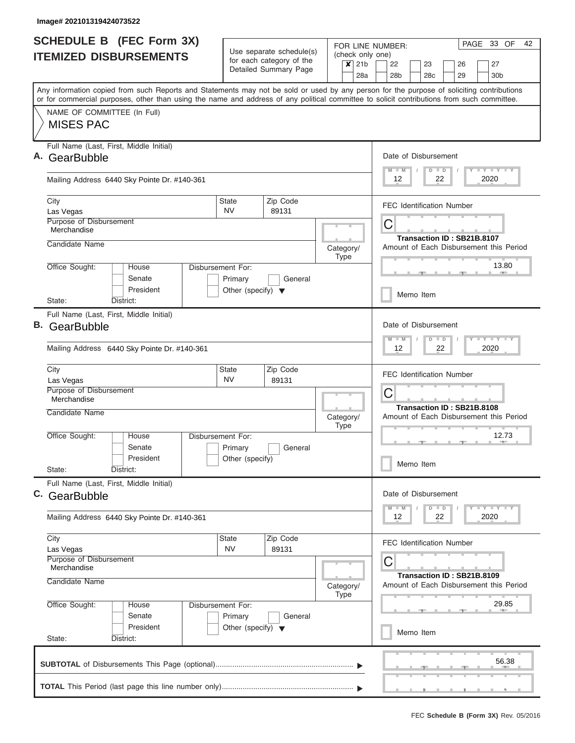Image# 202101319424073522

# SCHEDULE B (FEC Form 3X) ITEMIZED DISBURSEMENTS

Use separate schedule(s) for each category of the Detailed Summary Page

FOR LINE NUMBER: (check only one)

- [x] 21b
- [ ] 22
- [ ] 23
- [ ] 26
- [ ] 27
- [ ] 28a
- [ ] 28b
- [ ] 28c
- [ ] 29
- [ ] 30b

PAGE 33 OF 42

Any information copied from such Reports and Statements may not be sold or used by any person for the purpose of soliciting contributions or for commercial purposes, other than using the name and address of any political committee to solicit contributions from such committee.

NAME OF COMMITTEE (In Full)

MISES PAC

---

**A.** Full Name (Last, First, Middle Initial): GearBubble

Mailing Address: 6440 Sky Pointe Dr. #140-361

City: Las Vegas | State: NV | Zip Code: 89131

Purpose of Disbursement: Merchandise

Candidate Name:

Category/Type:

Office Sought: House / Senate / President

State: District:

Disbursement For: Primary / General / Other (specify)

Date of Disbursement: 12 / 22 / 2020

FEC Identification Number: C

Transaction ID : SB21B.8107

Amount of Each Disbursement this Period: 13.80

Memo Item

---

**B.** Full Name (Last, First, Middle Initial): GearBubble

Mailing Address: 6440 Sky Pointe Dr. #140-361

City: Las Vegas | State: NV | Zip Code: 89131

Purpose of Disbursement: Merchandise

Candidate Name:

Category/Type:

Office Sought: House / Senate / President

State: District:

Disbursement For: Primary / General / Other (specify)

Date of Disbursement: 12 / 22 / 2020

FEC Identification Number: C

Transaction ID : SB21B.8108

Amount of Each Disbursement this Period: 12.73

Memo Item

---

**C.** Full Name (Last, First, Middle Initial): GearBubble

Mailing Address: 6440 Sky Pointe Dr. #140-361

City: Las Vegas | State: NV | Zip Code: 89131

Purpose of Disbursement: Merchandise

Candidate Name:

Category/Type:

Office Sought: House / Senate / President

State: District:

Disbursement For: Primary / General / Other (specify)

Date of Disbursement: 12 / 22 / 2020

FEC Identification Number: C

Transaction ID : SB21B.8109

Amount of Each Disbursement this Period: 29.85

Memo Item

---

**SUBTOTAL** of Disbursements This Page (optional): 56.38

**TOTAL** This Period (last page this line number only):

FEC **Schedule B (Form 3X)** Rev. 05/2016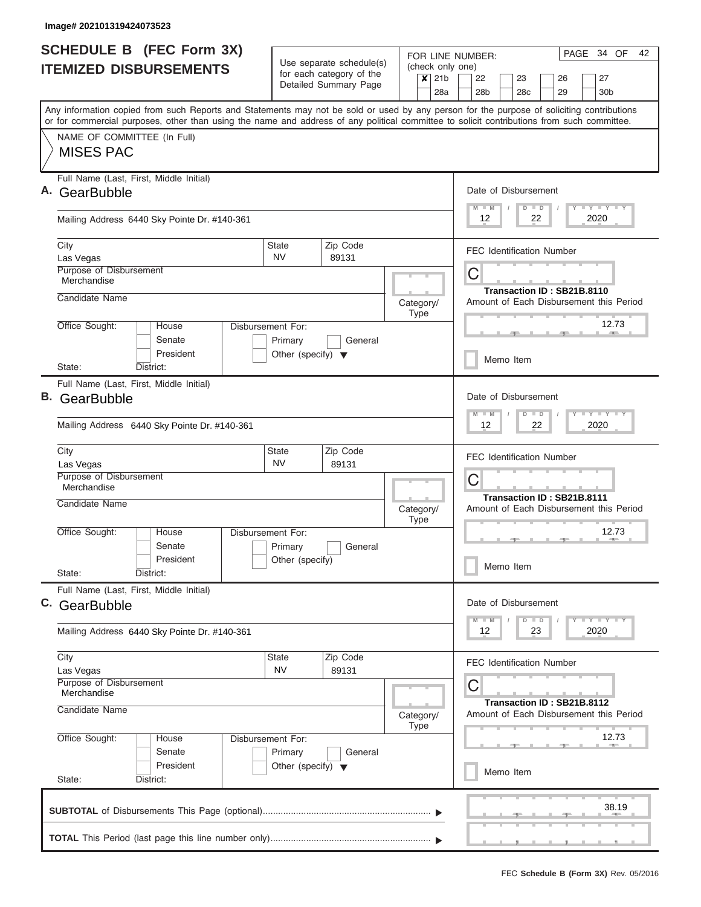Image# 202101319424073523

# SCHEDULE B (FEC Form 3X)
## ITEMIZED DISBURSEMENTS

Use separate schedule(s) for each category of the Detailed Summary Page

FOR LINE NUMBER: (check only one)

- [x] 21b
- [ ] 22
- [ ] 23
- [ ] 26
- [ ] 27
- [ ] 28a
- [ ] 28b
- [ ] 28c
- [ ] 29
- [ ] 30b

PAGE 34 OF 42

Any information copied from such Reports and Statements may not be sold or used by any person for the purpose of soliciting contributions or for commercial purposes, other than using the name and address of any political committee to solicit contributions from such committee.

NAME OF COMMITTEE (In Full)

MISES PAC

---

**A.** Full Name (Last, First, Middle Initial): GearBubble

Mailing Address: 6440 Sky Pointe Dr. #140-361

City: Las Vegas | State: NV | Zip Code: 89131

Purpose of Disbursement: Merchandise

Candidate Name:

Category/Type:

Office Sought: House / Senate / President

State: District:

Disbursement For: Primary / General / Other (specify)

Date of Disbursement: 12 / 22 / 2020

FEC Identification Number: C

Transaction ID : SB21B.8110

Amount of Each Disbursement this Period: 12.73

Memo Item

---

**B.** Full Name (Last, First, Middle Initial): GearBubble

Mailing Address: 6440 Sky Pointe Dr. #140-361

City: Las Vegas | State: NV | Zip Code: 89131

Purpose of Disbursement: Merchandise

Candidate Name:

Category/Type:

Office Sought: House / Senate / President

State: District:

Disbursement For: Primary / General / Other (specify)

Date of Disbursement: 12 / 22 / 2020

FEC Identification Number: C

Transaction ID : SB21B.8111

Amount of Each Disbursement this Period: 12.73

Memo Item

---

**C.** Full Name (Last, First, Middle Initial): GearBubble

Mailing Address: 6440 Sky Pointe Dr. #140-361

City: Las Vegas | State: NV | Zip Code: 89131

Purpose of Disbursement: Merchandise

Candidate Name:

Category/Type:

Office Sought: House / Senate / President

State: District:

Disbursement For: Primary / General / Other (specify)

Date of Disbursement: 12 / 23 / 2020

FEC Identification Number: C

Transaction ID : SB21B.8112

Amount of Each Disbursement this Period: 12.73

Memo Item

---

**SUBTOTAL** of Disbursements This Page (optional) ▶ 38.19

**TOTAL** This Period (last page this line number only) ▶

FEC **Schedule B (Form 3X)** Rev. 05/2016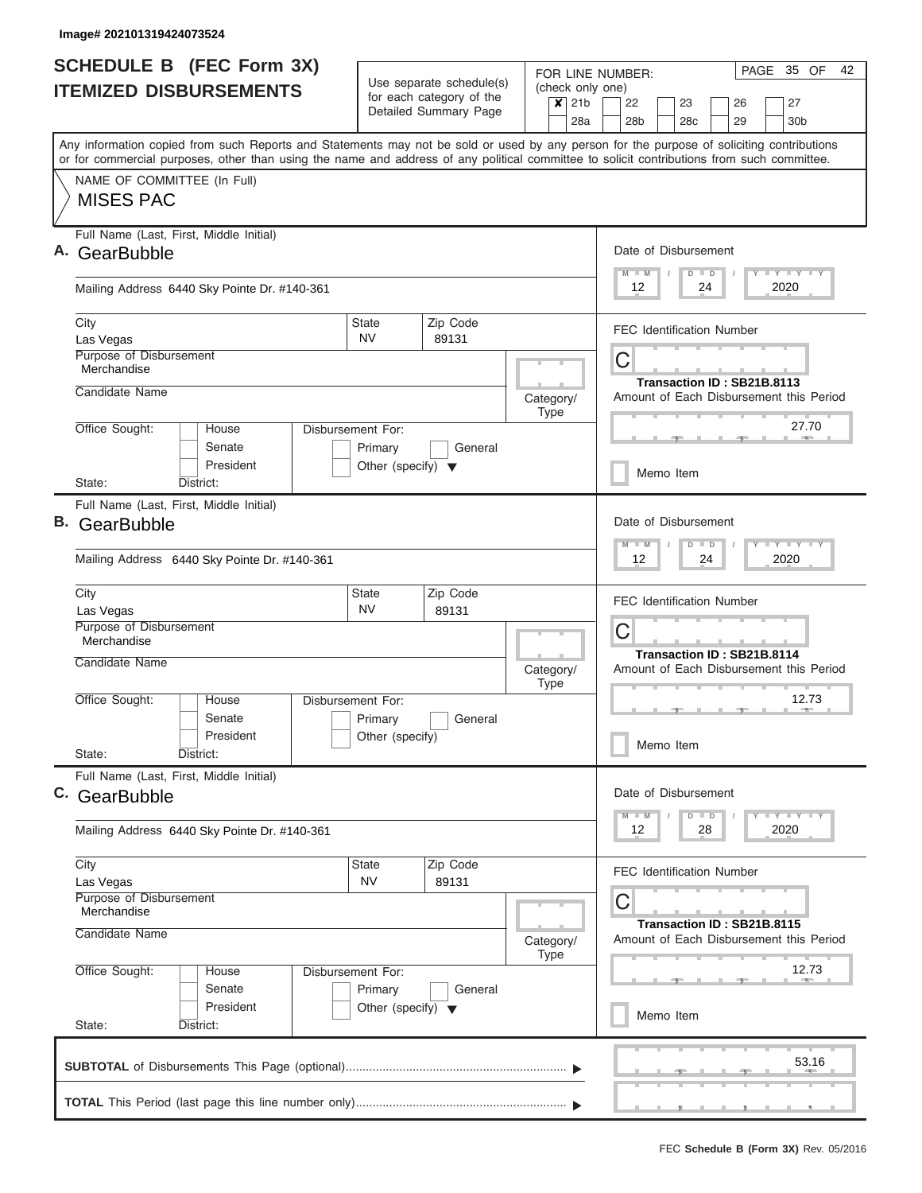Image# 202101319424073524

# SCHEDULE B (FEC Form 3X)
## ITEMIZED DISBURSEMENTS

Use separate schedule(s) for each category of the Detailed Summary Page

FOR LINE NUMBER: (check only one)
- [x] 21b
- [ ] 22
- [ ] 23
- [ ] 26
- [ ] 27
- [ ] 28a
- [ ] 28b
- [ ] 28c
- [ ] 29
- [ ] 30b

Any information copied from such Reports and Statements may not be sold or used by any person for the purpose of soliciting contributions or for commercial purposes, other than using the name and address of any political committee to solicit contributions from such committee.

NAME OF COMMITTEE (In Full)
MISES PAC

---

**A.** Full Name (Last, First, Middle Initial): GearBubble

Mailing Address: 6440 Sky Pointe Dr. #140-361

City: Las Vegas | State: NV | Zip Code: 89131

Purpose of Disbursement: Merchandise

Candidate Name:

Category/Type:

Office Sought: House / Senate / President

State: District:

Disbursement For: Primary / General / Other (specify)

Date of Disbursement: 12 / 24 / 2020

FEC Identification Number: C

Transaction ID : SB21B.8113

Amount of Each Disbursement this Period: 27.70

Memo Item

---

**B.** Full Name (Last, First, Middle Initial): GearBubble

Mailing Address: 6440 Sky Pointe Dr. #140-361

City: Las Vegas | State: NV | Zip Code: 89131

Purpose of Disbursement: Merchandise

Candidate Name:

Category/Type:

Office Sought: House / Senate / President

State: District:

Disbursement For: Primary / General / Other (specify)

Date of Disbursement: 12 / 24 / 2020

FEC Identification Number: C

Transaction ID : SB21B.8114

Amount of Each Disbursement this Period: 12.73

Memo Item

---

**C.** Full Name (Last, First, Middle Initial): GearBubble

Mailing Address: 6440 Sky Pointe Dr. #140-361

City: Las Vegas | State: NV | Zip Code: 89131

Purpose of Disbursement: Merchandise

Candidate Name:

Category/Type:

Office Sought: House / Senate / President

State: District:

Disbursement For: Primary / General / Other (specify)

Date of Disbursement: 12 / 28 / 2020

FEC Identification Number: C

Transaction ID : SB21B.8115

Amount of Each Disbursement this Period: 12.73

Memo Item

---

**SUBTOTAL** of Disbursements This Page (optional): 53.16

**TOTAL** This Period (last page this line number only):

FEC **Schedule B (Form 3X)** Rev. 05/2016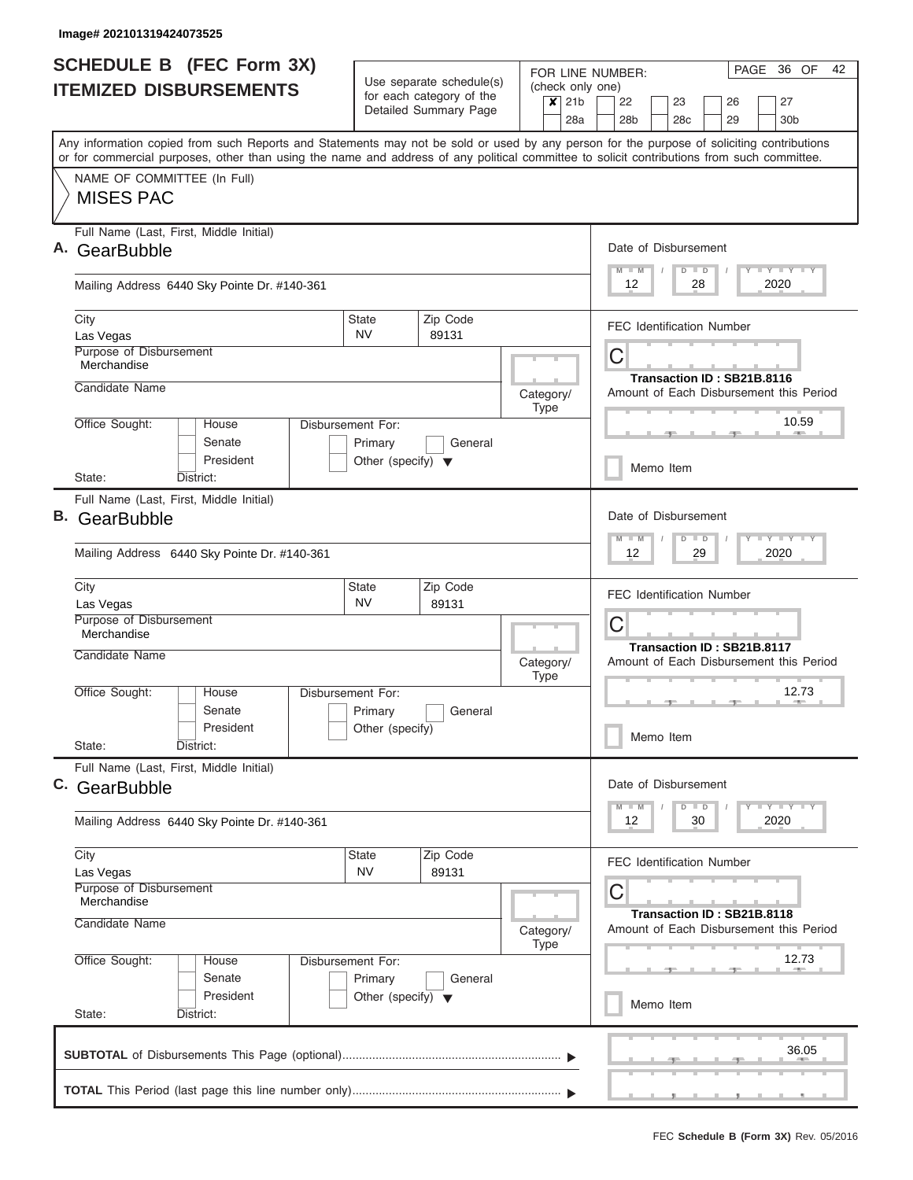Image# 202101319424073525

# SCHEDULE B (FEC Form 3X)
## ITEMIZED DISBURSEMENTS

Use separate schedule(s) for each category of the Detailed Summary Page

FOR LINE NUMBER: (check only one)
[X] 21b [ ] 22 [ ] 23 [ ] 26 [ ] 27
[ ] 28a [ ] 28b [ ] 28c [ ] 29 [ ] 30b

PAGE 36 OF 42

Any information copied from such Reports and Statements may not be sold or used by any person for the purpose of soliciting contributions or for commercial purposes, other than using the name and address of any political committee to solicit contributions from such committee.

NAME OF COMMITTEE (In Full)
MISES PAC

---

**A.** Full Name (Last, First, Middle Initial)
GearBubble

Mailing Address 6440 Sky Pointe Dr. #140-361

| City | State | Zip Code |
|---|---|---|
| Las Vegas | NV | 89131 |

Purpose of Disbursement: Merchandise

Candidate Name:

Category/Type:

Office Sought: [ ] House [ ] Senate [ ] President
State: District:

Disbursement For: [ ] Primary [ ] General [ ] Other (specify)

Date of Disbursement: 12 / 28 / 2020

FEC Identification Number: C

Transaction ID : SB21B.8116

Amount of Each Disbursement this Period: 10.59

[ ] Memo Item

---

**B.** Full Name (Last, First, Middle Initial)
GearBubble

Mailing Address 6440 Sky Pointe Dr. #140-361

| City | State | Zip Code |
|---|---|---|
| Las Vegas | NV | 89131 |

Purpose of Disbursement: Merchandise

Candidate Name:

Category/Type:

Office Sought: [ ] House [ ] Senate [ ] President
State: District:

Disbursement For: [ ] Primary [ ] General [ ] Other (specify)

Date of Disbursement: 12 / 29 / 2020

FEC Identification Number: C

Transaction ID : SB21B.8117

Amount of Each Disbursement this Period: 12.73

[ ] Memo Item

---

**C.** Full Name (Last, First, Middle Initial)
GearBubble

Mailing Address 6440 Sky Pointe Dr. #140-361

| City | State | Zip Code |
|---|---|---|
| Las Vegas | NV | 89131 |

Purpose of Disbursement: Merchandise

Candidate Name:

Category/Type:

Office Sought: [ ] House [ ] Senate [ ] President
State: District:

Disbursement For: [ ] Primary [ ] General [ ] Other (specify)

Date of Disbursement: 12 / 30 / 2020

FEC Identification Number: C

Transaction ID : SB21B.8118

Amount of Each Disbursement this Period: 12.73

[ ] Memo Item

---

**SUBTOTAL** of Disbursements This Page (optional): 36.05

**TOTAL** This Period (last page this line number only):

FEC **Schedule B (Form 3X)** Rev. 05/2016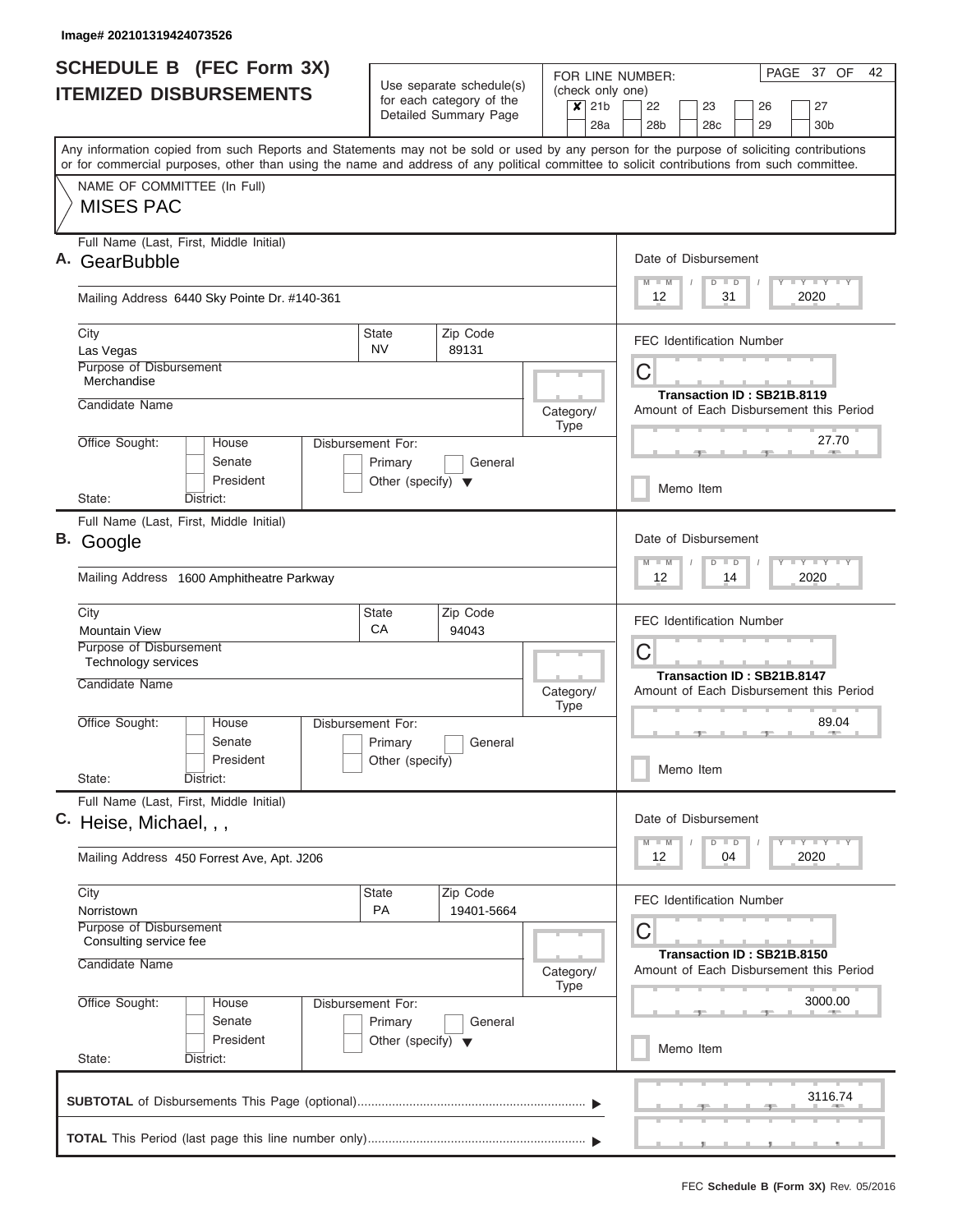Image# 202101319424073526

# SCHEDULE B (FEC Form 3X)
## ITEMIZED DISBURSEMENTS

Use separate schedule(s) for each category of the Detailed Summary Page

FOR LINE NUMBER: (check only one)
[X] 21b [ ] 22 [ ] 23 [ ] 26 [ ] 27
[ ] 28a [ ] 28b [ ] 28c [ ] 29 [ ] 30b

Any information copied from such Reports and Statements may not be sold or used by any person for the purpose of soliciting contributions or for commercial purposes, other than using the name and address of any political committee to solicit contributions from such committee.

NAME OF COMMITTEE (In Full)
MISES PAC

**A.** Full Name (Last, First, Middle Initial): GearBubble
Mailing Address: 6440 Sky Pointe Dr. #140-361
City: Las Vegas | State: NV | Zip Code: 89131
Purpose of Disbursement: Merchandise
Candidate Name:
Category/Type:
Office Sought: House / Senate / President
State: District:
Disbursement For: Primary / General / Other (specify)
Date of Disbursement: 12/31/2020
FEC Identification Number: C
Transaction ID : SB21B.8119
Amount of Each Disbursement this Period: 27.70
Memo Item

**B.** Full Name (Last, First, Middle Initial): Google
Mailing Address: 1600 Amphitheatre Parkway
City: Mountain View | State: CA | Zip Code: 94043
Purpose of Disbursement: Technology services
Candidate Name:
Category/Type:
Office Sought: House / Senate / President
State: District:
Disbursement For: Primary / General / Other (specify)
Date of Disbursement: 12/14/2020
FEC Identification Number: C
Transaction ID : SB21B.8147
Amount of Each Disbursement this Period: 89.04
Memo Item

**C.** Full Name (Last, First, Middle Initial): Heise, Michael, , ,
Mailing Address: 450 Forrest Ave, Apt. J206
City: Norristown | State: PA | Zip Code: 19401-5664
Purpose of Disbursement: Consulting service fee
Candidate Name:
Category/Type:
Office Sought: House / Senate / President
State: District:
Disbursement For: Primary / General / Other (specify)
Date of Disbursement: 12/04/2020
FEC Identification Number: C
Transaction ID : SB21B.8150
Amount of Each Disbursement this Period: 3000.00
Memo Item

**SUBTOTAL** of Disbursements This Page (optional): 3116.74

**TOTAL** This Period (last page this line number only):

FEC Schedule B (Form 3X) Rev. 05/2016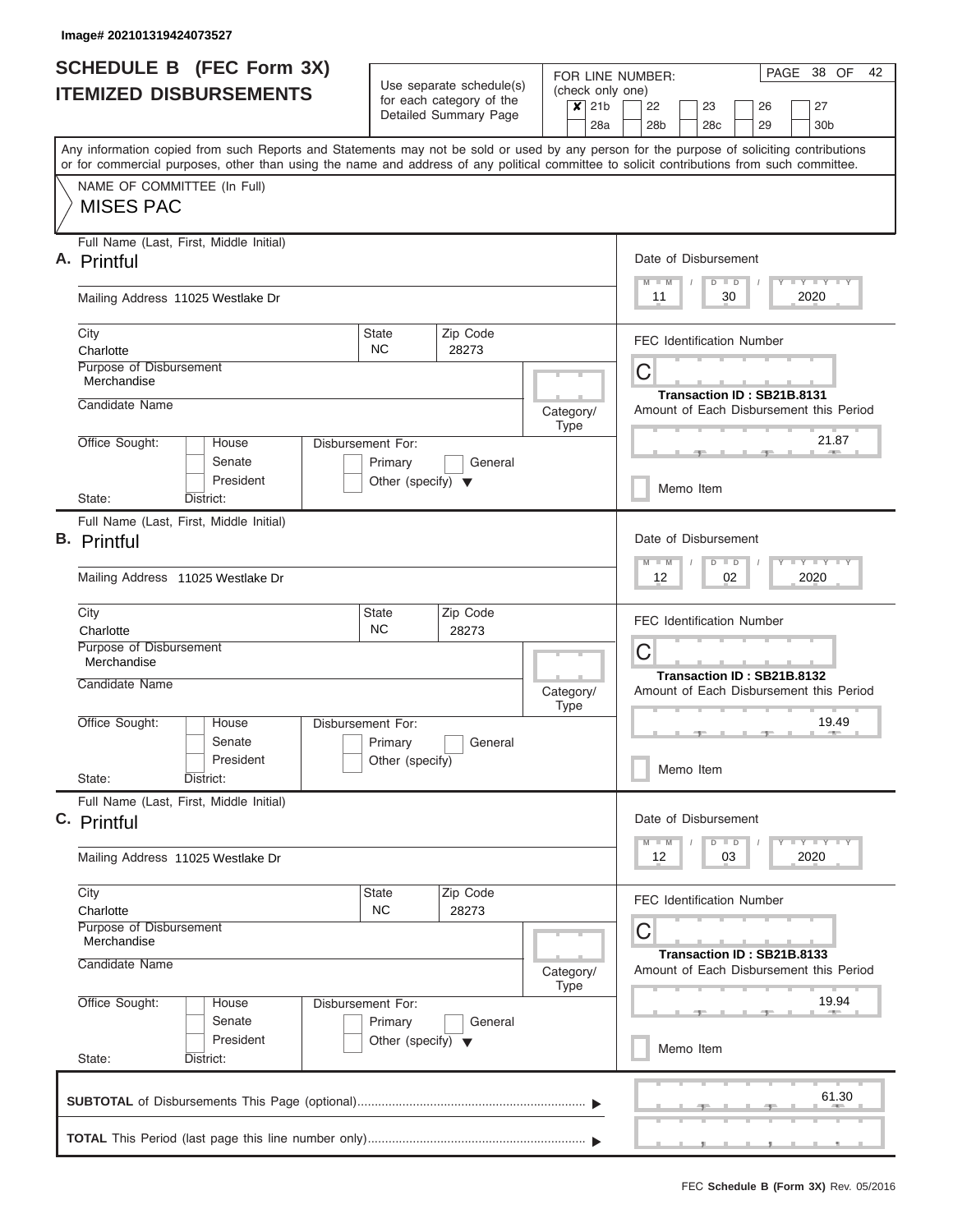Image# 202101319424073527

# SCHEDULE B (FEC Form 3X)
## ITEMIZED DISBURSEMENTS

Use separate schedule(s) for each category of the Detailed Summary Page

FOR LINE NUMBER: (check only one)

- [x] 21b
- [ ] 22
- [ ] 23
- [ ] 26
- [ ] 27
- [ ] 28a
- [ ] 28b
- [ ] 28c
- [ ] 29
- [ ] 30b

PAGE 38 OF 42

Any information copied from such Reports and Statements may not be sold or used by any person for the purpose of soliciting contributions or for commercial purposes, other than using the name and address of any political committee to solicit contributions from such committee.

NAME OF COMMITTEE (In Full)

MISES PAC

---

**A.** Full Name (Last, First, Middle Initial): Printful

Mailing Address: 11025 Westlake Dr

City: Charlotte | State: NC | Zip Code: 28273

Purpose of Disbursement: Merchandise

Candidate Name:

Category/Type:

Office Sought: House / Senate / President

State: District:

Disbursement For: Primary / General / Other (specify)

Date of Disbursement: 11 / 30 / 2020

FEC Identification Number: C

Transaction ID : SB21B.8131

Amount of Each Disbursement this Period: 21.87

Memo Item

---

**B.** Full Name (Last, First, Middle Initial): Printful

Mailing Address: 11025 Westlake Dr

City: Charlotte | State: NC | Zip Code: 28273

Purpose of Disbursement: Merchandise

Candidate Name:

Category/Type:

Office Sought: House / Senate / President

State: District:

Disbursement For: Primary / General / Other (specify)

Date of Disbursement: 12 / 02 / 2020

FEC Identification Number: C

Transaction ID : SB21B.8132

Amount of Each Disbursement this Period: 19.49

Memo Item

---

**C.** Full Name (Last, First, Middle Initial): Printful

Mailing Address: 11025 Westlake Dr

City: Charlotte | State: NC | Zip Code: 28273

Purpose of Disbursement: Merchandise

Candidate Name:

Category/Type:

Office Sought: House / Senate / President

State: District:

Disbursement For: Primary / General / Other (specify)

Date of Disbursement: 12 / 03 / 2020

FEC Identification Number: C

Transaction ID : SB21B.8133

Amount of Each Disbursement this Period: 19.94

Memo Item

---

**SUBTOTAL** of Disbursements This Page (optional): 61.30

**TOTAL** This Period (last page this line number only):

FEC **Schedule B (Form 3X)** Rev. 05/2016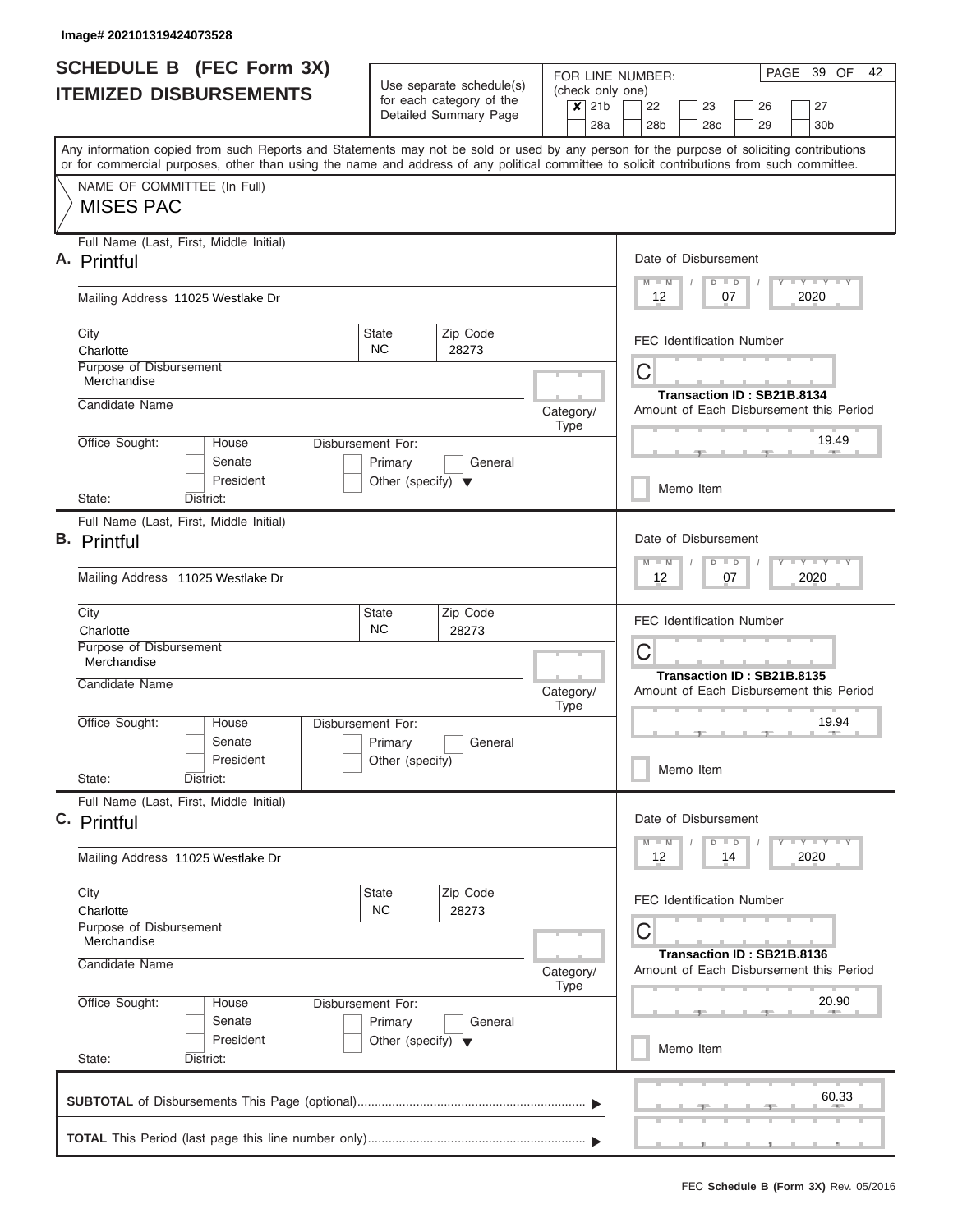Image# 202101319424073528

# SCHEDULE B (FEC Form 3X)
## ITEMIZED DISBURSEMENTS

Use separate schedule(s) for each category of the Detailed Summary Page

FOR LINE NUMBER: (check only one)
[X] 21b [ ] 22 [ ] 23 [ ] 26 [ ] 27
[ ] 28a [ ] 28b [ ] 28c [ ] 29 [ ] 30b

PAGE 39 OF 42

Any information copied from such Reports and Statements may not be sold or used by any person for the purpose of soliciting contributions or for commercial purposes, other than using the name and address of any political committee to solicit contributions from such committee.

NAME OF COMMITTEE (In Full)
MISES PAC

---

**A.** Full Name (Last, First, Middle Initial): Printful

Mailing Address: 11025 Westlake Dr

City: Charlotte | State: NC | Zip Code: 28273

Purpose of Disbursement: Merchandise

Candidate Name:

Category/Type:

Office Sought: [ ] House [ ] Senate [ ] President

State: District:

Disbursement For: [ ] Primary [ ] General [ ] Other (specify)

Date of Disbursement: 12 / 07 / 2020

FEC Identification Number: C

Transaction ID : SB21B.8134

Amount of Each Disbursement this Period: 19.49

[ ] Memo Item

---

**B.** Full Name (Last, First, Middle Initial): Printful

Mailing Address: 11025 Westlake Dr

City: Charlotte | State: NC | Zip Code: 28273

Purpose of Disbursement: Merchandise

Candidate Name:

Category/Type:

Office Sought: [ ] House [ ] Senate [ ] President

State: District:

Disbursement For: [ ] Primary [ ] General [ ] Other (specify)

Date of Disbursement: 12 / 07 / 2020

FEC Identification Number: C

Transaction ID : SB21B.8135

Amount of Each Disbursement this Period: 19.94

[ ] Memo Item

---

**C.** Full Name (Last, First, Middle Initial): Printful

Mailing Address: 11025 Westlake Dr

City: Charlotte | State: NC | Zip Code: 28273

Purpose of Disbursement: Merchandise

Candidate Name:

Category/Type:

Office Sought: [ ] House [ ] Senate [ ] President

State: District:

Disbursement For: [ ] Primary [ ] General [ ] Other (specify)

Date of Disbursement: 12 / 14 / 2020

FEC Identification Number: C

Transaction ID : SB21B.8136

Amount of Each Disbursement this Period: 20.90

[ ] Memo Item

---

**SUBTOTAL** of Disbursements This Page (optional): 60.33

**TOTAL** This Period (last page this line number only):

FEC **Schedule B (Form 3X)** Rev. 05/2016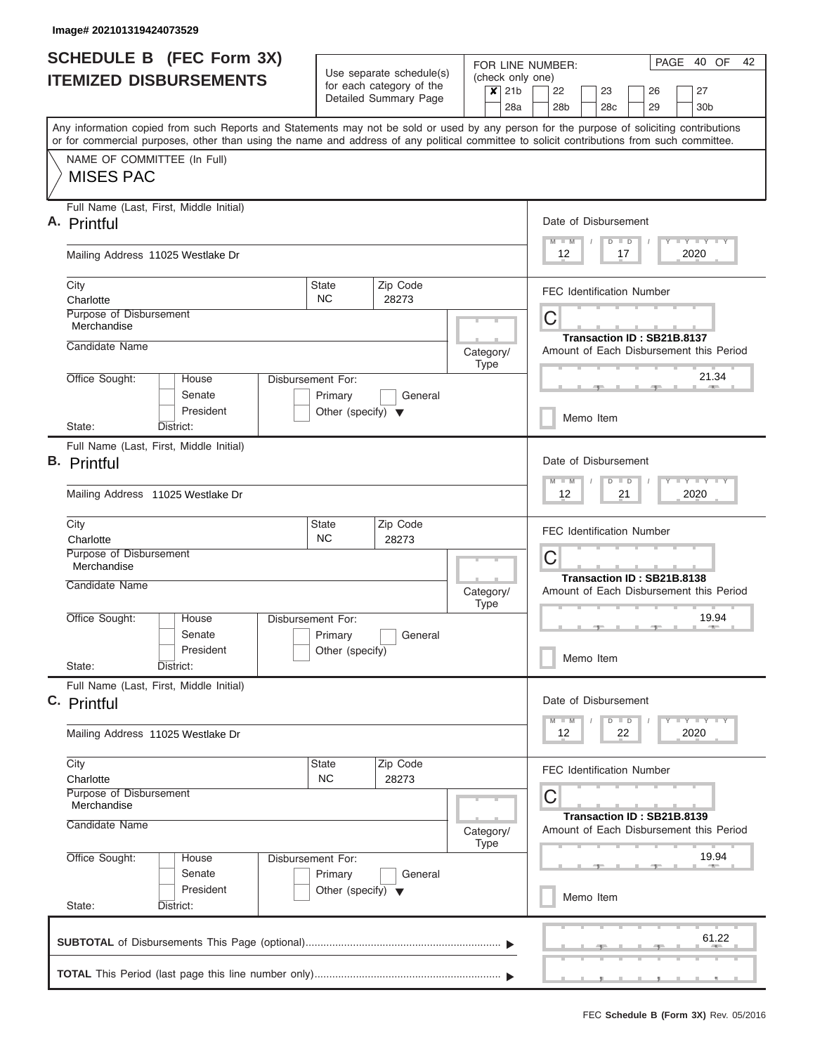Image# 202101319424073529

# SCHEDULE B (FEC Form 3X) ITEMIZED DISBURSEMENTS

Use separate schedule(s) for each category of the Detailed Summary Page

FOR LINE NUMBER: (check only one)

- [x] 21b
- [ ] 22
- [ ] 23
- [ ] 26
- [ ] 27
- [ ] 28a
- [ ] 28b
- [ ] 28c
- [ ] 29
- [ ] 30b

PAGE 40 OF 42

Any information copied from such Reports and Statements may not be sold or used by any person for the purpose of soliciting contributions or for commercial purposes, other than using the name and address of any political committee to solicit contributions from such committee.

NAME OF COMMITTEE (In Full)

MISES PAC

---

**A.** Full Name (Last, First, Middle Initial): Printful

Mailing Address: 11025 Westlake Dr

City: Charlotte | State: NC | Zip Code: 28273

Purpose of Disbursement: Merchandise

Candidate Name:

Category/Type:

Office Sought: House / Senate / President

State: District:

Disbursement For: Primary / General / Other (specify)

Date of Disbursement: 12 / 17 / 2020

FEC Identification Number: C

Transaction ID : SB21B.8137

Amount of Each Disbursement this Period: 21.34

Memo Item

---

**B.** Full Name (Last, First, Middle Initial): Printful

Mailing Address: 11025 Westlake Dr

City: Charlotte | State: NC | Zip Code: 28273

Purpose of Disbursement: Merchandise

Candidate Name:

Category/Type:

Office Sought: House / Senate / President

State: District:

Disbursement For: Primary / General / Other (specify)

Date of Disbursement: 12 / 21 / 2020

FEC Identification Number: C

Transaction ID : SB21B.8138

Amount of Each Disbursement this Period: 19.94

Memo Item

---

**C.** Full Name (Last, First, Middle Initial): Printful

Mailing Address: 11025 Westlake Dr

City: Charlotte | State: NC | Zip Code: 28273

Purpose of Disbursement: Merchandise

Candidate Name:

Category/Type:

Office Sought: House / Senate / President

State: District:

Disbursement For: Primary / General / Other (specify)

Date of Disbursement: 12 / 22 / 2020

FEC Identification Number: C

Transaction ID : SB21B.8139

Amount of Each Disbursement this Period: 19.94

Memo Item

---

**SUBTOTAL** of Disbursements This Page (optional): 61.22

**TOTAL** This Period (last page this line number only):

FEC **Schedule B (Form 3X)** Rev. 05/2016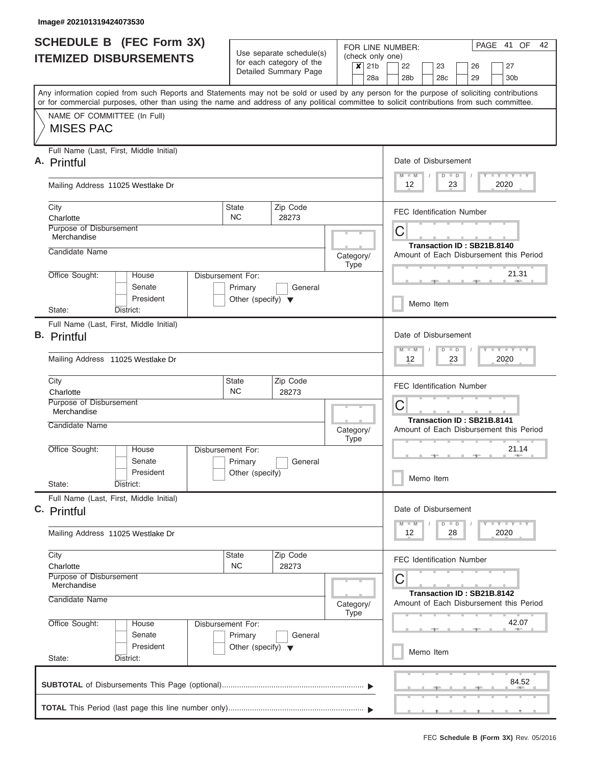Image# 202101319424073530

# SCHEDULE B (FEC Form 3X)
## ITEMIZED DISBURSEMENTS

Use separate schedule(s) for each category of the Detailed Summary Page

FOR LINE NUMBER: (check only one)
- [x] 21b
- [ ] 22
- [ ] 23
- [ ] 26
- [ ] 27
- [ ] 28a
- [ ] 28b
- [ ] 28c
- [ ] 29
- [ ] 30b

PAGE 41 OF 42

Any information copied from such Reports and Statements may not be sold or used by any person for the purpose of soliciting contributions or for commercial purposes, other than using the name and address of any political committee to solicit contributions from such committee.

NAME OF COMMITTEE (In Full)
MISES PAC

---

**A.** Full Name (Last, First, Middle Initial): Printful

Mailing Address: 11025 Westlake Dr

City: Charlotte | State: NC | Zip Code: 28273

Purpose of Disbursement: Merchandise

Candidate Name:

Category/Type:

Office Sought: House / Senate / President

State: District:

Disbursement For: Primary / General / Other (specify)

Date of Disbursement: 12 / 23 / 2020

FEC Identification Number: C

Transaction ID : SB21B.8140

Amount of Each Disbursement this Period: 21.31

Memo Item

---

**B.** Full Name (Last, First, Middle Initial): Printful

Mailing Address: 11025 Westlake Dr

City: Charlotte | State: NC | Zip Code: 28273

Purpose of Disbursement: Merchandise

Candidate Name:

Category/Type:

Office Sought: House / Senate / President

State: District:

Disbursement For: Primary / General / Other (specify)

Date of Disbursement: 12 / 23 / 2020

FEC Identification Number: C

Transaction ID : SB21B.8141

Amount of Each Disbursement this Period: 21.14

Memo Item

---

**C.** Full Name (Last, First, Middle Initial): Printful

Mailing Address: 11025 Westlake Dr

City: Charlotte | State: NC | Zip Code: 28273

Purpose of Disbursement: Merchandise

Candidate Name:

Category/Type:

Office Sought: House / Senate / President

State: District:

Disbursement For: Primary / General / Other (specify)

Date of Disbursement: 12 / 28 / 2020

FEC Identification Number: C

Transaction ID : SB21B.8142

Amount of Each Disbursement this Period: 42.07

Memo Item

---

**SUBTOTAL** of Disbursements This Page (optional): 84.52

**TOTAL** This Period (last page this line number only):

FEC **Schedule B (Form 3X)** Rev. 05/2016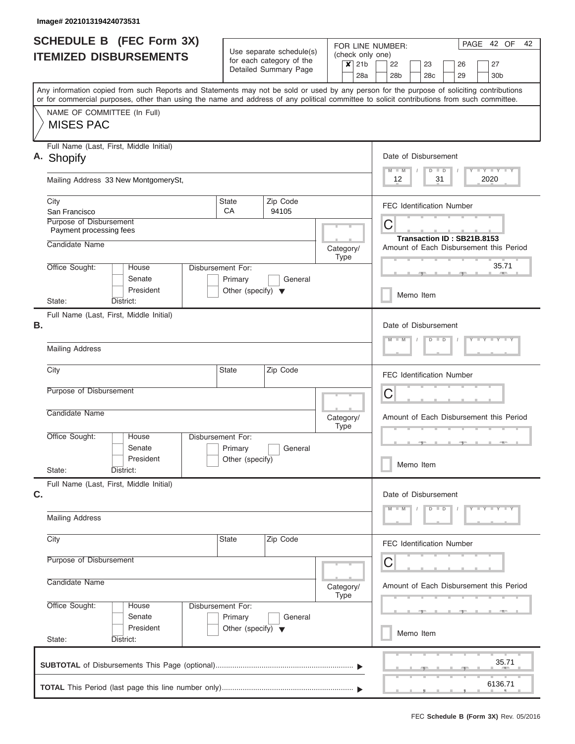Image# 202101319424073531

# SCHEDULE B (FEC Form 3X)
## ITEMIZED DISBURSEMENTS

Use separate schedule(s) for each category of the Detailed Summary Page

FOR LINE NUMBER: (check only one)

- [x] 21b
- [ ] 22
- [ ] 23
- [ ] 26
- [ ] 27
- [ ] 28a
- [ ] 28b
- [ ] 28c
- [ ] 29
- [ ] 30b

Any information copied from such Reports and Statements may not be sold or used by any person for the purpose of soliciting contributions or for commercial purposes, other than using the name and address of any political committee to solicit contributions from such committee.

NAME OF COMMITTEE (In Full)
MISES PAC

**A.** Full Name (Last, First, Middle Initial): Shopify

Mailing Address: 33 New MontgomerySt,

City: San Francisco | State: CA | Zip Code: 94105

Purpose of Disbursement: Payment processing fees

Candidate Name:

Category/Type:

Office Sought: House / Senate / President

Disbursement For: Primary / General / Other (specify)

State: District:

Date of Disbursement: 12 / 31 / 2020

FEC Identification Number: C

Transaction ID : SB21B.8153

Amount of Each Disbursement this Period: 35.71

Memo Item

**B.** Full Name (Last, First, Middle Initial):

Mailing Address:

City: State: Zip Code:

Purpose of Disbursement:

Candidate Name:

Category/Type:

Office Sought: House / Senate / President

Disbursement For: Primary / General / Other (specify)

State: District:

Date of Disbursement: M M / D D / Y Y Y Y

FEC Identification Number: C

Amount of Each Disbursement this Period:

Memo Item

**C.** Full Name (Last, First, Middle Initial):

Mailing Address:

City: State: Zip Code:

Purpose of Disbursement:

Candidate Name:

Category/Type:

Office Sought: House / Senate / President

Disbursement For: Primary / General / Other (specify)

State: District:

Date of Disbursement: M M / D D / Y Y Y Y

FEC Identification Number: C

Amount of Each Disbursement this Period:

Memo Item

**SUBTOTAL** of Disbursements This Page (optional): 35.71

**TOTAL** This Period (last page this line number only): 6136.71

FEC **Schedule B (Form 3X)** Rev. 05/2016